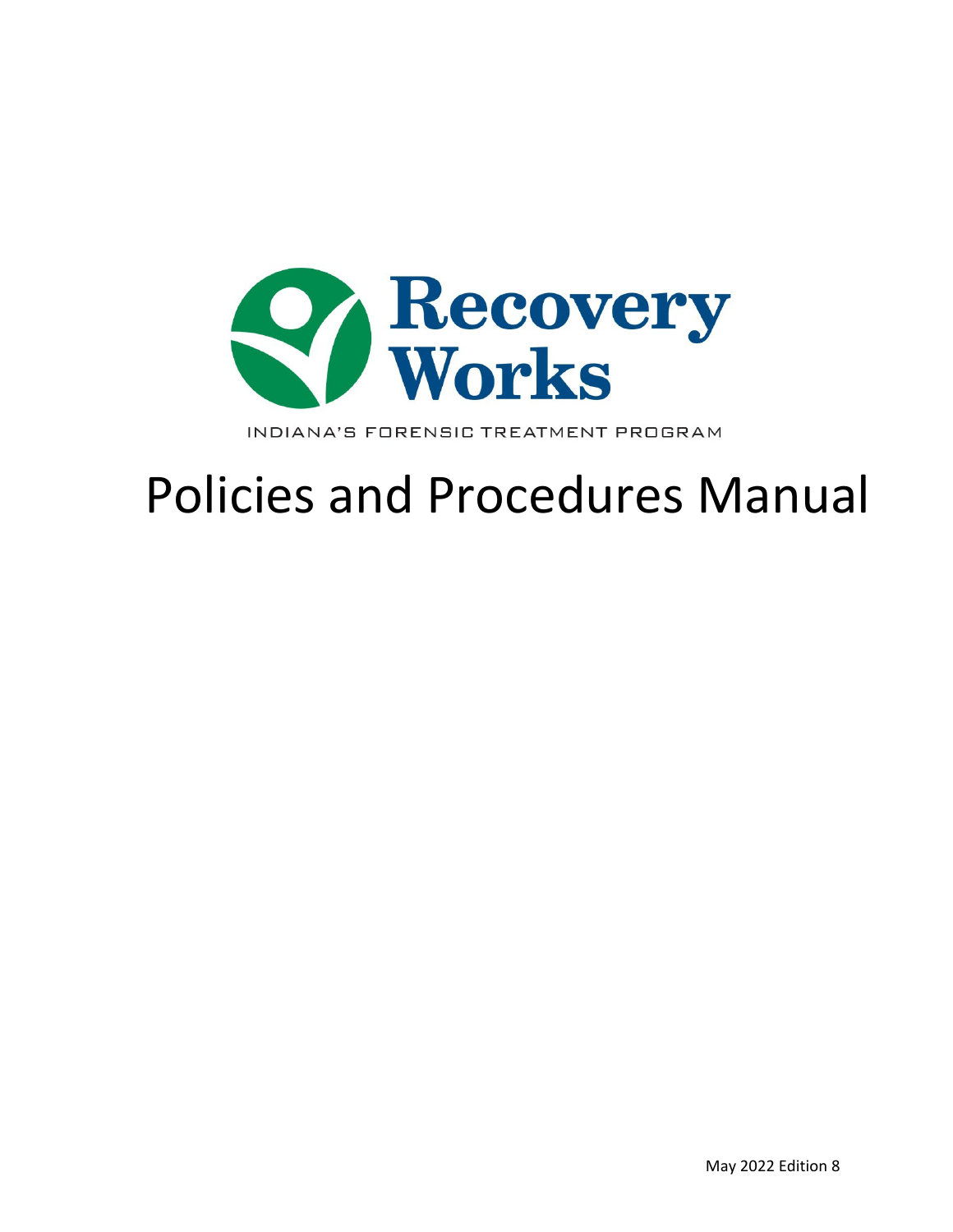# Recovery Works

INDIANA'S FORENSIC TREATMENT PROGRAM

# Policies and Procedures Manual

May 2022 Edition 8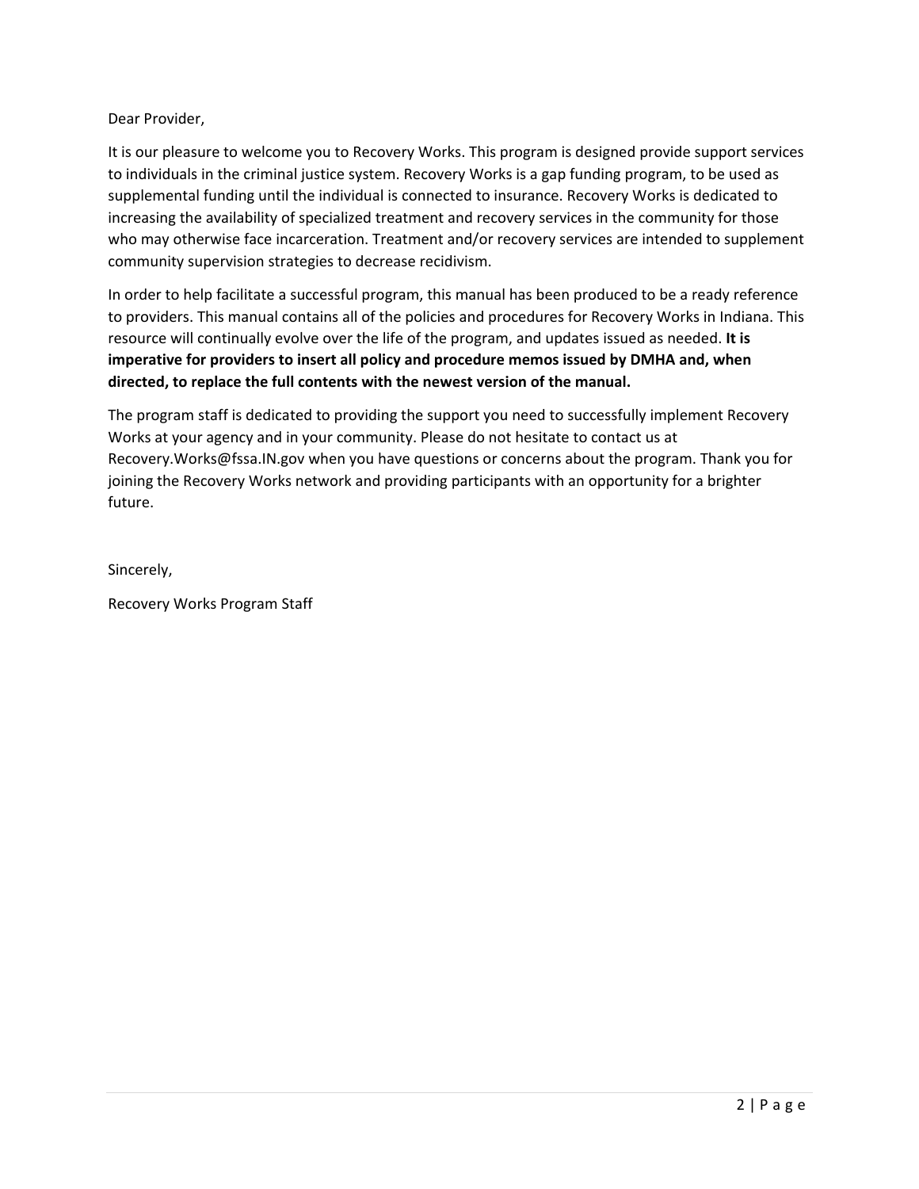Dear Provider,

It is our pleasure to welcome you to Recovery Works. This program is designed provide support services to individuals in the criminal justice system. Recovery Works is a gap funding program, to be used as supplemental funding until the individual is connected to insurance. Recovery Works is dedicated to increasing the availability of specialized treatment and recovery services in the community for those who may otherwise face incarceration. Treatment and/or recovery services are intended to supplement community supervision strategies to decrease recidivism.

In order to help facilitate a successful program, this manual has been produced to be a ready reference to providers. This manual contains all of the policies and procedures for Recovery Works in Indiana. This resource will continually evolve over the life of the program, and updates issued as needed. **It is imperative for providers to insert all policy and procedure memos issued by DMHA and, when directed, to replace the full contents with the newest version of the manual.**

The program staff is dedicated to providing the support you need to successfully implement Recovery Works at your agency and in your community. Please do not hesitate to contact us at Recovery.Works@fssa.IN.gov when you have questions or concerns about the program. Thank you for joining the Recovery Works network and providing participants with an opportunity for a brighter future.

Sincerely,

Recovery Works Program Staff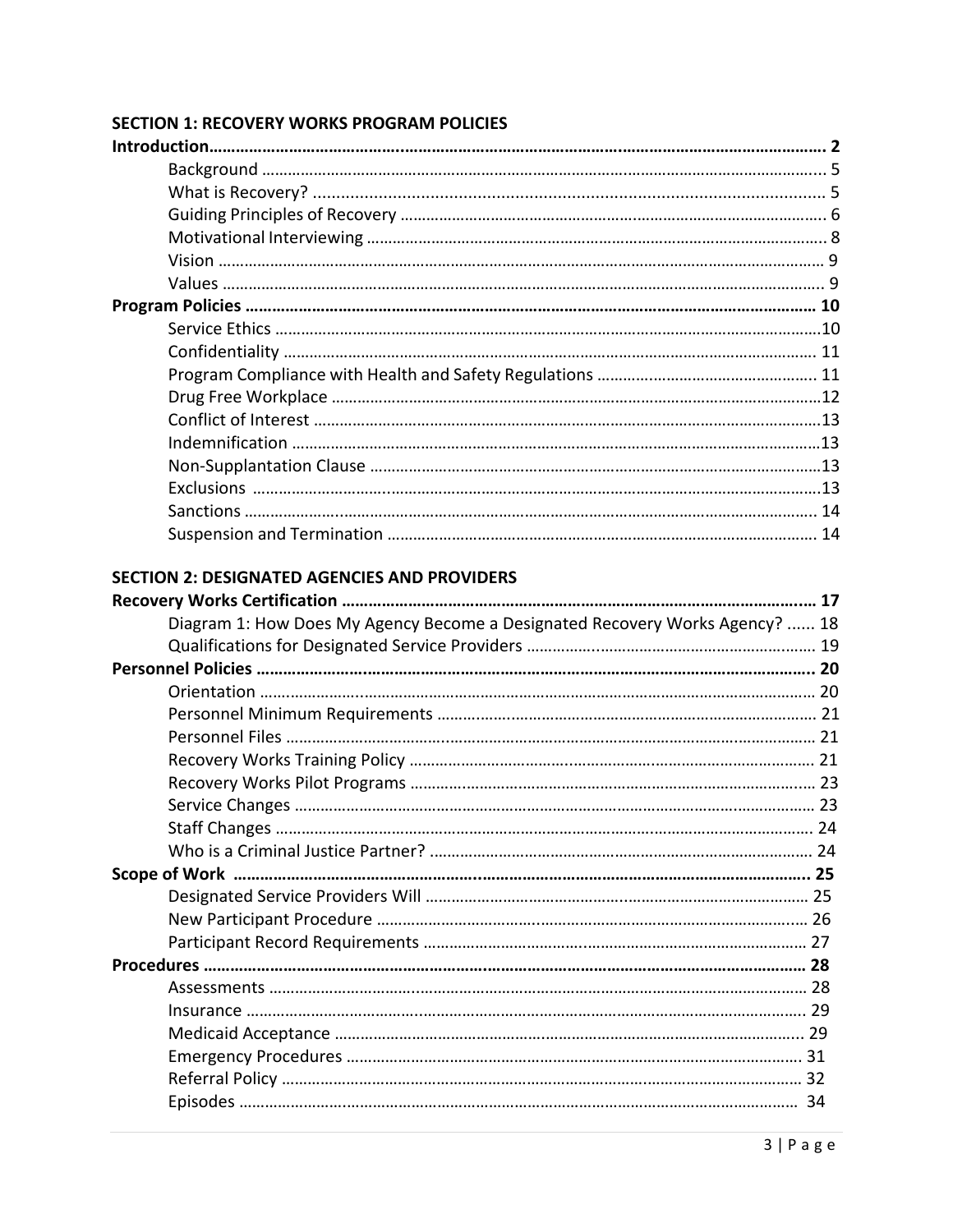**SECTION 1: RECOVERY WORKS PROGRAM POLICIES**

**Introduction……………………………………………………………………………………………………………… 2**

- Background ……………………………………………………………………………………………………… 5
- What is Recovery? ……………………………………………………………………………………………… 5
- Guiding Principles of Recovery ……………………………………………………………………………… 6
- Motivational Interviewing …………………………………………………………………………………… 8
- Vision ……………………………………………………………………………………………………………… 9
- Values ……………………………………………………………………………………………………………… 9

**Program Policies ……………………………………………………………………………………………………… 10**

- Service Ethics …………………………………………………………………………………………………… 10
- Confidentiality …………………………………………………………………………………………………… 11
- Program Compliance with Health and Safety Regulations …………………………………………… 11
- Drug Free Workplace …………………………………………………………………………………………… 12
- Conflict of Interest ……………………………………………………………………………………………… 13
- Indemnification ………………………………………………………………………………………………… 13
- Non-Supplantation Clause …………………………………………………………………………………… 13
- Exclusions ………………………………………………………………………………………………………… 13
- Sanctions ………………………………………………………………………………………………………… 14
- Suspension and Termination ………………………………………………………………………………… 14

**SECTION 2: DESIGNATED AGENCIES AND PROVIDERS**

**Recovery Works Certification ……………………………………………………………………………………… 17**

- Diagram 1: How Does My Agency Become a Designated Recovery Works Agency? …… 18
- Qualifications for Designated Service Providers ……………………………………………………… 19

**Personnel Policies ……………………………………………………………………………………………………… 20**

- Orientation ……………………………………………………………………………………………………… 20
- Personnel Minimum Requirements ………………………………………………………………………… 21
- Personnel Files …………………………………………………………………………………………………… 21
- Recovery Works Training Policy …………………………………………………………………………… 21
- Recovery Works Pilot Programs …………………………………………………………………………… 23
- Service Changes ………………………………………………………………………………………………… 23
- Staff Changes …………………………………………………………………………………………………… 24
- Who is a Criminal Justice Partner? ………………………………………………………………………… 24

**Scope of Work ……………………………………………………………………………………………………… 25**

- Designated Service Providers Will ………………………………………………………………………… 25
- New Participant Procedure …………………………………………………………………………………… 26
- Participant Record Requirements …………………………………………………………………………… 27

**Procedures ……………………………………………………………………………………………………………… 28**

- Assessments ……………………………………………………………………………………………………… 28
- Insurance ………………………………………………………………………………………………………… 29
- Medicaid Acceptance ………………………………………………………………………………………… 29
- Emergency Procedures ………………………………………………………………………………………… 31
- Referral Policy …………………………………………………………………………………………………… 32
- Episodes …………………………………………………………………………………………………………… 34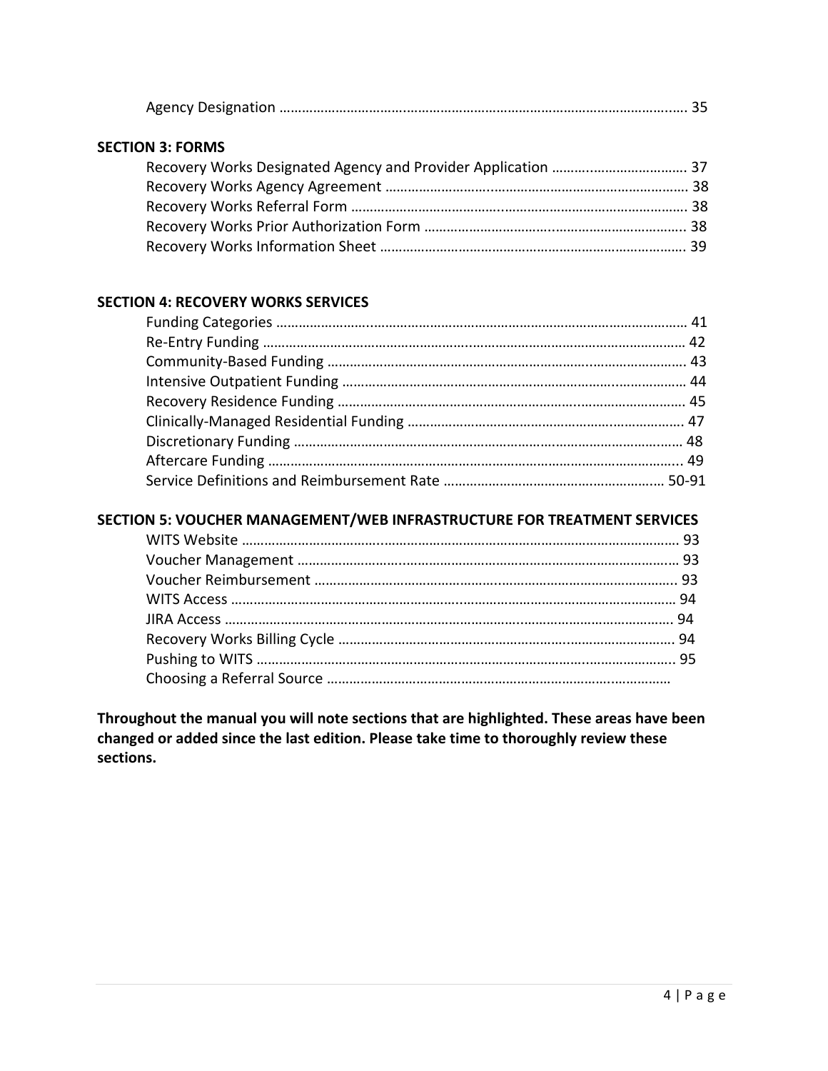Agency Designation ………………………………………………………………………………………… 35

**SECTION 3: FORMS**

Recovery Works Designated Agency and Provider Application ……………………………… 37
Recovery Works Agency Agreement ………………………………………………………………… 38
Recovery Works Referral Form ……………………………………………………………………… 38
Recovery Works Prior Authorization Form ……………………………………………………… 38
Recovery Works Information Sheet ………………………………………………………………… 39

**SECTION 4: RECOVERY WORKS SERVICES**

Funding Categories ………………………………………………………………………………………… 41
Re-Entry Funding …………………………………………………………………………………………… 42
Community-Based Funding ……………………………………………………………………………… 43
Intensive Outpatient Funding ………………………………………………………………………… 44
Recovery Residence Funding …………………………………………………………………………… 45
Clinically-Managed Residential Funding …………………………………………………………… 47
Discretionary Funding …………………………………………………………………………………… 48
Aftercare Funding ………………………………………………………………………………………… 49
Service Definitions and Reimbursement Rate …………………………………………………… 50-91

**SECTION 5: VOUCHER MANAGEMENT/WEB INFRASTRUCTURE FOR TREATMENT SERVICES**

WITS Website ………………………………………………………………………………………………… 93
Voucher Management …………………………………………………………………………………… 93
Voucher Reimbursement ………………………………………………………………………………… 93
WITS Access ………………………………………………………………………………………………… 94
JIRA Access …………………………………………………………………………………………………… 94
Recovery Works Billing Cycle ………………………………………………………………………… 94
Pushing to WITS …………………………………………………………………………………………… 95
Choosing a Referral Source ……………………………………………………………………………

**Throughout the manual you will note sections that are highlighted. These areas have been changed or added since the last edition. Please take time to thoroughly review these sections.**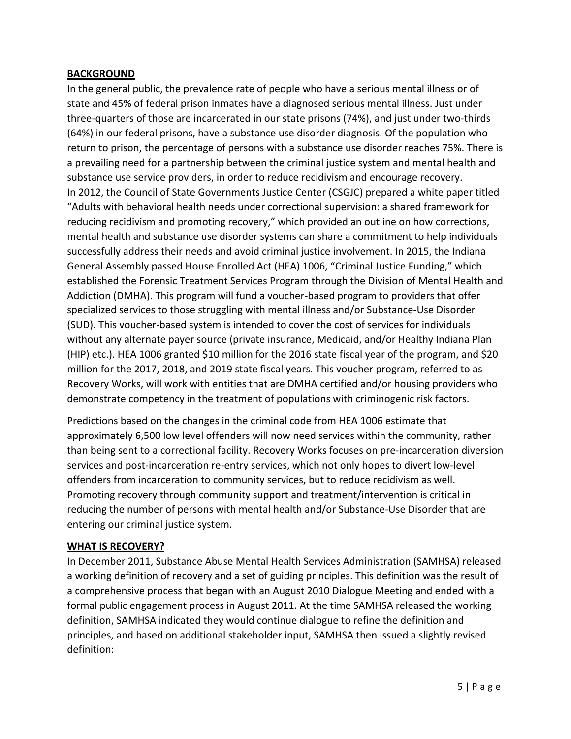**BACKGROUND**

In the general public, the prevalence rate of people who have a serious mental illness or of state and 45% of federal prison inmates have a diagnosed serious mental illness. Just under three-quarters of those are incarcerated in our state prisons (74%), and just under two-thirds (64%) in our federal prisons, have a substance use disorder diagnosis. Of the population who return to prison, the percentage of persons with a substance use disorder reaches 75%. There is a prevailing need for a partnership between the criminal justice system and mental health and substance use service providers, in order to reduce recidivism and encourage recovery.

In 2012, the Council of State Governments Justice Center (CSGJC) prepared a white paper titled "Adults with behavioral health needs under correctional supervision: a shared framework for reducing recidivism and promoting recovery," which provided an outline on how corrections, mental health and substance use disorder systems can share a commitment to help individuals successfully address their needs and avoid criminal justice involvement. In 2015, the Indiana General Assembly passed House Enrolled Act (HEA) 1006, "Criminal Justice Funding," which established the Forensic Treatment Services Program through the Division of Mental Health and Addiction (DMHA). This program will fund a voucher-based program to providers that offer specialized services to those struggling with mental illness and/or Substance-Use Disorder (SUD). This voucher-based system is intended to cover the cost of services for individuals without any alternate payer source (private insurance, Medicaid, and/or Healthy Indiana Plan (HIP) etc.). HEA 1006 granted $10 million for the 2016 state fiscal year of the program, and $20 million for the 2017, 2018, and 2019 state fiscal years. This voucher program, referred to as Recovery Works, will work with entities that are DMHA certified and/or housing providers who demonstrate competency in the treatment of populations with criminogenic risk factors.

Predictions based on the changes in the criminal code from HEA 1006 estimate that approximately 6,500 low level offenders will now need services within the community, rather than being sent to a correctional facility. Recovery Works focuses on pre-incarceration diversion services and post-incarceration re-entry services, which not only hopes to divert low-level offenders from incarceration to community services, but to reduce recidivism as well. Promoting recovery through community support and treatment/intervention is critical in reducing the number of persons with mental health and/or Substance-Use Disorder that are entering our criminal justice system.

**WHAT IS RECOVERY?**

In December 2011, Substance Abuse Mental Health Services Administration (SAMHSA) released a working definition of recovery and a set of guiding principles. This definition was the result of a comprehensive process that began with an August 2010 Dialogue Meeting and ended with a formal public engagement process in August 2011. At the time SAMHSA released the working definition, SAMHSA indicated they would continue dialogue to refine the definition and principles, and based on additional stakeholder input, SAMHSA then issued a slightly revised definition: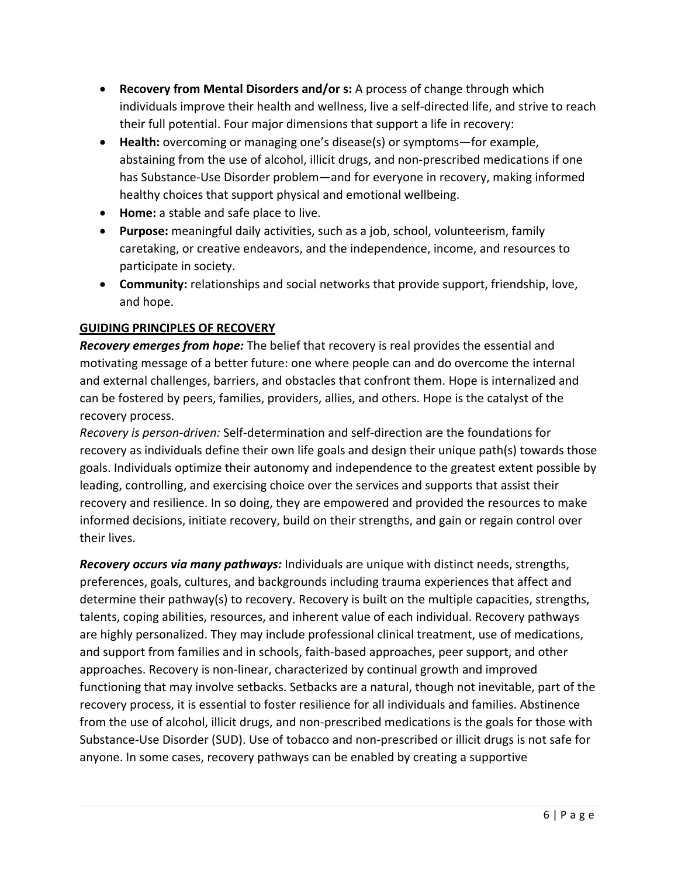- **Recovery from Mental Disorders and/or s:** A process of change through which individuals improve their health and wellness, live a self-directed life, and strive to reach their full potential. Four major dimensions that support a life in recovery:
- **Health:** overcoming or managing one's disease(s) or symptoms—for example, abstaining from the use of alcohol, illicit drugs, and non-prescribed medications if one has Substance-Use Disorder problem—and for everyone in recovery, making informed healthy choices that support physical and emotional wellbeing.
- **Home:** a stable and safe place to live.
- **Purpose:** meaningful daily activities, such as a job, school, volunteerism, family caretaking, or creative endeavors, and the independence, income, and resources to participate in society.
- **Community:** relationships and social networks that provide support, friendship, love, and hope.

**GUIDING PRINCIPLES OF RECOVERY**

***Recovery emerges from hope:*** The belief that recovery is real provides the essential and motivating message of a better future: one where people can and do overcome the internal and external challenges, barriers, and obstacles that confront them. Hope is internalized and can be fostered by peers, families, providers, allies, and others. Hope is the catalyst of the recovery process.

*Recovery is person-driven:* Self-determination and self-direction are the foundations for recovery as individuals define their own life goals and design their unique path(s) towards those goals. Individuals optimize their autonomy and independence to the greatest extent possible by leading, controlling, and exercising choice over the services and supports that assist their recovery and resilience. In so doing, they are empowered and provided the resources to make informed decisions, initiate recovery, build on their strengths, and gain or regain control over their lives.

***Recovery occurs via many pathways:*** Individuals are unique with distinct needs, strengths, preferences, goals, cultures, and backgrounds including trauma experiences that affect and determine their pathway(s) to recovery. Recovery is built on the multiple capacities, strengths, talents, coping abilities, resources, and inherent value of each individual. Recovery pathways are highly personalized. They may include professional clinical treatment, use of medications, and support from families and in schools, faith-based approaches, peer support, and other approaches. Recovery is non-linear, characterized by continual growth and improved functioning that may involve setbacks. Setbacks are a natural, though not inevitable, part of the recovery process, it is essential to foster resilience for all individuals and families. Abstinence from the use of alcohol, illicit drugs, and non-prescribed medications is the goals for those with Substance-Use Disorder (SUD). Use of tobacco and non-prescribed or illicit drugs is not safe for anyone. In some cases, recovery pathways can be enabled by creating a supportive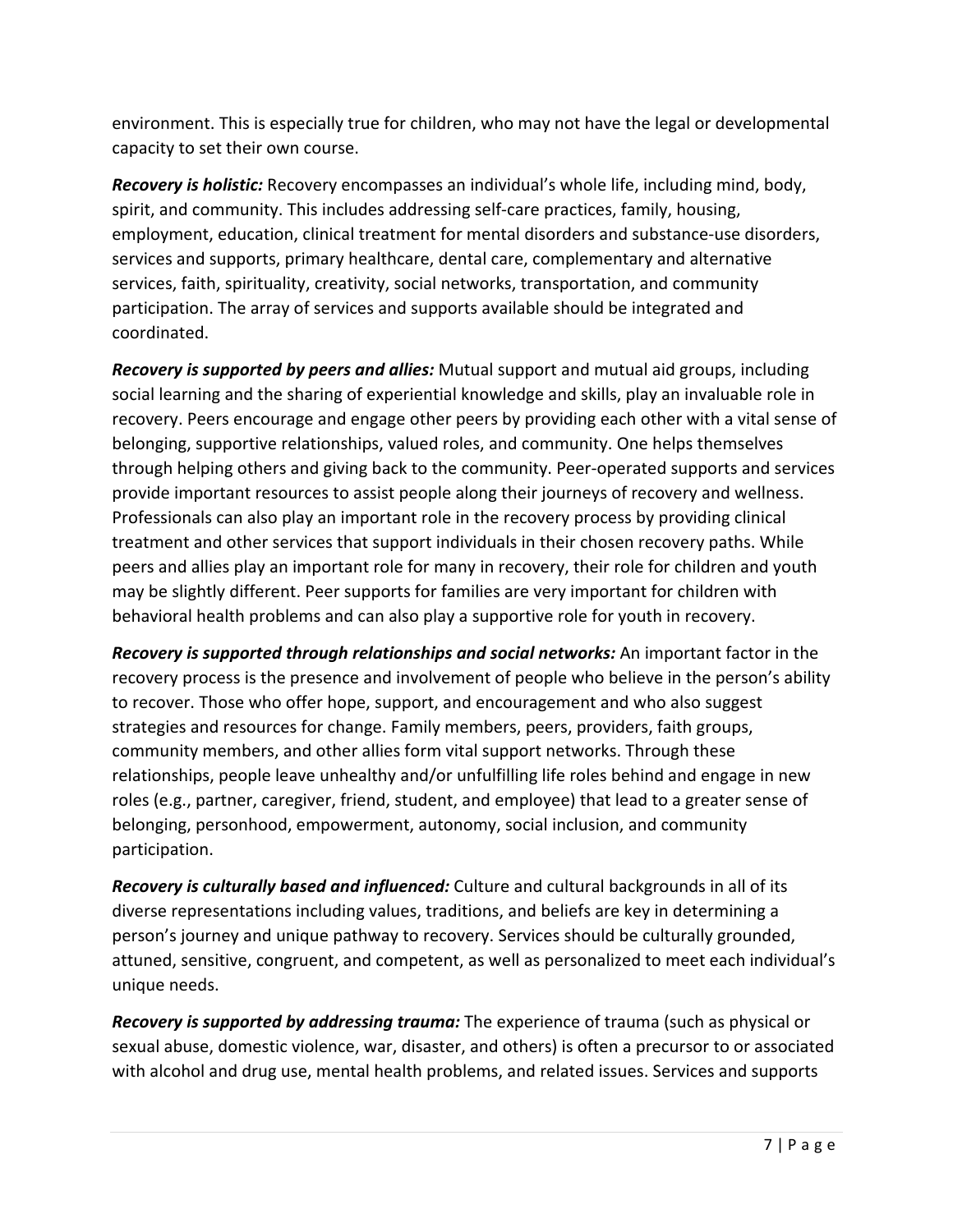environment. This is especially true for children, who may not have the legal or developmental capacity to set their own course.

***Recovery is holistic:*** Recovery encompasses an individual's whole life, including mind, body, spirit, and community. This includes addressing self-care practices, family, housing, employment, education, clinical treatment for mental disorders and substance-use disorders, services and supports, primary healthcare, dental care, complementary and alternative services, faith, spirituality, creativity, social networks, transportation, and community participation. The array of services and supports available should be integrated and coordinated.

***Recovery is supported by peers and allies:*** Mutual support and mutual aid groups, including social learning and the sharing of experiential knowledge and skills, play an invaluable role in recovery. Peers encourage and engage other peers by providing each other with a vital sense of belonging, supportive relationships, valued roles, and community. One helps themselves through helping others and giving back to the community. Peer-operated supports and services provide important resources to assist people along their journeys of recovery and wellness. Professionals can also play an important role in the recovery process by providing clinical treatment and other services that support individuals in their chosen recovery paths. While peers and allies play an important role for many in recovery, their role for children and youth may be slightly different. Peer supports for families are very important for children with behavioral health problems and can also play a supportive role for youth in recovery.

***Recovery is supported through relationships and social networks:*** An important factor in the recovery process is the presence and involvement of people who believe in the person's ability to recover. Those who offer hope, support, and encouragement and who also suggest strategies and resources for change. Family members, peers, providers, faith groups, community members, and other allies form vital support networks. Through these relationships, people leave unhealthy and/or unfulfilling life roles behind and engage in new roles (e.g., partner, caregiver, friend, student, and employee) that lead to a greater sense of belonging, personhood, empowerment, autonomy, social inclusion, and community participation.

***Recovery is culturally based and influenced:*** Culture and cultural backgrounds in all of its diverse representations including values, traditions, and beliefs are key in determining a person's journey and unique pathway to recovery. Services should be culturally grounded, attuned, sensitive, congruent, and competent, as well as personalized to meet each individual's unique needs.

***Recovery is supported by addressing trauma:*** The experience of trauma (such as physical or sexual abuse, domestic violence, war, disaster, and others) is often a precursor to or associated with alcohol and drug use, mental health problems, and related issues. Services and supports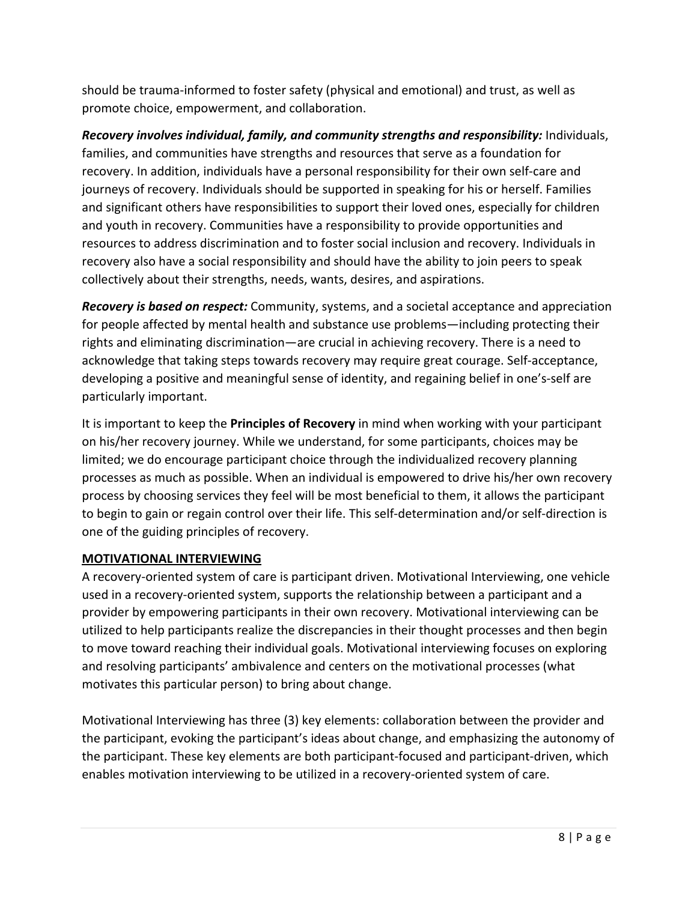should be trauma-informed to foster safety (physical and emotional) and trust, as well as promote choice, empowerment, and collaboration.

***Recovery involves individual, family, and community strengths and responsibility:*** Individuals, families, and communities have strengths and resources that serve as a foundation for recovery. In addition, individuals have a personal responsibility for their own self-care and journeys of recovery. Individuals should be supported in speaking for his or herself. Families and significant others have responsibilities to support their loved ones, especially for children and youth in recovery. Communities have a responsibility to provide opportunities and resources to address discrimination and to foster social inclusion and recovery. Individuals in recovery also have a social responsibility and should have the ability to join peers to speak collectively about their strengths, needs, wants, desires, and aspirations.

***Recovery is based on respect:*** Community, systems, and a societal acceptance and appreciation for people affected by mental health and substance use problems—including protecting their rights and eliminating discrimination—are crucial in achieving recovery. There is a need to acknowledge that taking steps towards recovery may require great courage. Self-acceptance, developing a positive and meaningful sense of identity, and regaining belief in one's-self are particularly important.

It is important to keep the **Principles of Recovery** in mind when working with your participant on his/her recovery journey. While we understand, for some participants, choices may be limited; we do encourage participant choice through the individualized recovery planning processes as much as possible. When an individual is empowered to drive his/her own recovery process by choosing services they feel will be most beneficial to them, it allows the participant to begin to gain or regain control over their life. This self-determination and/or self-direction is one of the guiding principles of recovery.

## MOTIVATIONAL INTERVIEWING

A recovery-oriented system of care is participant driven. Motivational Interviewing, one vehicle used in a recovery-oriented system, supports the relationship between a participant and a provider by empowering participants in their own recovery. Motivational interviewing can be utilized to help participants realize the discrepancies in their thought processes and then begin to move toward reaching their individual goals. Motivational interviewing focuses on exploring and resolving participants' ambivalence and centers on the motivational processes (what motivates this particular person) to bring about change.

Motivational Interviewing has three (3) key elements: collaboration between the provider and the participant, evoking the participant's ideas about change, and emphasizing the autonomy of the participant. These key elements are both participant-focused and participant-driven, which enables motivation interviewing to be utilized in a recovery-oriented system of care.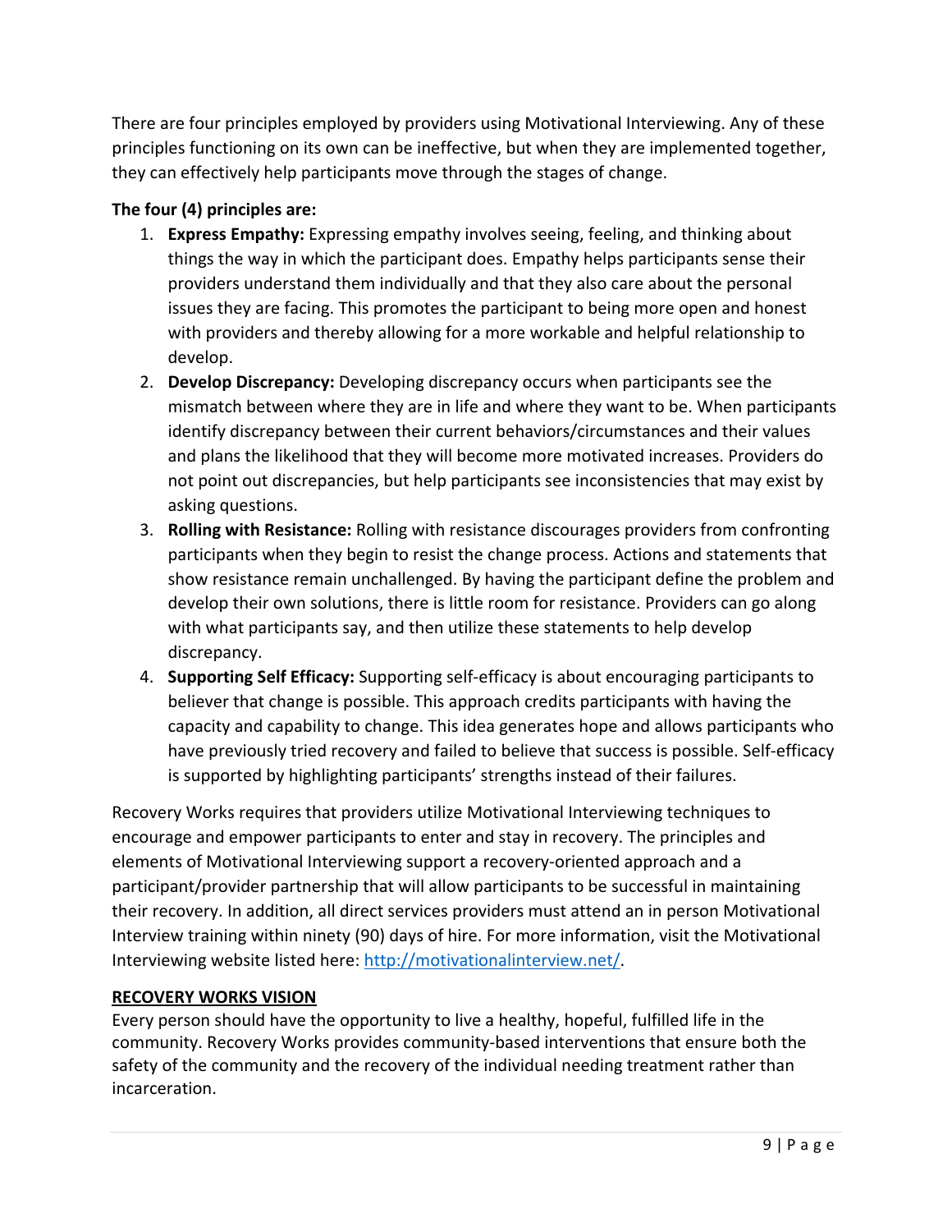There are four principles employed by providers using Motivational Interviewing. Any of these principles functioning on its own can be ineffective, but when they are implemented together, they can effectively help participants move through the stages of change.

**The four (4) principles are:**

1. **Express Empathy:** Expressing empathy involves seeing, feeling, and thinking about things the way in which the participant does. Empathy helps participants sense their providers understand them individually and that they also care about the personal issues they are facing. This promotes the participant to being more open and honest with providers and thereby allowing for a more workable and helpful relationship to develop.
2. **Develop Discrepancy:** Developing discrepancy occurs when participants see the mismatch between where they are in life and where they want to be. When participants identify discrepancy between their current behaviors/circumstances and their values and plans the likelihood that they will become more motivated increases. Providers do not point out discrepancies, but help participants see inconsistencies that may exist by asking questions.
3. **Rolling with Resistance:** Rolling with resistance discourages providers from confronting participants when they begin to resist the change process. Actions and statements that show resistance remain unchallenged. By having the participant define the problem and develop their own solutions, there is little room for resistance. Providers can go along with what participants say, and then utilize these statements to help develop discrepancy.
4. **Supporting Self Efficacy:** Supporting self-efficacy is about encouraging participants to believer that change is possible. This approach credits participants with having the capacity and capability to change. This idea generates hope and allows participants who have previously tried recovery and failed to believe that success is possible. Self-efficacy is supported by highlighting participants' strengths instead of their failures.

Recovery Works requires that providers utilize Motivational Interviewing techniques to encourage and empower participants to enter and stay in recovery. The principles and elements of Motivational Interviewing support a recovery-oriented approach and a participant/provider partnership that will allow participants to be successful in maintaining their recovery. In addition, all direct services providers must attend an in person Motivational Interview training within ninety (90) days of hire. For more information, visit the Motivational Interviewing website listed here: [http://motivationalinterview.net/](http://motivationalinterview.net/).

## RECOVERY WORKS VISION

Every person should have the opportunity to live a healthy, hopeful, fulfilled life in the community. Recovery Works provides community-based interventions that ensure both the safety of the community and the recovery of the individual needing treatment rather than incarceration.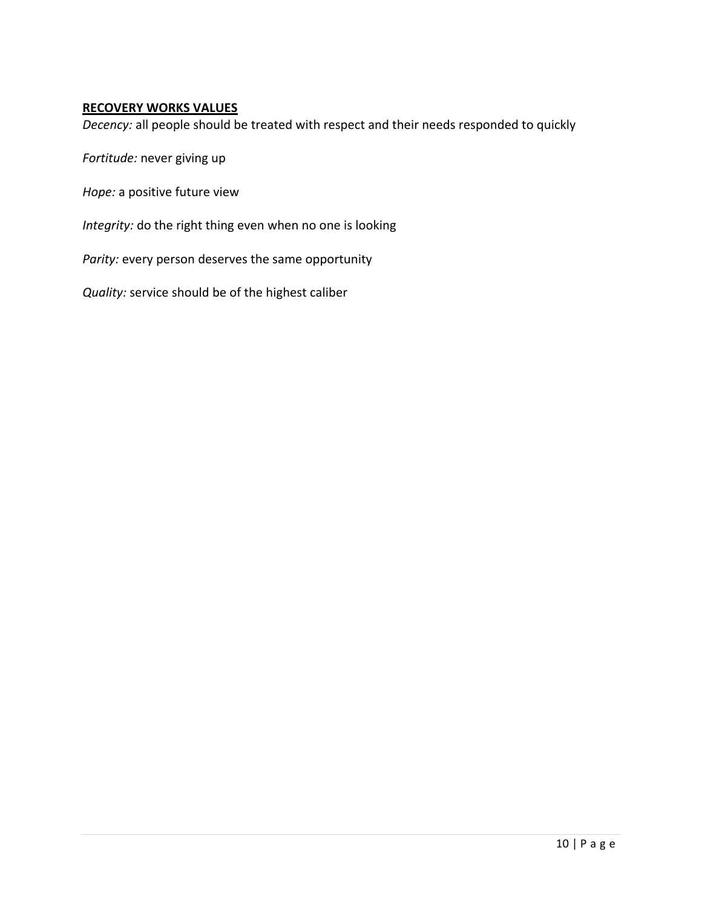## **RECOVERY WORKS VALUES**

*Decency:* all people should be treated with respect and their needs responded to quickly

*Fortitude:* never giving up

*Hope:* a positive future view

*Integrity:* do the right thing even when no one is looking

*Parity:* every person deserves the same opportunity

*Quality:* service should be of the highest caliber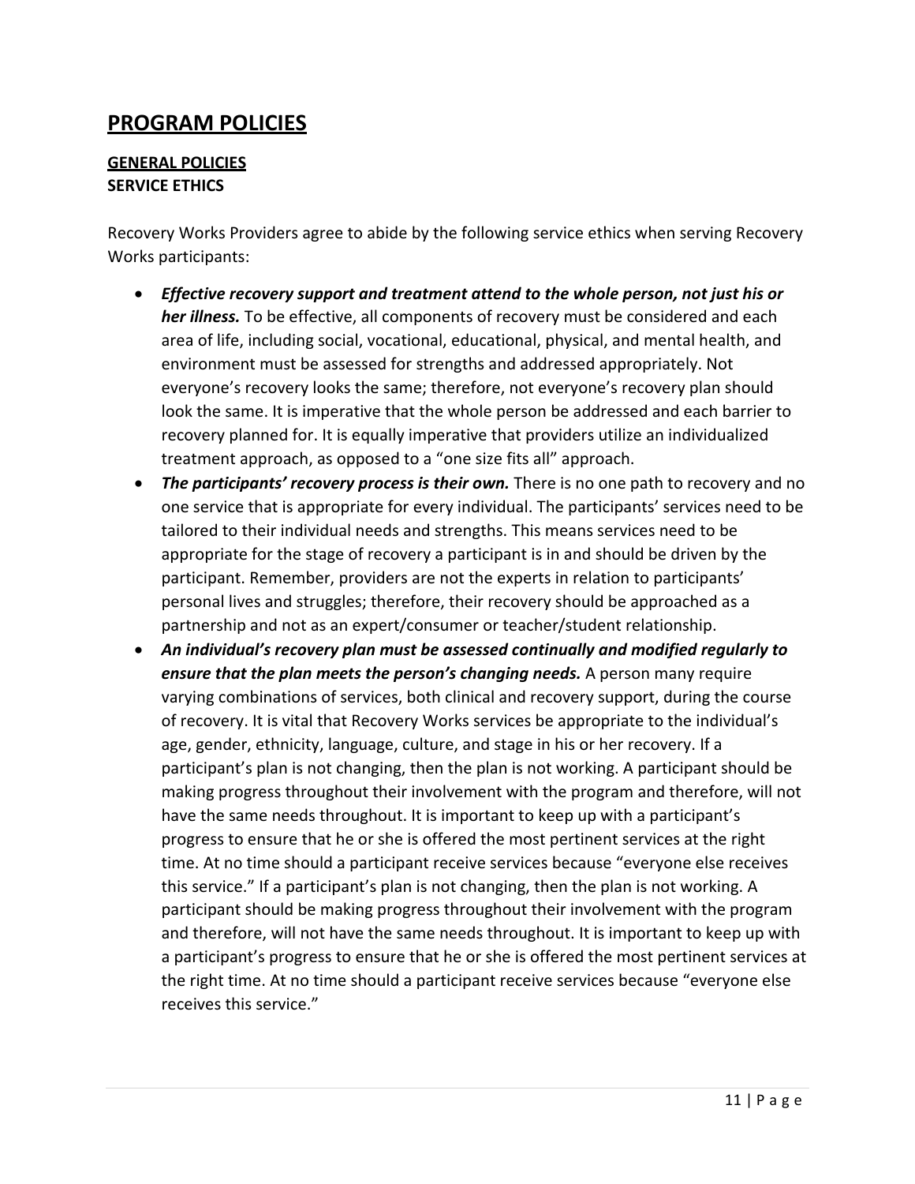# PROGRAM POLICIES

## GENERAL POLICIES

### SERVICE ETHICS

Recovery Works Providers agree to abide by the following service ethics when serving Recovery Works participants:

- ***Effective recovery support and treatment attend to the whole person, not just his or her illness.*** To be effective, all components of recovery must be considered and each area of life, including social, vocational, educational, physical, and mental health, and environment must be assessed for strengths and addressed appropriately. Not everyone's recovery looks the same; therefore, not everyone's recovery plan should look the same. It is imperative that the whole person be addressed and each barrier to recovery planned for. It is equally imperative that providers utilize an individualized treatment approach, as opposed to a "one size fits all" approach.
- ***The participants' recovery process is their own.*** There is no one path to recovery and no one service that is appropriate for every individual. The participants' services need to be tailored to their individual needs and strengths. This means services need to be appropriate for the stage of recovery a participant is in and should be driven by the participant. Remember, providers are not the experts in relation to participants' personal lives and struggles; therefore, their recovery should be approached as a partnership and not as an expert/consumer or teacher/student relationship.
- ***An individual's recovery plan must be assessed continually and modified regularly to ensure that the plan meets the person's changing needs.*** A person many require varying combinations of services, both clinical and recovery support, during the course of recovery. It is vital that Recovery Works services be appropriate to the individual's age, gender, ethnicity, language, culture, and stage in his or her recovery. If a participant's plan is not changing, then the plan is not working. A participant should be making progress throughout their involvement with the program and therefore, will not have the same needs throughout. It is important to keep up with a participant's progress to ensure that he or she is offered the most pertinent services at the right time. At no time should a participant receive services because "everyone else receives this service." If a participant's plan is not changing, then the plan is not working. A participant should be making progress throughout their involvement with the program and therefore, will not have the same needs throughout. It is important to keep up with a participant's progress to ensure that he or she is offered the most pertinent services at the right time. At no time should a participant receive services because "everyone else receives this service."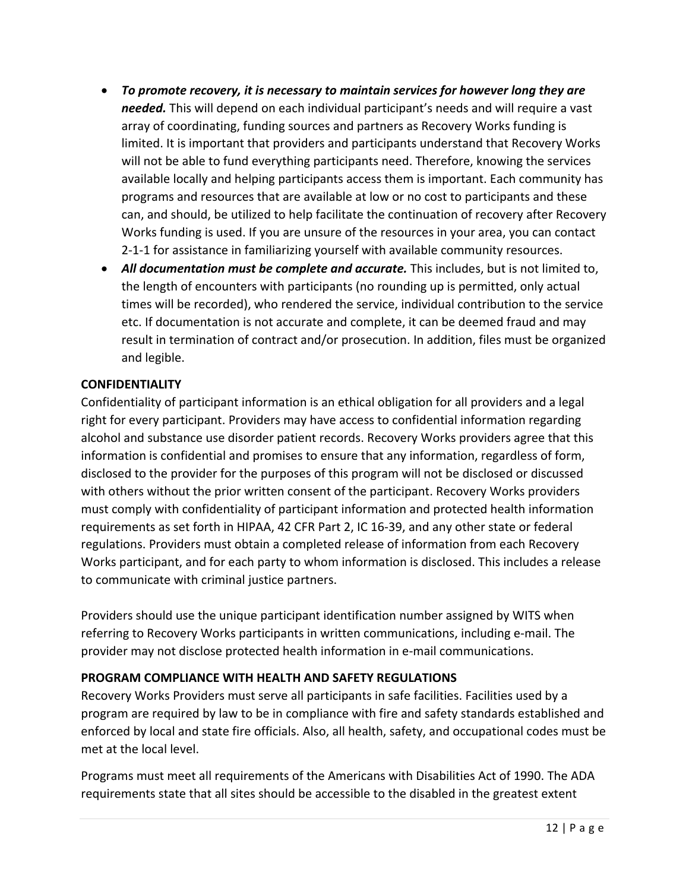- ***To promote recovery, it is necessary to maintain services for however long they are needed.*** This will depend on each individual participant's needs and will require a vast array of coordinating, funding sources and partners as Recovery Works funding is limited. It is important that providers and participants understand that Recovery Works will not be able to fund everything participants need. Therefore, knowing the services available locally and helping participants access them is important. Each community has programs and resources that are available at low or no cost to participants and these can, and should, be utilized to help facilitate the continuation of recovery after Recovery Works funding is used. If you are unsure of the resources in your area, you can contact 2-1-1 for assistance in familiarizing yourself with available community resources.
- ***All documentation must be complete and accurate.*** This includes, but is not limited to, the length of encounters with participants (no rounding up is permitted, only actual times will be recorded), who rendered the service, individual contribution to the service etc. If documentation is not accurate and complete, it can be deemed fraud and may result in termination of contract and/or prosecution. In addition, files must be organized and legible.

**CONFIDENTIALITY**

Confidentiality of participant information is an ethical obligation for all providers and a legal right for every participant. Providers may have access to confidential information regarding alcohol and substance use disorder patient records. Recovery Works providers agree that this information is confidential and promises to ensure that any information, regardless of form, disclosed to the provider for the purposes of this program will not be disclosed or discussed with others without the prior written consent of the participant. Recovery Works providers must comply with confidentiality of participant information and protected health information requirements as set forth in HIPAA, 42 CFR Part 2, IC 16-39, and any other state or federal regulations. Providers must obtain a completed release of information from each Recovery Works participant, and for each party to whom information is disclosed. This includes a release to communicate with criminal justice partners.

Providers should use the unique participant identification number assigned by WITS when referring to Recovery Works participants in written communications, including e-mail. The provider may not disclose protected health information in e-mail communications.

**PROGRAM COMPLIANCE WITH HEALTH AND SAFETY REGULATIONS**

Recovery Works Providers must serve all participants in safe facilities. Facilities used by a program are required by law to be in compliance with fire and safety standards established and enforced by local and state fire officials. Also, all health, safety, and occupational codes must be met at the local level.

Programs must meet all requirements of the Americans with Disabilities Act of 1990. The ADA requirements state that all sites should be accessible to the disabled in the greatest extent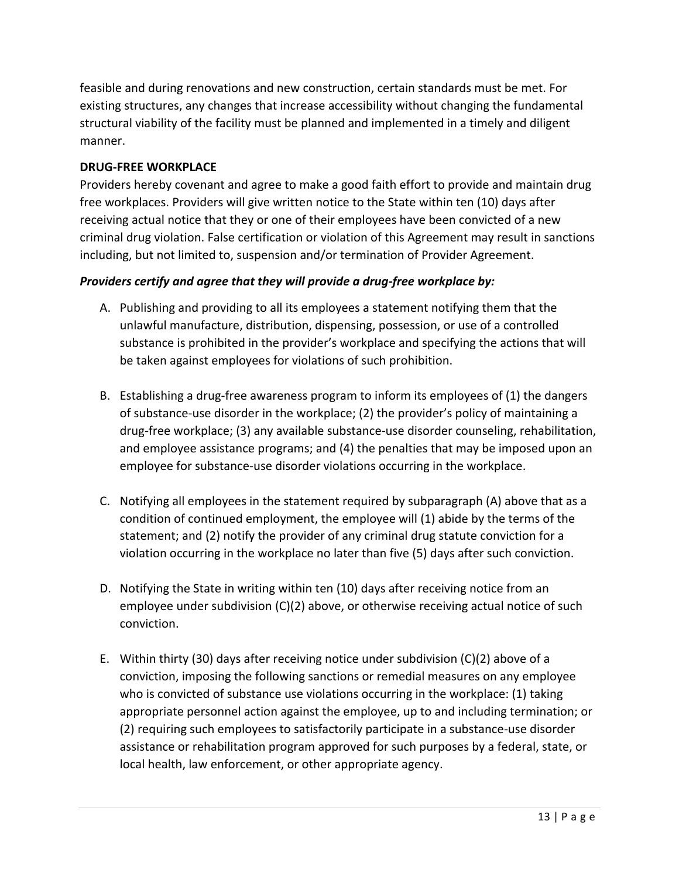feasible and during renovations and new construction, certain standards must be met. For existing structures, any changes that increase accessibility without changing the fundamental structural viability of the facility must be planned and implemented in a timely and diligent manner.

**DRUG-FREE WORKPLACE**

Providers hereby covenant and agree to make a good faith effort to provide and maintain drug free workplaces. Providers will give written notice to the State within ten (10) days after receiving actual notice that they or one of their employees have been convicted of a new criminal drug violation. False certification or violation of this Agreement may result in sanctions including, but not limited to, suspension and/or termination of Provider Agreement.

***Providers certify and agree that they will provide a drug-free workplace by:***

A. Publishing and providing to all its employees a statement notifying them that the unlawful manufacture, distribution, dispensing, possession, or use of a controlled substance is prohibited in the provider's workplace and specifying the actions that will be taken against employees for violations of such prohibition.

B. Establishing a drug-free awareness program to inform its employees of (1) the dangers of substance-use disorder in the workplace; (2) the provider's policy of maintaining a drug-free workplace; (3) any available substance-use disorder counseling, rehabilitation, and employee assistance programs; and (4) the penalties that may be imposed upon an employee for substance-use disorder violations occurring in the workplace.

C. Notifying all employees in the statement required by subparagraph (A) above that as a condition of continued employment, the employee will (1) abide by the terms of the statement; and (2) notify the provider of any criminal drug statute conviction for a violation occurring in the workplace no later than five (5) days after such conviction.

D. Notifying the State in writing within ten (10) days after receiving notice from an employee under subdivision (C)(2) above, or otherwise receiving actual notice of such conviction.

E. Within thirty (30) days after receiving notice under subdivision (C)(2) above of a conviction, imposing the following sanctions or remedial measures on any employee who is convicted of substance use violations occurring in the workplace: (1) taking appropriate personnel action against the employee, up to and including termination; or (2) requiring such employees to satisfactorily participate in a substance-use disorder assistance or rehabilitation program approved for such purposes by a federal, state, or local health, law enforcement, or other appropriate agency.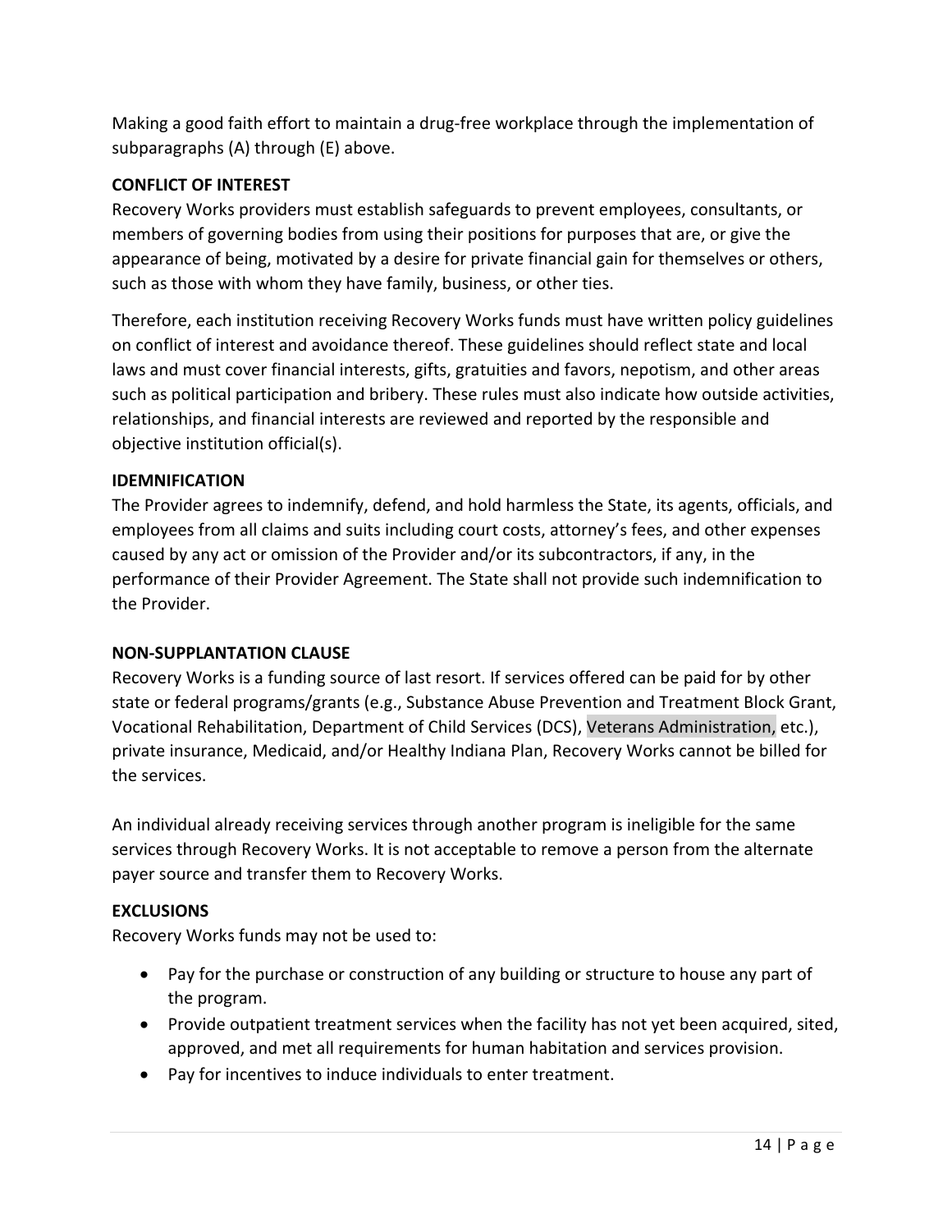Making a good faith effort to maintain a drug-free workplace through the implementation of subparagraphs (A) through (E) above.

**CONFLICT OF INTEREST**

Recovery Works providers must establish safeguards to prevent employees, consultants, or members of governing bodies from using their positions for purposes that are, or give the appearance of being, motivated by a desire for private financial gain for themselves or others, such as those with whom they have family, business, or other ties.

Therefore, each institution receiving Recovery Works funds must have written policy guidelines on conflict of interest and avoidance thereof. These guidelines should reflect state and local laws and must cover financial interests, gifts, gratuities and favors, nepotism, and other areas such as political participation and bribery. These rules must also indicate how outside activities, relationships, and financial interests are reviewed and reported by the responsible and objective institution official(s).

**IDEMNIFICATION**

The Provider agrees to indemnify, defend, and hold harmless the State, its agents, officials, and employees from all claims and suits including court costs, attorney's fees, and other expenses caused by any act or omission of the Provider and/or its subcontractors, if any, in the performance of their Provider Agreement. The State shall not provide such indemnification to the Provider.

**NON-SUPPLANTATION CLAUSE**

Recovery Works is a funding source of last resort. If services offered can be paid for by other state or federal programs/grants (e.g., Substance Abuse Prevention and Treatment Block Grant, Vocational Rehabilitation, Department of Child Services (DCS), Veterans Administration, etc.), private insurance, Medicaid, and/or Healthy Indiana Plan, Recovery Works cannot be billed for the services.

An individual already receiving services through another program is ineligible for the same services through Recovery Works. It is not acceptable to remove a person from the alternate payer source and transfer them to Recovery Works.

**EXCLUSIONS**

Recovery Works funds may not be used to:

- Pay for the purchase or construction of any building or structure to house any part of the program.
- Provide outpatient treatment services when the facility has not yet been acquired, sited, approved, and met all requirements for human habitation and services provision.
- Pay for incentives to induce individuals to enter treatment.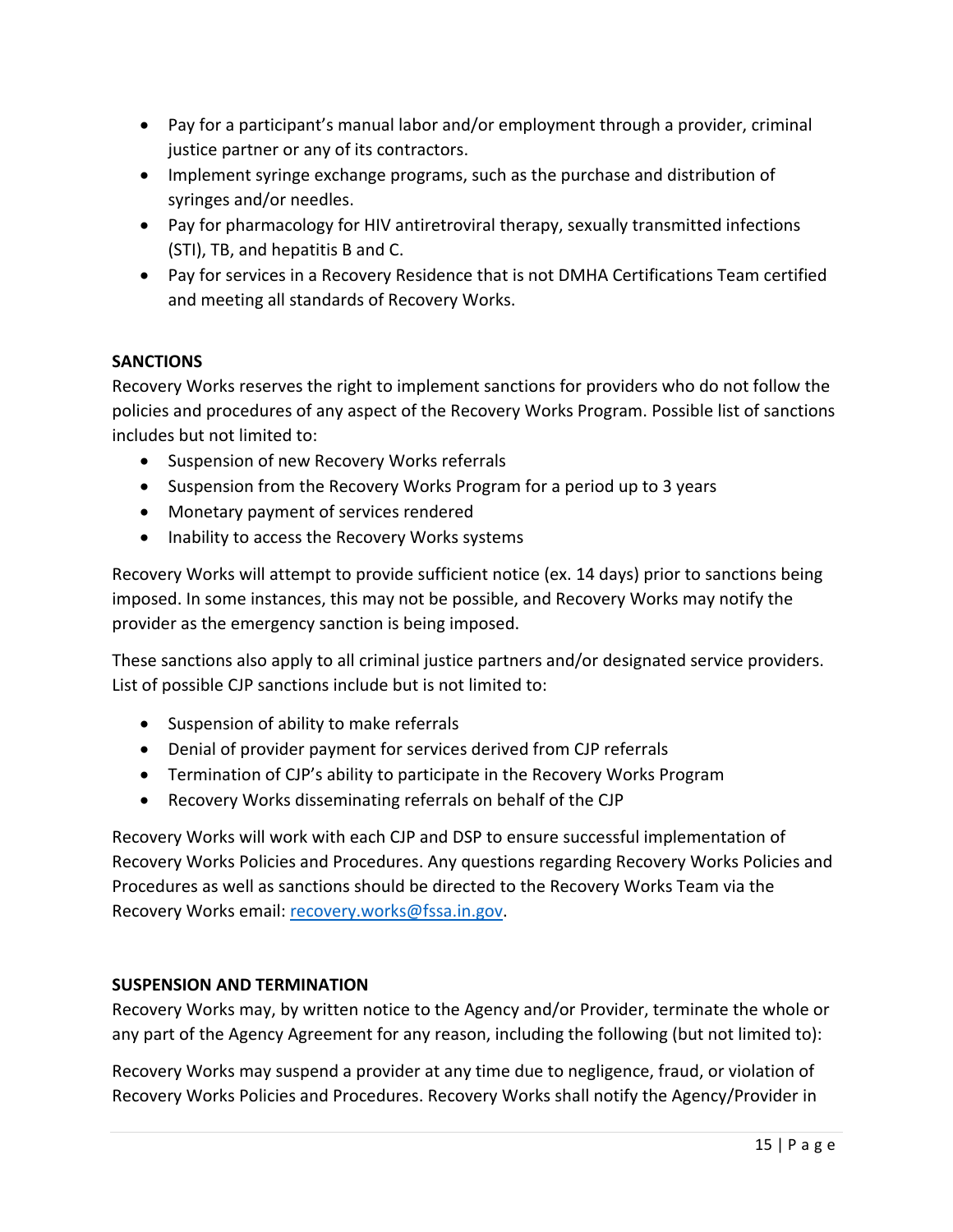- Pay for a participant's manual labor and/or employment through a provider, criminal justice partner or any of its contractors.
- Implement syringe exchange programs, such as the purchase and distribution of syringes and/or needles.
- Pay for pharmacology for HIV antiretroviral therapy, sexually transmitted infections (STI), TB, and hepatitis B and C.
- Pay for services in a Recovery Residence that is not DMHA Certifications Team certified and meeting all standards of Recovery Works.

**SANCTIONS**

Recovery Works reserves the right to implement sanctions for providers who do not follow the policies and procedures of any aspect of the Recovery Works Program. Possible list of sanctions includes but not limited to:

- Suspension of new Recovery Works referrals
- Suspension from the Recovery Works Program for a period up to 3 years
- Monetary payment of services rendered
- Inability to access the Recovery Works systems

Recovery Works will attempt to provide sufficient notice (ex. 14 days) prior to sanctions being imposed. In some instances, this may not be possible, and Recovery Works may notify the provider as the emergency sanction is being imposed.

These sanctions also apply to all criminal justice partners and/or designated service providers. List of possible CJP sanctions include but is not limited to:

- Suspension of ability to make referrals
- Denial of provider payment for services derived from CJP referrals
- Termination of CJP's ability to participate in the Recovery Works Program
- Recovery Works disseminating referrals on behalf of the CJP

Recovery Works will work with each CJP and DSP to ensure successful implementation of Recovery Works Policies and Procedures. Any questions regarding Recovery Works Policies and Procedures as well as sanctions should be directed to the Recovery Works Team via the Recovery Works email: recovery.works@fssa.in.gov.

**SUSPENSION AND TERMINATION**

Recovery Works may, by written notice to the Agency and/or Provider, terminate the whole or any part of the Agency Agreement for any reason, including the following (but not limited to):

Recovery Works may suspend a provider at any time due to negligence, fraud, or violation of Recovery Works Policies and Procedures. Recovery Works shall notify the Agency/Provider in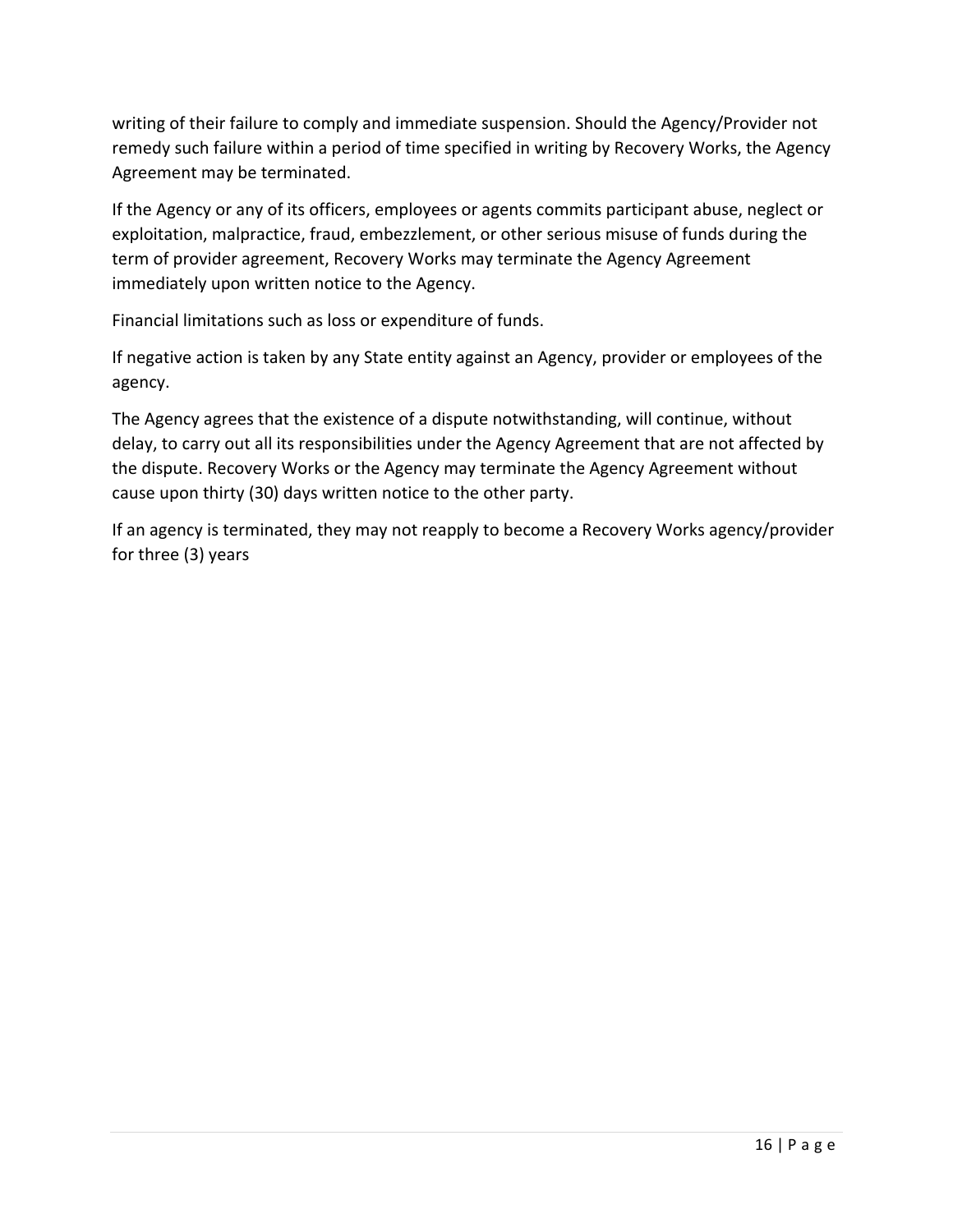writing of their failure to comply and immediate suspension. Should the Agency/Provider not remedy such failure within a period of time specified in writing by Recovery Works, the Agency Agreement may be terminated.

If the Agency or any of its officers, employees or agents commits participant abuse, neglect or exploitation, malpractice, fraud, embezzlement, or other serious misuse of funds during the term of provider agreement, Recovery Works may terminate the Agency Agreement immediately upon written notice to the Agency.

Financial limitations such as loss or expenditure of funds.

If negative action is taken by any State entity against an Agency, provider or employees of the agency.

The Agency agrees that the existence of a dispute notwithstanding, will continue, without delay, to carry out all its responsibilities under the Agency Agreement that are not affected by the dispute. Recovery Works or the Agency may terminate the Agency Agreement without cause upon thirty (30) days written notice to the other party.

If an agency is terminated, they may not reapply to become a Recovery Works agency/provider for three (3) years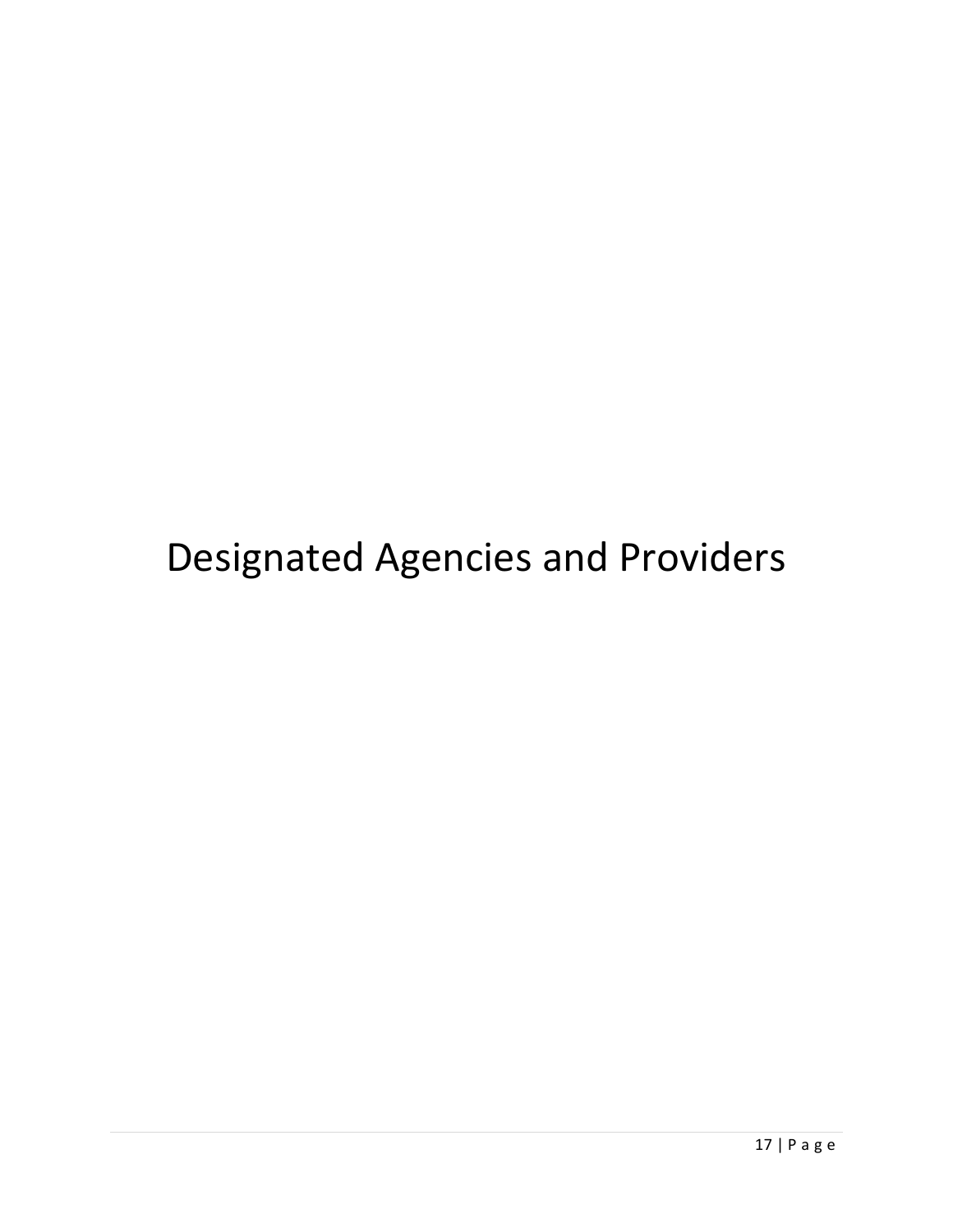# Designated Agencies and Providers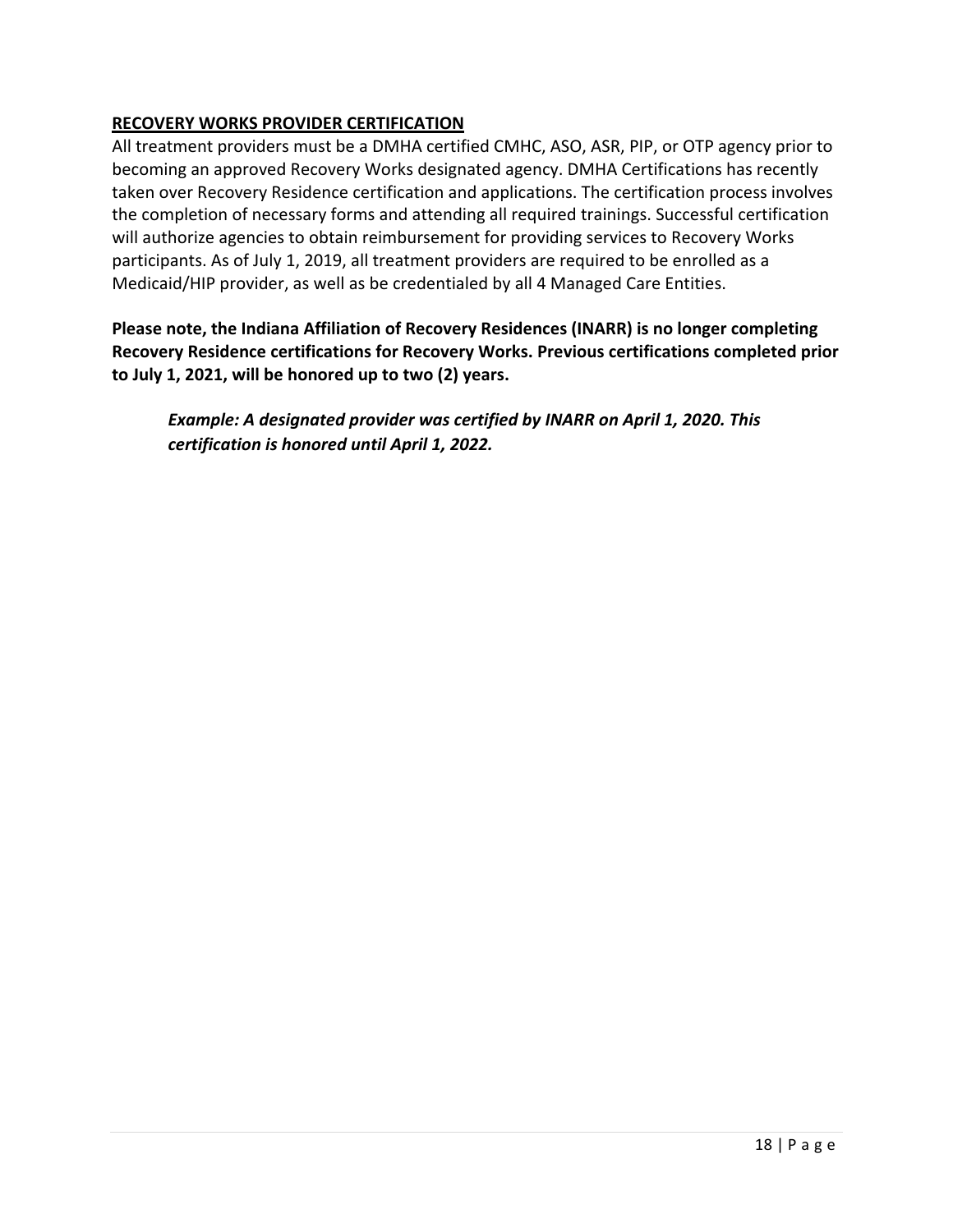## RECOVERY WORKS PROVIDER CERTIFICATION

All treatment providers must be a DMHA certified CMHC, ASO, ASR, PIP, or OTP agency prior to becoming an approved Recovery Works designated agency. DMHA Certifications has recently taken over Recovery Residence certification and applications. The certification process involves the completion of necessary forms and attending all required trainings. Successful certification will authorize agencies to obtain reimbursement for providing services to Recovery Works participants. As of July 1, 2019, all treatment providers are required to be enrolled as a Medicaid/HIP provider, as well as be credentialed by all 4 Managed Care Entities.

**Please note, the Indiana Affiliation of Recovery Residences (INARR) is no longer completing Recovery Residence certifications for Recovery Works. Previous certifications completed prior to July 1, 2021, will be honored up to two (2) years.**

> ***Example: A designated provider was certified by INARR on April 1, 2020. This certification is honored until April 1, 2022.***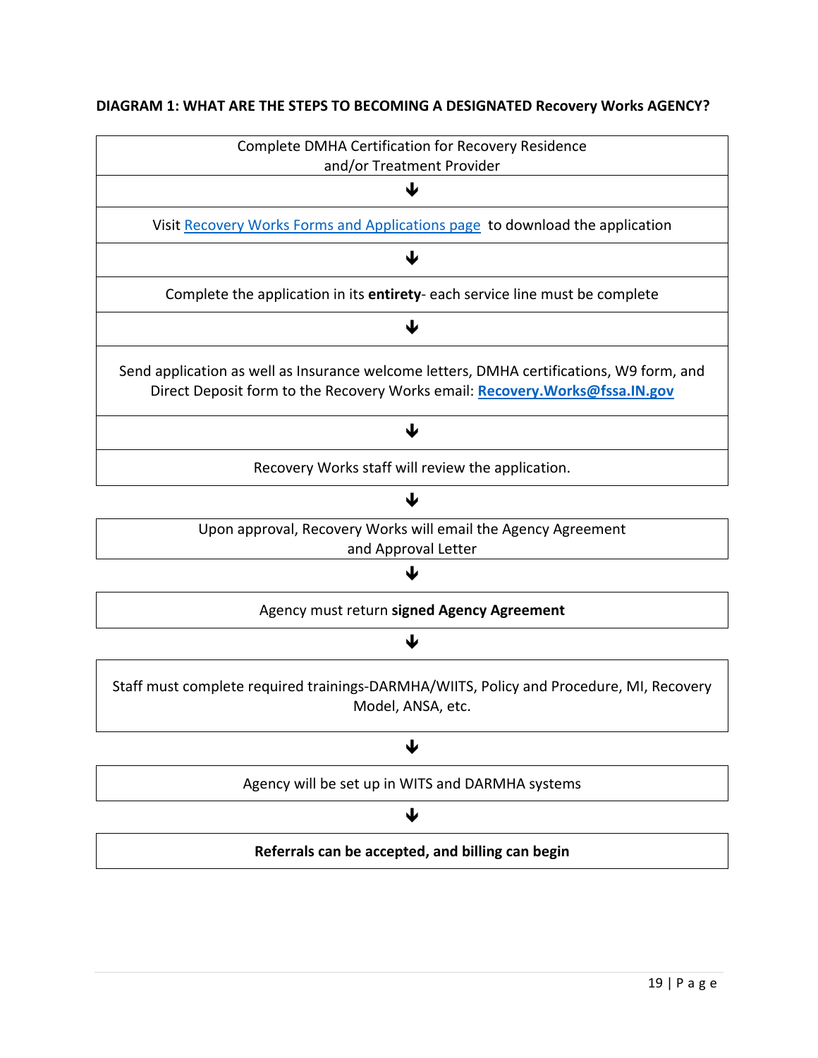**DIAGRAM 1: WHAT ARE THE STEPS TO BECOMING A DESIGNATED Recovery Works AGENCY?**

Complete DMHA Certification for Recovery Residence and/or Treatment Provider

↓

Visit [Recovery Works Forms and Applications page] to download the application

↓

Complete the application in its **entirety**- each service line must be complete

↓

Send application as well as Insurance welcome letters, DMHA certifications, W9 form, and Direct Deposit form to the Recovery Works email: **Recovery.Works@fssa.IN.gov**

↓

Recovery Works staff will review the application.

↓

Upon approval, Recovery Works will email the Agency Agreement and Approval Letter

↓

Agency must return **signed Agency Agreement**

↓

Staff must complete required trainings-DARMHA/WIITS, Policy and Procedure, MI, Recovery Model, ANSA, etc.

↓

Agency will be set up in WITS and DARMHA systems

↓

**Referrals can be accepted, and billing can begin**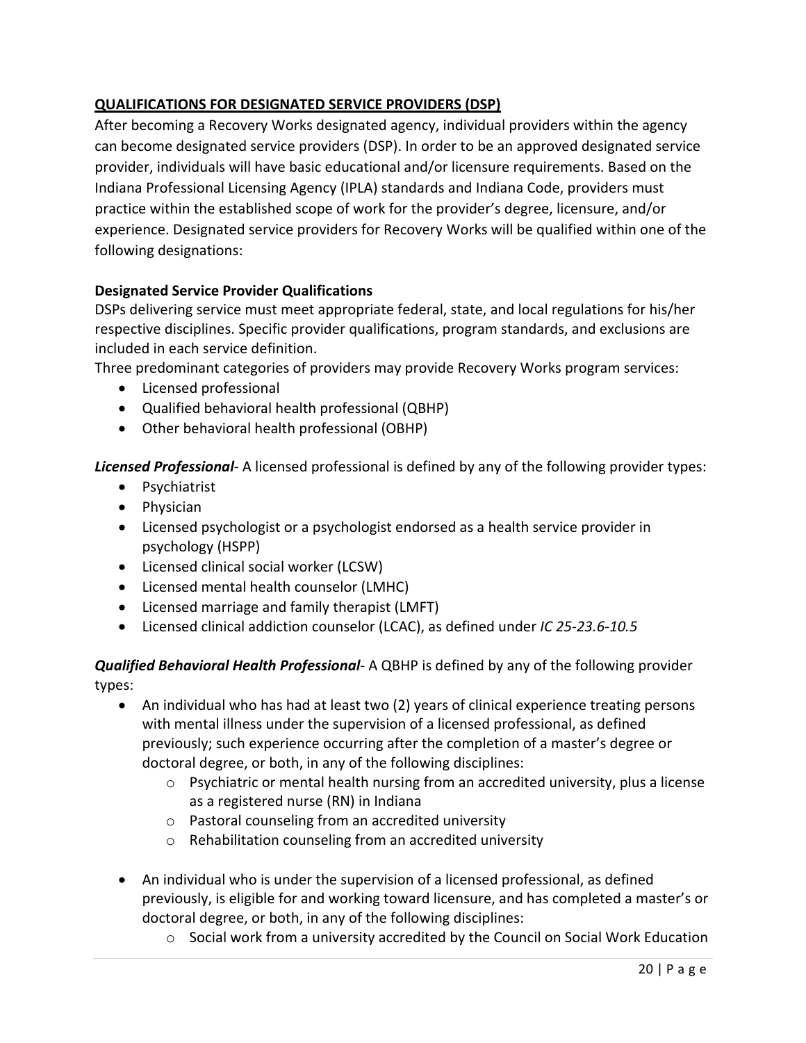## QUALIFICATIONS FOR DESIGNATED SERVICE PROVIDERS (DSP)

After becoming a Recovery Works designated agency, individual providers within the agency can become designated service providers (DSP). In order to be an approved designated service provider, individuals will have basic educational and/or licensure requirements. Based on the Indiana Professional Licensing Agency (IPLA) standards and Indiana Code, providers must practice within the established scope of work for the provider's degree, licensure, and/or experience. Designated service providers for Recovery Works will be qualified within one of the following designations:

### Designated Service Provider Qualifications

DSPs delivering service must meet appropriate federal, state, and local regulations for his/her respective disciplines. Specific provider qualifications, program standards, and exclusions are included in each service definition.

Three predominant categories of providers may provide Recovery Works program services:

- Licensed professional
- Qualified behavioral health professional (QBHP)
- Other behavioral health professional (OBHP)

***Licensed Professional***- A licensed professional is defined by any of the following provider types:

- Psychiatrist
- Physician
- Licensed psychologist or a psychologist endorsed as a health service provider in psychology (HSPP)
- Licensed clinical social worker (LCSW)
- Licensed mental health counselor (LMHC)
- Licensed marriage and family therapist (LMFT)
- Licensed clinical addiction counselor (LCAC), as defined under *IC 25-23.6-10.5*

***Qualified Behavioral Health Professional***- A QBHP is defined by any of the following provider types:

- An individual who has had at least two (2) years of clinical experience treating persons with mental illness under the supervision of a licensed professional, as defined previously; such experience occurring after the completion of a master's degree or doctoral degree, or both, in any of the following disciplines:
  - Psychiatric or mental health nursing from an accredited university, plus a license as a registered nurse (RN) in Indiana
  - Pastoral counseling from an accredited university
  - Rehabilitation counseling from an accredited university

- An individual who is under the supervision of a licensed professional, as defined previously, is eligible for and working toward licensure, and has completed a master's or doctoral degree, or both, in any of the following disciplines:
  - Social work from a university accredited by the Council on Social Work Education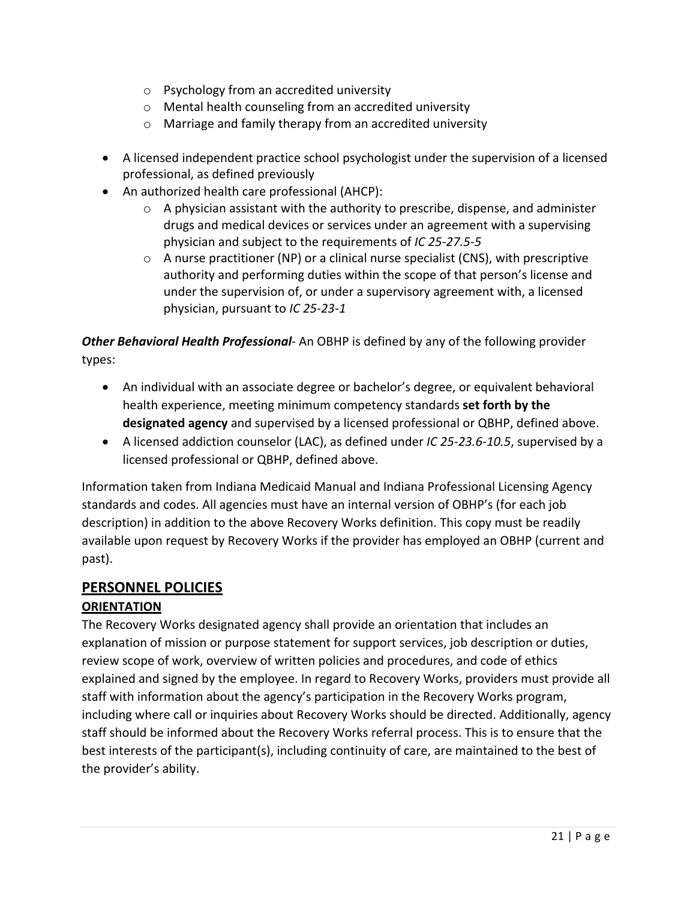- Psychology from an accredited university
    - Mental health counseling from an accredited university
    - Marriage and family therapy from an accredited university

- A licensed independent practice school psychologist under the supervision of a licensed professional, as defined previously
- An authorized health care professional (AHCP):
    - A physician assistant with the authority to prescribe, dispense, and administer drugs and medical devices or services under an agreement with a supervising physician and subject to the requirements of *IC 25-27.5-5*
    - A nurse practitioner (NP) or a clinical nurse specialist (CNS), with prescriptive authority and performing duties within the scope of that person's license and under the supervision of, or under a supervisory agreement with, a licensed physician, pursuant to *IC 25-23-1*

***Other Behavioral Health Professional***- An OBHP is defined by any of the following provider types:

- An individual with an associate degree or bachelor's degree, or equivalent behavioral health experience, meeting minimum competency standards **set forth by the designated agency** and supervised by a licensed professional or QBHP, defined above.
- A licensed addiction counselor (LAC), as defined under *IC 25-23.6-10.5*, supervised by a licensed professional or QBHP, defined above.

Information taken from Indiana Medicaid Manual and Indiana Professional Licensing Agency standards and codes. All agencies must have an internal version of OBHP's (for each job description) in addition to the above Recovery Works definition. This copy must be readily available upon request by Recovery Works if the provider has employed an OBHP (current and past).

## PERSONNEL POLICIES

### ORIENTATION

The Recovery Works designated agency shall provide an orientation that includes an explanation of mission or purpose statement for support services, job description or duties, review scope of work, overview of written policies and procedures, and code of ethics explained and signed by the employee. In regard to Recovery Works, providers must provide all staff with information about the agency's participation in the Recovery Works program, including where call or inquiries about Recovery Works should be directed. Additionally, agency staff should be informed about the Recovery Works referral process. This is to ensure that the best interests of the participant(s), including continuity of care, are maintained to the best of the provider's ability.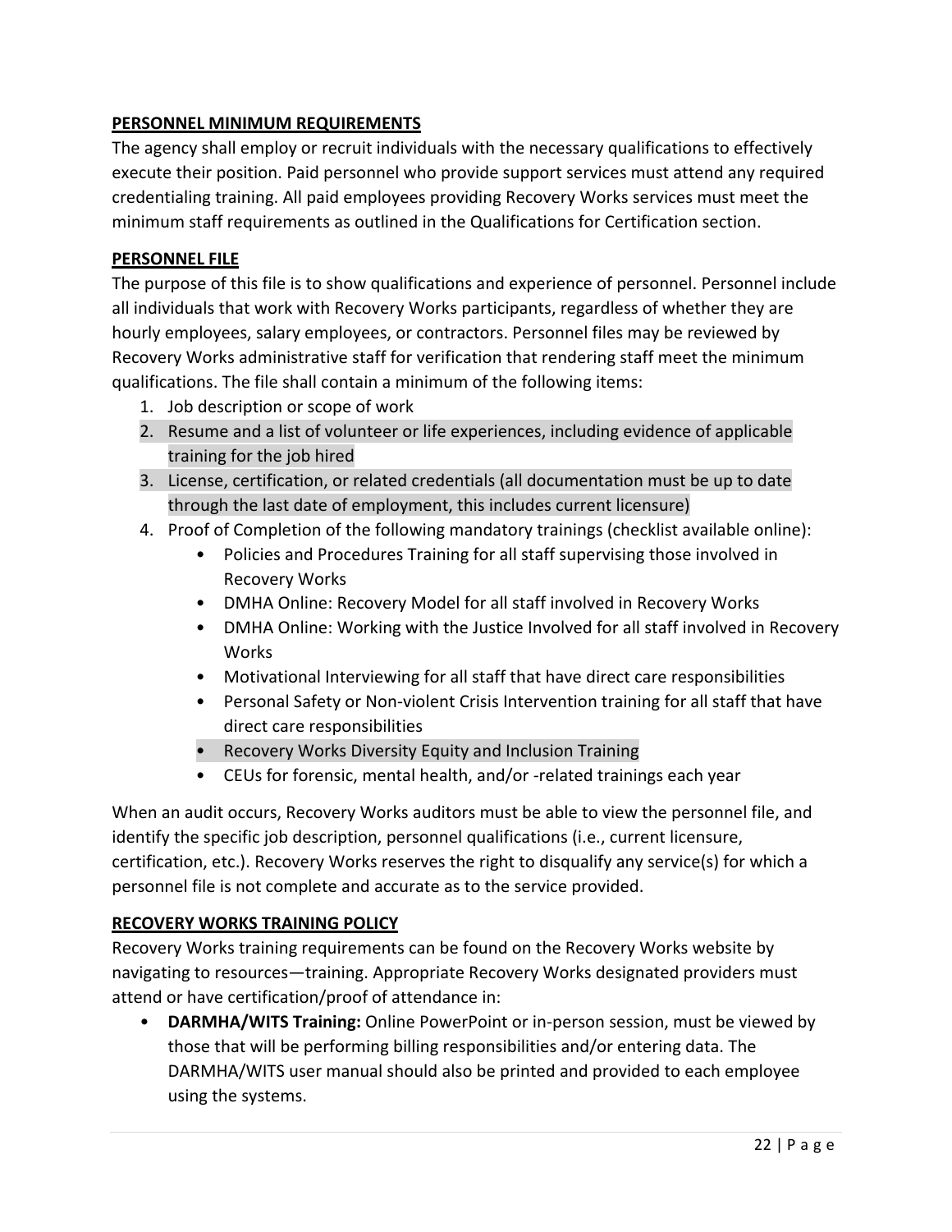## PERSONNEL MINIMUM REQUIREMENTS

The agency shall employ or recruit individuals with the necessary qualifications to effectively execute their position. Paid personnel who provide support services must attend any required credentialing training. All paid employees providing Recovery Works services must meet the minimum staff requirements as outlined in the Qualifications for Certification section.

## PERSONNEL FILE

The purpose of this file is to show qualifications and experience of personnel. Personnel include all individuals that work with Recovery Works participants, regardless of whether they are hourly employees, salary employees, or contractors. Personnel files may be reviewed by Recovery Works administrative staff for verification that rendering staff meet the minimum qualifications. The file shall contain a minimum of the following items:

1. Job description or scope of work
2. Resume and a list of volunteer or life experiences, including evidence of applicable training for the job hired
3. License, certification, or related credentials (all documentation must be up to date through the last date of employment, this includes current licensure)
4. Proof of Completion of the following mandatory trainings (checklist available online):
    - Policies and Procedures Training for all staff supervising those involved in Recovery Works
    - DMHA Online: Recovery Model for all staff involved in Recovery Works
    - DMHA Online: Working with the Justice Involved for all staff involved in Recovery Works
    - Motivational Interviewing for all staff that have direct care responsibilities
    - Personal Safety or Non-violent Crisis Intervention training for all staff that have direct care responsibilities
    - Recovery Works Diversity Equity and Inclusion Training
    - CEUs for forensic, mental health, and/or -related trainings each year

When an audit occurs, Recovery Works auditors must be able to view the personnel file, and identify the specific job description, personnel qualifications (i.e., current licensure, certification, etc.). Recovery Works reserves the right to disqualify any service(s) for which a personnel file is not complete and accurate as to the service provided.

## RECOVERY WORKS TRAINING POLICY

Recovery Works training requirements can be found on the Recovery Works website by navigating to resources—training. Appropriate Recovery Works designated providers must attend or have certification/proof of attendance in:

- **DARMHA/WITS Training:** Online PowerPoint or in-person session, must be viewed by those that will be performing billing responsibilities and/or entering data. The DARMHA/WITS user manual should also be printed and provided to each employee using the systems.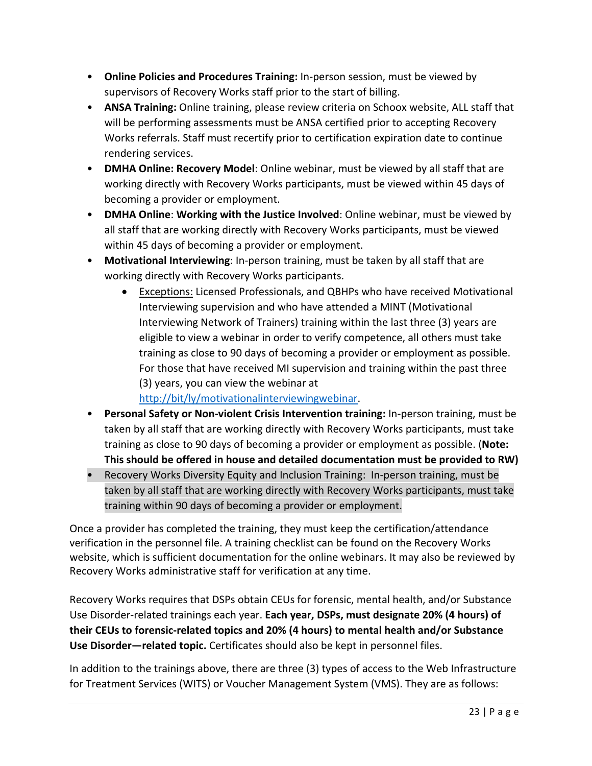- **Online Policies and Procedures Training:** In-person session, must be viewed by supervisors of Recovery Works staff prior to the start of billing.
- **ANSA Training:** Online training, please review criteria on Schoox website, ALL staff that will be performing assessments must be ANSA certified prior to accepting Recovery Works referrals. Staff must recertify prior to certification expiration date to continue rendering services.
- **DMHA Online: Recovery Model**: Online webinar, must be viewed by all staff that are working directly with Recovery Works participants, must be viewed within 45 days of becoming a provider or employment.
- **DMHA Online**: **Working with the Justice Involved**: Online webinar, must be viewed by all staff that are working directly with Recovery Works participants, must be viewed within 45 days of becoming a provider or employment.
- **Motivational Interviewing**: In-person training, must be taken by all staff that are working directly with Recovery Works participants.
  - Exceptions: Licensed Professionals, and QBHPs who have received Motivational Interviewing supervision and who have attended a MINT (Motivational Interviewing Network of Trainers) training within the last three (3) years are eligible to view a webinar in order to verify competence, all others must take training as close to 90 days of becoming a provider or employment as possible. For those that have received MI supervision and training within the past three (3) years, you can view the webinar at http://bit/ly/motivationalinterviewingwebinar.
- **Personal Safety or Non-violent Crisis Intervention training:** In-person training, must be taken by all staff that are working directly with Recovery Works participants, must take training as close to 90 days of becoming a provider or employment as possible. (**Note: This should be offered in house and detailed documentation must be provided to RW)**
- Recovery Works Diversity Equity and Inclusion Training: In-person training, must be taken by all staff that are working directly with Recovery Works participants, must take training within 90 days of becoming a provider or employment.

Once a provider has completed the training, they must keep the certification/attendance verification in the personnel file. A training checklist can be found on the Recovery Works website, which is sufficient documentation for the online webinars. It may also be reviewed by Recovery Works administrative staff for verification at any time.

Recovery Works requires that DSPs obtain CEUs for forensic, mental health, and/or Substance Use Disorder-related trainings each year. **Each year, DSPs, must designate 20% (4 hours) of their CEUs to forensic-related topics and 20% (4 hours) to mental health and/or Substance Use Disorder—related topic.** Certificates should also be kept in personnel files.

In addition to the trainings above, there are three (3) types of access to the Web Infrastructure for Treatment Services (WITS) or Voucher Management System (VMS). They are as follows: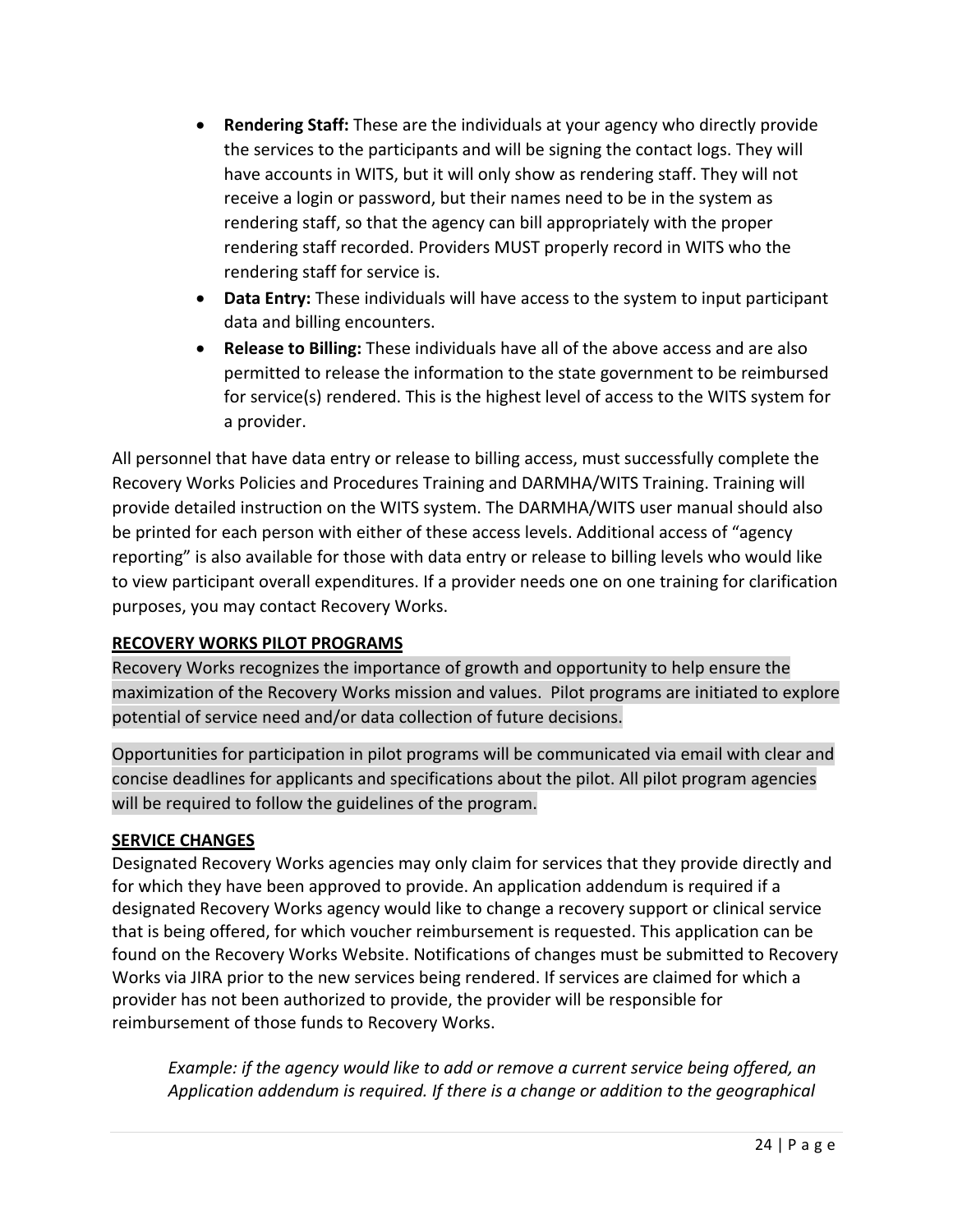- **Rendering Staff:** These are the individuals at your agency who directly provide the services to the participants and will be signing the contact logs. They will have accounts in WITS, but it will only show as rendering staff. They will not receive a login or password, but their names need to be in the system as rendering staff, so that the agency can bill appropriately with the proper rendering staff recorded. Providers MUST properly record in WITS who the rendering staff for service is.
- **Data Entry:** These individuals will have access to the system to input participant data and billing encounters.
- **Release to Billing:** These individuals have all of the above access and are also permitted to release the information to the state government to be reimbursed for service(s) rendered. This is the highest level of access to the WITS system for a provider.

All personnel that have data entry or release to billing access, must successfully complete the Recovery Works Policies and Procedures Training and DARMHA/WITS Training. Training will provide detailed instruction on the WITS system. The DARMHA/WITS user manual should also be printed for each person with either of these access levels. Additional access of "agency reporting" is also available for those with data entry or release to billing levels who would like to view participant overall expenditures. If a provider needs one on one training for clarification purposes, you may contact Recovery Works.

## RECOVERY WORKS PILOT PROGRAMS

Recovery Works recognizes the importance of growth and opportunity to help ensure the maximization of the Recovery Works mission and values. Pilot programs are initiated to explore potential of service need and/or data collection of future decisions.

Opportunities for participation in pilot programs will be communicated via email with clear and concise deadlines for applicants and specifications about the pilot. All pilot program agencies will be required to follow the guidelines of the program.

## SERVICE CHANGES

Designated Recovery Works agencies may only claim for services that they provide directly and for which they have been approved to provide. An application addendum is required if a designated Recovery Works agency would like to change a recovery support or clinical service that is being offered, for which voucher reimbursement is requested. This application can be found on the Recovery Works Website. Notifications of changes must be submitted to Recovery Works via JIRA prior to the new services being rendered. If services are claimed for which a provider has not been authorized to provide, the provider will be responsible for reimbursement of those funds to Recovery Works.

> *Example: if the agency would like to add or remove a current service being offered, an Application addendum is required. If there is a change or addition to the geographical*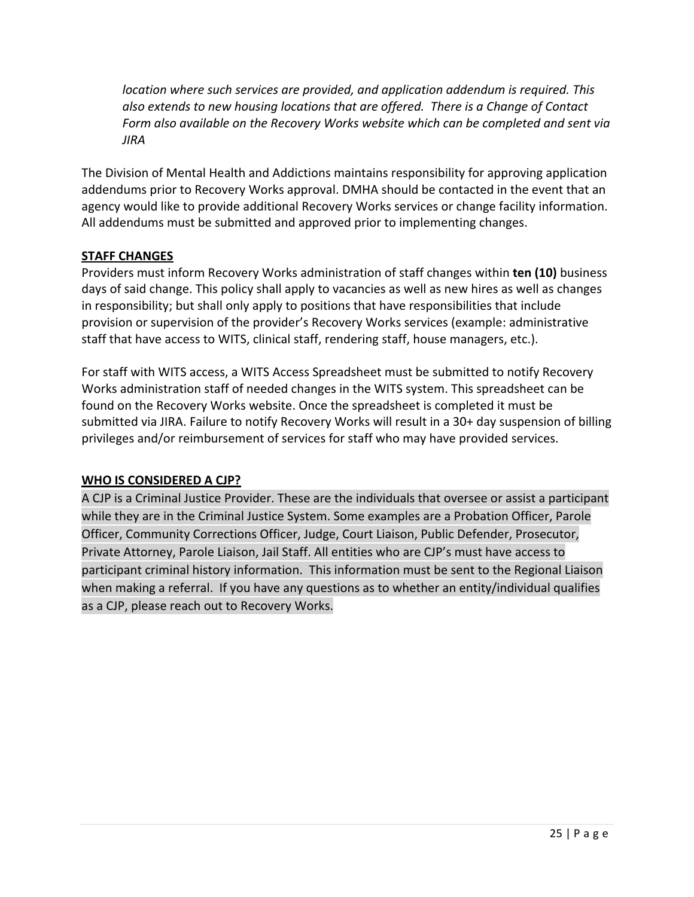*location where such services are provided, and application addendum is required. This also extends to new housing locations that are offered. There is a Change of Contact Form also available on the Recovery Works website which can be completed and sent via JIRA*

The Division of Mental Health and Addictions maintains responsibility for approving application addendums prior to Recovery Works approval. DMHA should be contacted in the event that an agency would like to provide additional Recovery Works services or change facility information. All addendums must be submitted and approved prior to implementing changes.

**STAFF CHANGES**

Providers must inform Recovery Works administration of staff changes within **ten (10)** business days of said change. This policy shall apply to vacancies as well as new hires as well as changes in responsibility; but shall only apply to positions that have responsibilities that include provision or supervision of the provider's Recovery Works services (example: administrative staff that have access to WITS, clinical staff, rendering staff, house managers, etc.).

For staff with WITS access, a WITS Access Spreadsheet must be submitted to notify Recovery Works administration staff of needed changes in the WITS system. This spreadsheet can be found on the Recovery Works website. Once the spreadsheet is completed it must be submitted via JIRA. Failure to notify Recovery Works will result in a 30+ day suspension of billing privileges and/or reimbursement of services for staff who may have provided services.

**WHO IS CONSIDERED A CJP?**

A CJP is a Criminal Justice Provider. These are the individuals that oversee or assist a participant while they are in the Criminal Justice System. Some examples are a Probation Officer, Parole Officer, Community Corrections Officer, Judge, Court Liaison, Public Defender, Prosecutor, Private Attorney, Parole Liaison, Jail Staff. All entities who are CJP's must have access to participant criminal history information. This information must be sent to the Regional Liaison when making a referral. If you have any questions as to whether an entity/individual qualifies as a CJP, please reach out to Recovery Works.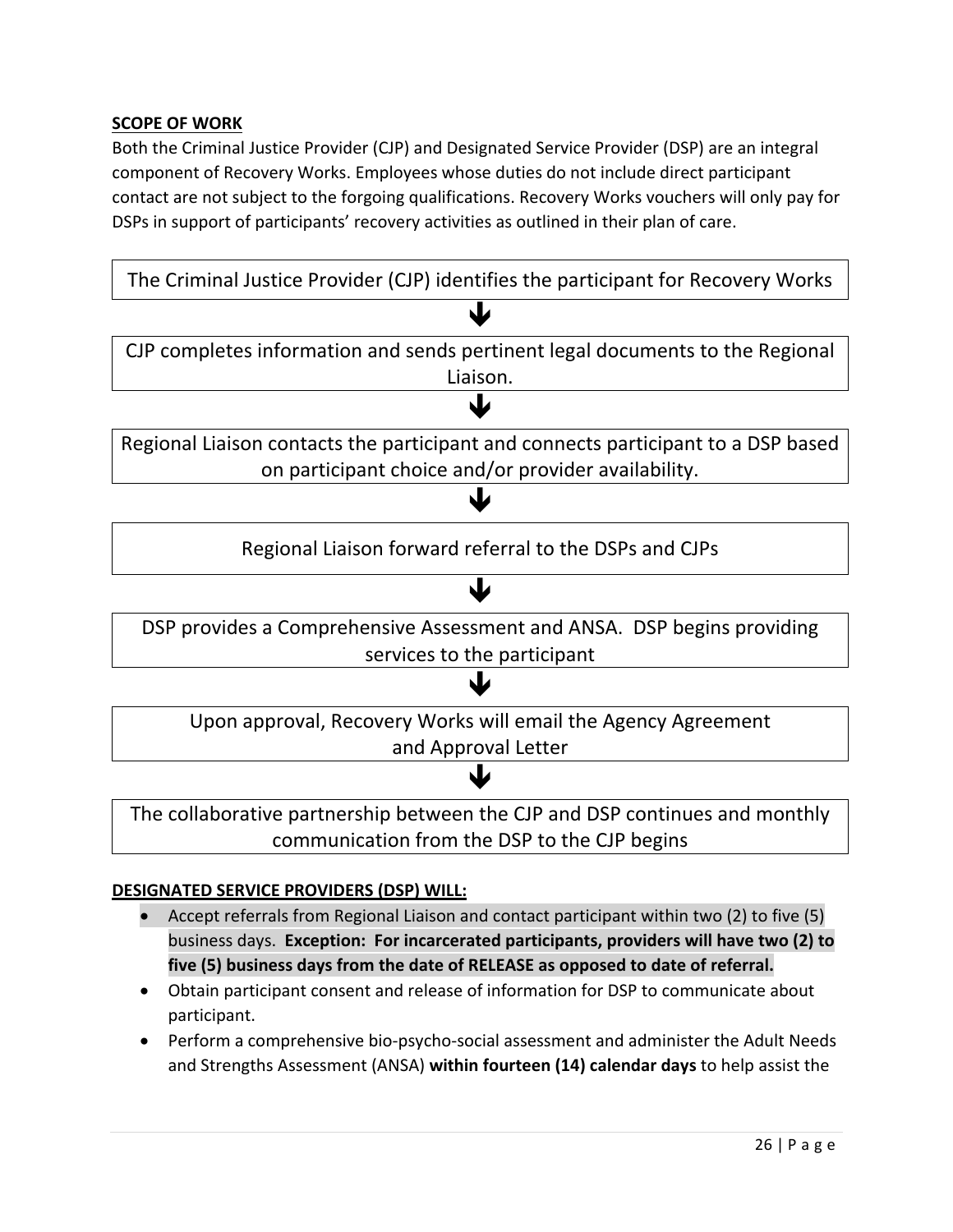**SCOPE OF WORK**

Both the Criminal Justice Provider (CJP) and Designated Service Provider (DSP) are an integral component of Recovery Works. Employees whose duties do not include direct participant contact are not subject to the forgoing qualifications. Recovery Works vouchers will only pay for DSPs in support of participants' recovery activities as outlined in their plan of care.

The Criminal Justice Provider (CJP) identifies the participant for Recovery Works

↓

CJP completes information and sends pertinent legal documents to the Regional Liaison.

↓

Regional Liaison contacts the participant and connects participant to a DSP based on participant choice and/or provider availability.

↓

Regional Liaison forward referral to the DSPs and CJPs

↓

DSP provides a Comprehensive Assessment and ANSA. DSP begins providing services to the participant

↓

Upon approval, Recovery Works will email the Agency Agreement and Approval Letter

↓

The collaborative partnership between the CJP and DSP continues and monthly communication from the DSP to the CJP begins

**DESIGNATED SERVICE PROVIDERS (DSP) WILL:**

- Accept referrals from Regional Liaison and contact participant within two (2) to five (5) business days. **Exception: For incarcerated participants, providers will have two (2) to five (5) business days from the date of RELEASE as opposed to date of referral.**
- Obtain participant consent and release of information for DSP to communicate about participant.
- Perform a comprehensive bio-psycho-social assessment and administer the Adult Needs and Strengths Assessment (ANSA) **within fourteen (14) calendar days** to help assist the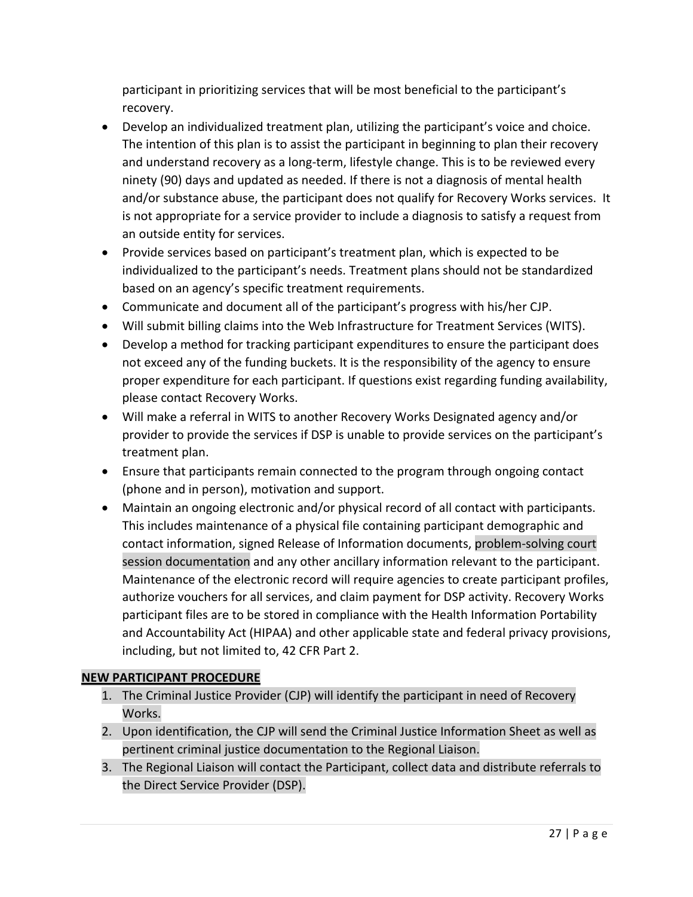participant in prioritizing services that will be most beneficial to the participant's recovery.

- Develop an individualized treatment plan, utilizing the participant's voice and choice. The intention of this plan is to assist the participant in beginning to plan their recovery and understand recovery as a long-term, lifestyle change. This is to be reviewed every ninety (90) days and updated as needed. If there is not a diagnosis of mental health and/or substance abuse, the participant does not qualify for Recovery Works services. It is not appropriate for a service provider to include a diagnosis to satisfy a request from an outside entity for services.
- Provide services based on participant's treatment plan, which is expected to be individualized to the participant's needs. Treatment plans should not be standardized based on an agency's specific treatment requirements.
- Communicate and document all of the participant's progress with his/her CJP.
- Will submit billing claims into the Web Infrastructure for Treatment Services (WITS).
- Develop a method for tracking participant expenditures to ensure the participant does not exceed any of the funding buckets. It is the responsibility of the agency to ensure proper expenditure for each participant. If questions exist regarding funding availability, please contact Recovery Works.
- Will make a referral in WITS to another Recovery Works Designated agency and/or provider to provide the services if DSP is unable to provide services on the participant's treatment plan.
- Ensure that participants remain connected to the program through ongoing contact (phone and in person), motivation and support.
- Maintain an ongoing electronic and/or physical record of all contact with participants. This includes maintenance of a physical file containing participant demographic and contact information, signed Release of Information documents, problem-solving court session documentation and any other ancillary information relevant to the participant. Maintenance of the electronic record will require agencies to create participant profiles, authorize vouchers for all services, and claim payment for DSP activity. Recovery Works participant files are to be stored in compliance with the Health Information Portability and Accountability Act (HIPAA) and other applicable state and federal privacy provisions, including, but not limited to, 42 CFR Part 2.

## NEW PARTICIPANT PROCEDURE

1. The Criminal Justice Provider (CJP) will identify the participant in need of Recovery Works.
2. Upon identification, the CJP will send the Criminal Justice Information Sheet as well as pertinent criminal justice documentation to the Regional Liaison.
3. The Regional Liaison will contact the Participant, collect data and distribute referrals to the Direct Service Provider (DSP).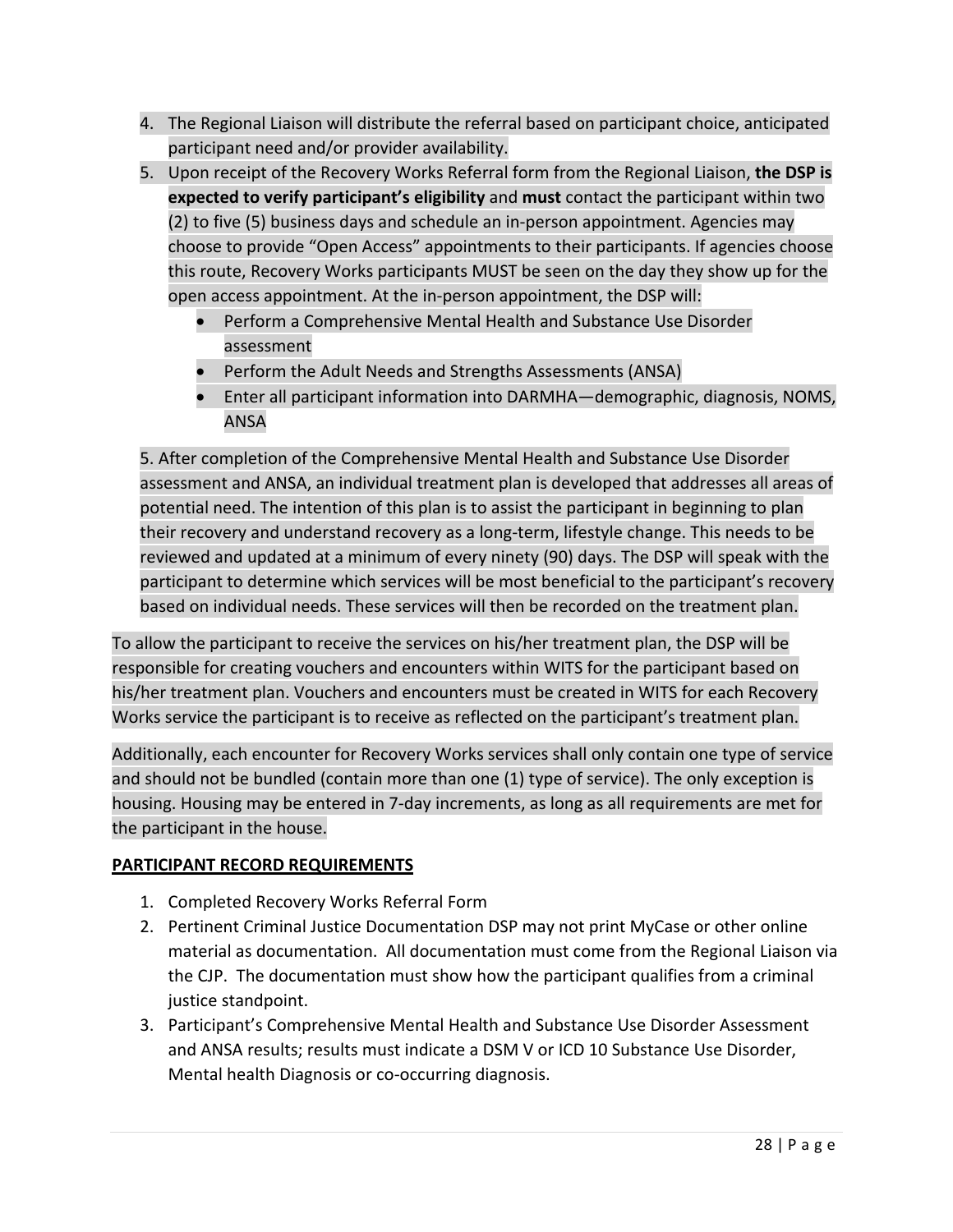4. The Regional Liaison will distribute the referral based on participant choice, anticipated participant need and/or provider availability.
5. Upon receipt of the Recovery Works Referral form from the Regional Liaison, **the DSP is expected to verify participant's eligibility** and **must** contact the participant within two (2) to five (5) business days and schedule an in-person appointment. Agencies may choose to provide "Open Access" appointments to their participants. If agencies choose this route, Recovery Works participants MUST be seen on the day they show up for the open access appointment. At the in-person appointment, the DSP will:
   - Perform a Comprehensive Mental Health and Substance Use Disorder assessment
   - Perform the Adult Needs and Strengths Assessments (ANSA)
   - Enter all participant information into DARMHA—demographic, diagnosis, NOMS, ANSA

   5. After completion of the Comprehensive Mental Health and Substance Use Disorder assessment and ANSA, an individual treatment plan is developed that addresses all areas of potential need. The intention of this plan is to assist the participant in beginning to plan their recovery and understand recovery as a long-term, lifestyle change. This needs to be reviewed and updated at a minimum of every ninety (90) days. The DSP will speak with the participant to determine which services will be most beneficial to the participant's recovery based on individual needs. These services will then be recorded on the treatment plan.

To allow the participant to receive the services on his/her treatment plan, the DSP will be responsible for creating vouchers and encounters within WITS for the participant based on his/her treatment plan. Vouchers and encounters must be created in WITS for each Recovery Works service the participant is to receive as reflected on the participant's treatment plan.

Additionally, each encounter for Recovery Works services shall only contain one type of service and should not be bundled (contain more than one (1) type of service). The only exception is housing. Housing may be entered in 7-day increments, as long as all requirements are met for the participant in the house.

**PARTICIPANT RECORD REQUIREMENTS**

1. Completed Recovery Works Referral Form
2. Pertinent Criminal Justice Documentation DSP may not print MyCase or other online material as documentation. All documentation must come from the Regional Liaison via the CJP. The documentation must show how the participant qualifies from a criminal justice standpoint.
3. Participant's Comprehensive Mental Health and Substance Use Disorder Assessment and ANSA results; results must indicate a DSM V or ICD 10 Substance Use Disorder, Mental health Diagnosis or co-occurring diagnosis.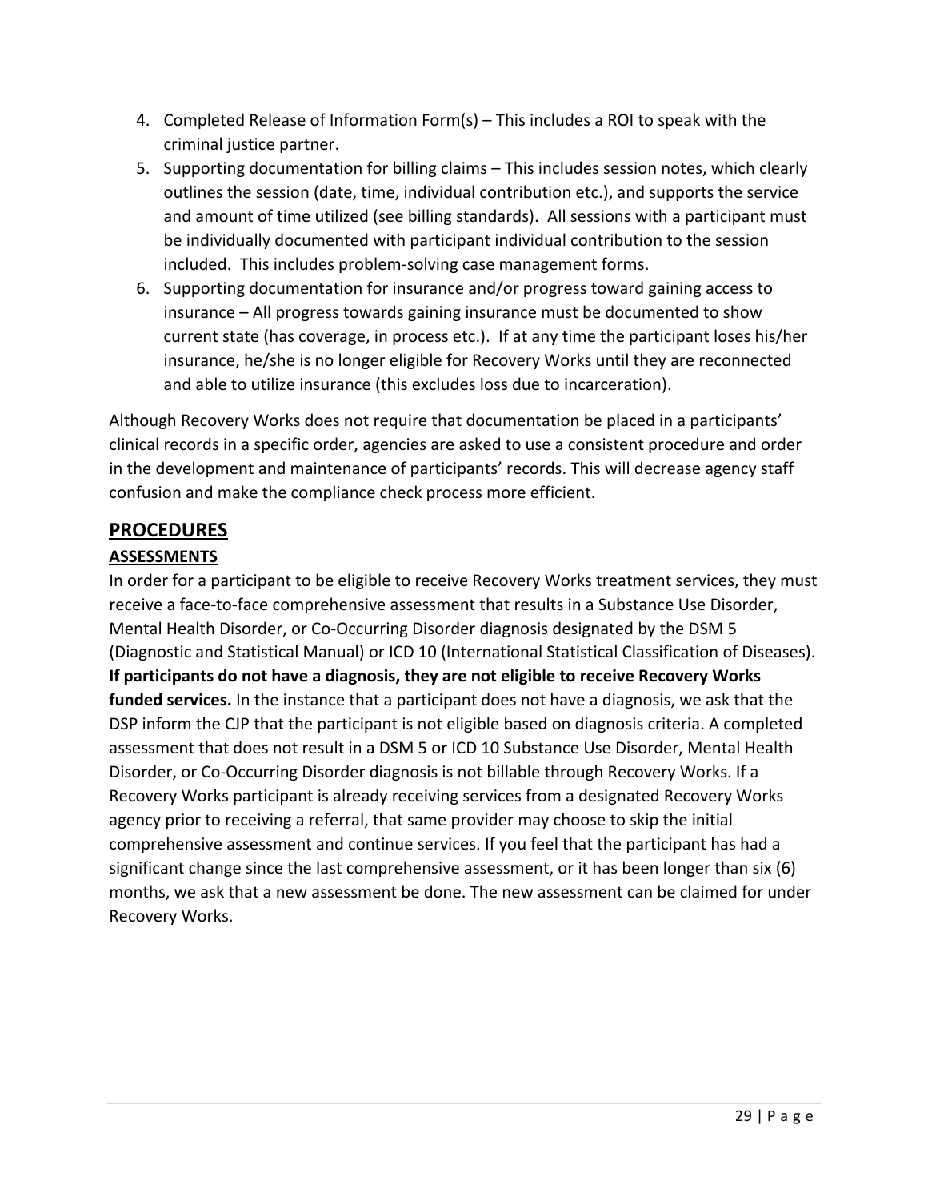4. Completed Release of Information Form(s) – This includes a ROI to speak with the criminal justice partner.
5. Supporting documentation for billing claims – This includes session notes, which clearly outlines the session (date, time, individual contribution etc.), and supports the service and amount of time utilized (see billing standards). All sessions with a participant must be individually documented with participant individual contribution to the session included. This includes problem-solving case management forms.
6. Supporting documentation for insurance and/or progress toward gaining access to insurance – All progress towards gaining insurance must be documented to show current state (has coverage, in process etc.). If at any time the participant loses his/her insurance, he/she is no longer eligible for Recovery Works until they are reconnected and able to utilize insurance (this excludes loss due to incarceration).

Although Recovery Works does not require that documentation be placed in a participants' clinical records in a specific order, agencies are asked to use a consistent procedure and order in the development and maintenance of participants' records. This will decrease agency staff confusion and make the compliance check process more efficient.

## PROCEDURES

### ASSESSMENTS

In order for a participant to be eligible to receive Recovery Works treatment services, they must receive a face-to-face comprehensive assessment that results in a Substance Use Disorder, Mental Health Disorder, or Co-Occurring Disorder diagnosis designated by the DSM 5 (Diagnostic and Statistical Manual) or ICD 10 (International Statistical Classification of Diseases). **If participants do not have a diagnosis, they are not eligible to receive Recovery Works funded services.** In the instance that a participant does not have a diagnosis, we ask that the DSP inform the CJP that the participant is not eligible based on diagnosis criteria. A completed assessment that does not result in a DSM 5 or ICD 10 Substance Use Disorder, Mental Health Disorder, or Co-Occurring Disorder diagnosis is not billable through Recovery Works. If a Recovery Works participant is already receiving services from a designated Recovery Works agency prior to receiving a referral, that same provider may choose to skip the initial comprehensive assessment and continue services. If you feel that the participant has had a significant change since the last comprehensive assessment, or it has been longer than six (6) months, we ask that a new assessment be done. The new assessment can be claimed for under Recovery Works.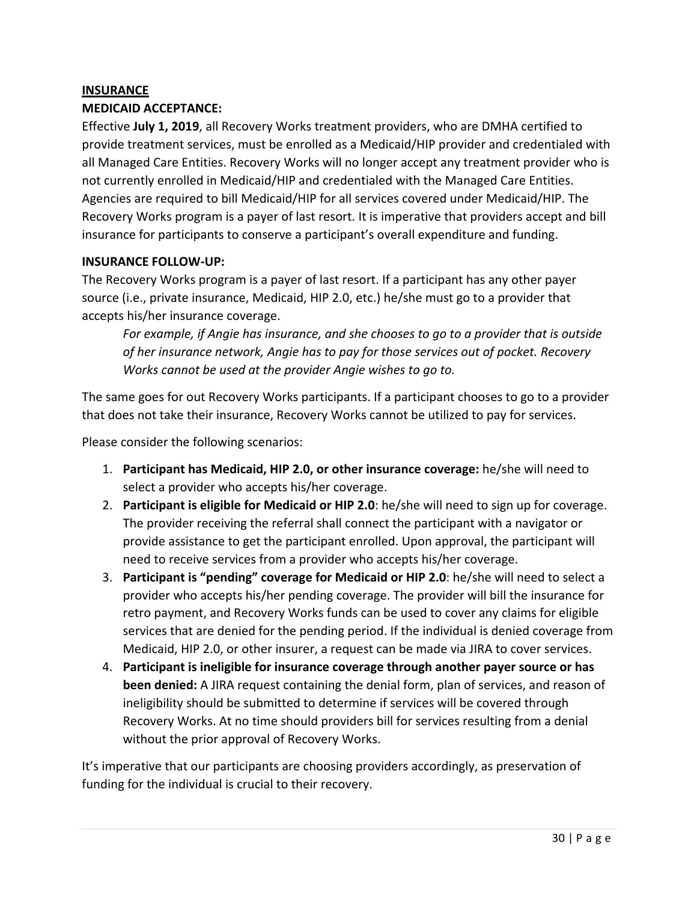## INSURANCE

### MEDICAID ACCEPTANCE:

Effective **July 1, 2019**, all Recovery Works treatment providers, who are DMHA certified to provide treatment services, must be enrolled as a Medicaid/HIP provider and credentialed with all Managed Care Entities. Recovery Works will no longer accept any treatment provider who is not currently enrolled in Medicaid/HIP and credentialed with the Managed Care Entities. Agencies are required to bill Medicaid/HIP for all services covered under Medicaid/HIP. The Recovery Works program is a payer of last resort. It is imperative that providers accept and bill insurance for participants to conserve a participant's overall expenditure and funding.

### INSURANCE FOLLOW-UP:

The Recovery Works program is a payer of last resort. If a participant has any other payer source (i.e., private insurance, Medicaid, HIP 2.0, etc.) he/she must go to a provider that accepts his/her insurance coverage.

> *For example, if Angie has insurance, and she chooses to go to a provider that is outside of her insurance network, Angie has to pay for those services out of pocket. Recovery Works cannot be used at the provider Angie wishes to go to.*

The same goes for out Recovery Works participants. If a participant chooses to go to a provider that does not take their insurance, Recovery Works cannot be utilized to pay for services.

Please consider the following scenarios:

1. **Participant has Medicaid, HIP 2.0, or other insurance coverage:** he/she will need to select a provider who accepts his/her coverage.
2. **Participant is eligible for Medicaid or HIP 2.0**: he/she will need to sign up for coverage. The provider receiving the referral shall connect the participant with a navigator or provide assistance to get the participant enrolled. Upon approval, the participant will need to receive services from a provider who accepts his/her coverage.
3. **Participant is "pending" coverage for Medicaid or HIP 2.0**: he/she will need to select a provider who accepts his/her pending coverage. The provider will bill the insurance for retro payment, and Recovery Works funds can be used to cover any claims for eligible services that are denied for the pending period. If the individual is denied coverage from Medicaid, HIP 2.0, or other insurer, a request can be made via JIRA to cover services.
4. **Participant is ineligible for insurance coverage through another payer source or has been denied:** A JIRA request containing the denial form, plan of services, and reason of ineligibility should be submitted to determine if services will be covered through Recovery Works. At no time should providers bill for services resulting from a denial without the prior approval of Recovery Works.

It's imperative that our participants are choosing providers accordingly, as preservation of funding for the individual is crucial to their recovery.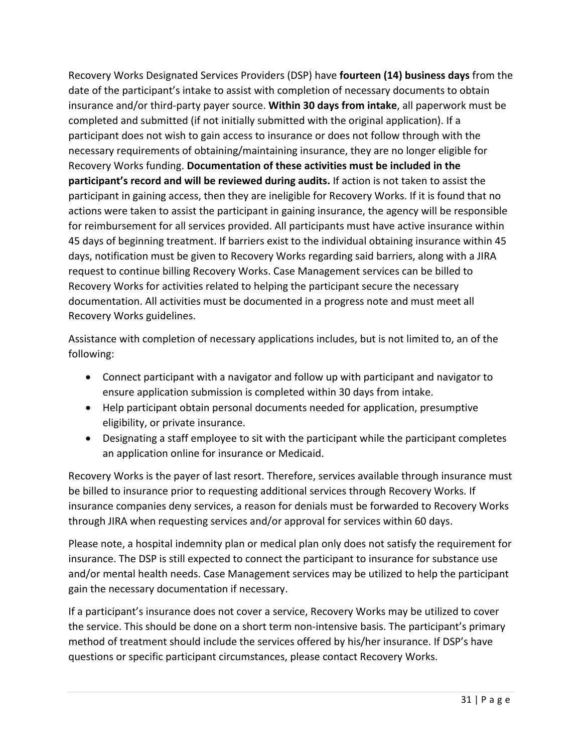Recovery Works Designated Services Providers (DSP) have **fourteen (14) business days** from the date of the participant's intake to assist with completion of necessary documents to obtain insurance and/or third-party payer source. **Within 30 days from intake**, all paperwork must be completed and submitted (if not initially submitted with the original application). If a participant does not wish to gain access to insurance or does not follow through with the necessary requirements of obtaining/maintaining insurance, they are no longer eligible for Recovery Works funding. **Documentation of these activities must be included in the participant's record and will be reviewed during audits.** If action is not taken to assist the participant in gaining access, then they are ineligible for Recovery Works. If it is found that no actions were taken to assist the participant in gaining insurance, the agency will be responsible for reimbursement for all services provided. All participants must have active insurance within 45 days of beginning treatment. If barriers exist to the individual obtaining insurance within 45 days, notification must be given to Recovery Works regarding said barriers, along with a JIRA request to continue billing Recovery Works. Case Management services can be billed to Recovery Works for activities related to helping the participant secure the necessary documentation. All activities must be documented in a progress note and must meet all Recovery Works guidelines.

Assistance with completion of necessary applications includes, but is not limited to, an of the following:

- Connect participant with a navigator and follow up with participant and navigator to ensure application submission is completed within 30 days from intake.
- Help participant obtain personal documents needed for application, presumptive eligibility, or private insurance.
- Designating a staff employee to sit with the participant while the participant completes an application online for insurance or Medicaid.

Recovery Works is the payer of last resort. Therefore, services available through insurance must be billed to insurance prior to requesting additional services through Recovery Works. If insurance companies deny services, a reason for denials must be forwarded to Recovery Works through JIRA when requesting services and/or approval for services within 60 days.

Please note, a hospital indemnity plan or medical plan only does not satisfy the requirement for insurance. The DSP is still expected to connect the participant to insurance for substance use and/or mental health needs. Case Management services may be utilized to help the participant gain the necessary documentation if necessary.

If a participant's insurance does not cover a service, Recovery Works may be utilized to cover the service. This should be done on a short term non-intensive basis. The participant's primary method of treatment should include the services offered by his/her insurance. If DSP's have questions or specific participant circumstances, please contact Recovery Works.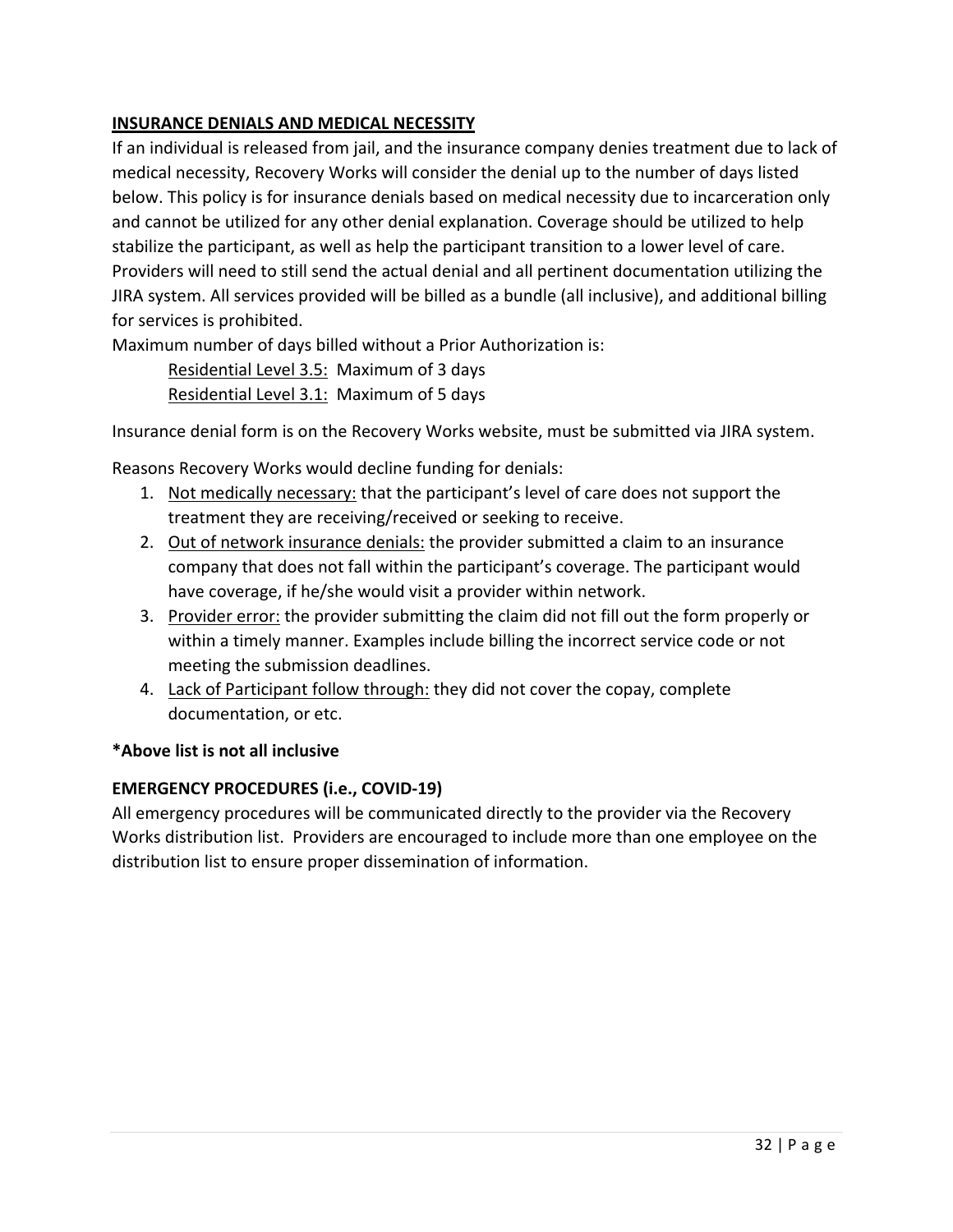## <u>INSURANCE DENIALS AND MEDICAL NECESSITY</u>

If an individual is released from jail, and the insurance company denies treatment due to lack of medical necessity, Recovery Works will consider the denial up to the number of days listed below. This policy is for insurance denials based on medical necessity due to incarceration only and cannot be utilized for any other denial explanation. Coverage should be utilized to help stabilize the participant, as well as help the participant transition to a lower level of care. Providers will need to still send the actual denial and all pertinent documentation utilizing the JIRA system. All services provided will be billed as a bundle (all inclusive), and additional billing for services is prohibited.

Maximum number of days billed without a Prior Authorization is:

<u>Residential Level 3.5:</u> Maximum of 3 days

<u>Residential Level 3.1:</u> Maximum of 5 days

Insurance denial form is on the Recovery Works website, must be submitted via JIRA system.

Reasons Recovery Works would decline funding for denials:

1. <u>Not medically necessary:</u> that the participant's level of care does not support the treatment they are receiving/received or seeking to receive.
2. <u>Out of network insurance denials:</u> the provider submitted a claim to an insurance company that does not fall within the participant's coverage. The participant would have coverage, if he/she would visit a provider within network.
3. <u>Provider error:</u> the provider submitting the claim did not fill out the form properly or within a timely manner. Examples include billing the incorrect service code or not meeting the submission deadlines.
4. <u>Lack of Participant follow through:</u> they did not cover the copay, complete documentation, or etc.

**\*Above list is not all inclusive**

### EMERGENCY PROCEDURES (i.e., COVID-19)

All emergency procedures will be communicated directly to the provider via the Recovery Works distribution list. Providers are encouraged to include more than one employee on the distribution list to ensure proper dissemination of information.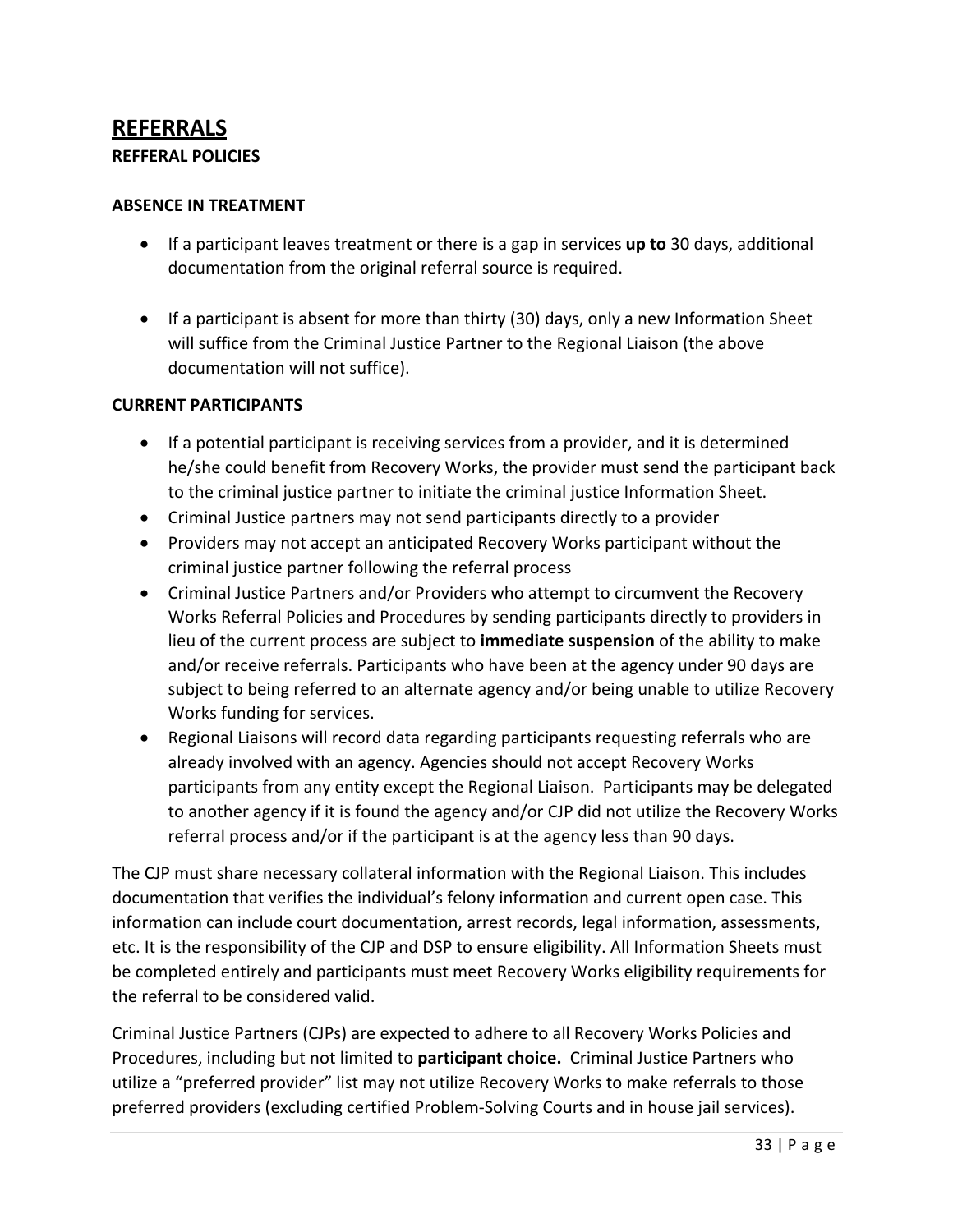# REFERRALS

**REFFERAL POLICIES**

**ABSENCE IN TREATMENT**

- If a participant leaves treatment or there is a gap in services **up to** 30 days, additional documentation from the original referral source is required.

- If a participant is absent for more than thirty (30) days, only a new Information Sheet will suffice from the Criminal Justice Partner to the Regional Liaison (the above documentation will not suffice).

**CURRENT PARTICIPANTS**

- If a potential participant is receiving services from a provider, and it is determined he/she could benefit from Recovery Works, the provider must send the participant back to the criminal justice partner to initiate the criminal justice Information Sheet.
- Criminal Justice partners may not send participants directly to a provider
- Providers may not accept an anticipated Recovery Works participant without the criminal justice partner following the referral process
- Criminal Justice Partners and/or Providers who attempt to circumvent the Recovery Works Referral Policies and Procedures by sending participants directly to providers in lieu of the current process are subject to **immediate suspension** of the ability to make and/or receive referrals. Participants who have been at the agency under 90 days are subject to being referred to an alternate agency and/or being unable to utilize Recovery Works funding for services.
- Regional Liaisons will record data regarding participants requesting referrals who are already involved with an agency. Agencies should not accept Recovery Works participants from any entity except the Regional Liaison. Participants may be delegated to another agency if it is found the agency and/or CJP did not utilize the Recovery Works referral process and/or if the participant is at the agency less than 90 days.

The CJP must share necessary collateral information with the Regional Liaison. This includes documentation that verifies the individual's felony information and current open case. This information can include court documentation, arrest records, legal information, assessments, etc. It is the responsibility of the CJP and DSP to ensure eligibility. All Information Sheets must be completed entirely and participants must meet Recovery Works eligibility requirements for the referral to be considered valid.

Criminal Justice Partners (CJPs) are expected to adhere to all Recovery Works Policies and Procedures, including but not limited to **participant choice.** Criminal Justice Partners who utilize a "preferred provider" list may not utilize Recovery Works to make referrals to those preferred providers (excluding certified Problem-Solving Courts and in house jail services).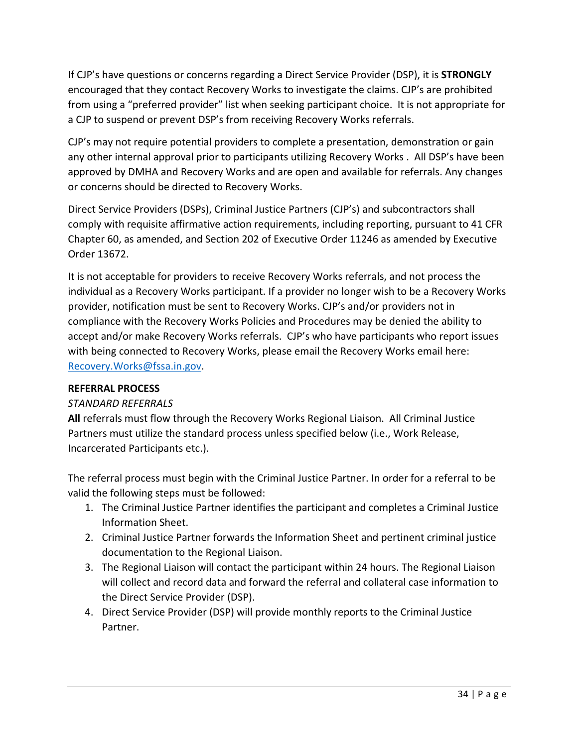If CJP's have questions or concerns regarding a Direct Service Provider (DSP), it is **STRONGLY** encouraged that they contact Recovery Works to investigate the claims. CJP's are prohibited from using a "preferred provider" list when seeking participant choice. It is not appropriate for a CJP to suspend or prevent DSP's from receiving Recovery Works referrals.

CJP's may not require potential providers to complete a presentation, demonstration or gain any other internal approval prior to participants utilizing Recovery Works . All DSP's have been approved by DMHA and Recovery Works and are open and available for referrals. Any changes or concerns should be directed to Recovery Works.

Direct Service Providers (DSPs), Criminal Justice Partners (CJP's) and subcontractors shall comply with requisite affirmative action requirements, including reporting, pursuant to 41 CFR Chapter 60, as amended, and Section 202 of Executive Order 11246 as amended by Executive Order 13672.

It is not acceptable for providers to receive Recovery Works referrals, and not process the individual as a Recovery Works participant. If a provider no longer wish to be a Recovery Works provider, notification must be sent to Recovery Works. CJP's and/or providers not in compliance with the Recovery Works Policies and Procedures may be denied the ability to accept and/or make Recovery Works referrals. CJP's who have participants who report issues with being connected to Recovery Works, please email the Recovery Works email here: [Recovery.Works@fssa.in.gov](mailto:Recovery.Works@fssa.in.gov).

**REFERRAL PROCESS**

*STANDARD REFERRALS*

**All** referrals must flow through the Recovery Works Regional Liaison. All Criminal Justice Partners must utilize the standard process unless specified below (i.e., Work Release, Incarcerated Participants etc.).

The referral process must begin with the Criminal Justice Partner. In order for a referral to be valid the following steps must be followed:

1. The Criminal Justice Partner identifies the participant and completes a Criminal Justice Information Sheet.
2. Criminal Justice Partner forwards the Information Sheet and pertinent criminal justice documentation to the Regional Liaison.
3. The Regional Liaison will contact the participant within 24 hours. The Regional Liaison will collect and record data and forward the referral and collateral case information to the Direct Service Provider (DSP).
4. Direct Service Provider (DSP) will provide monthly reports to the Criminal Justice Partner.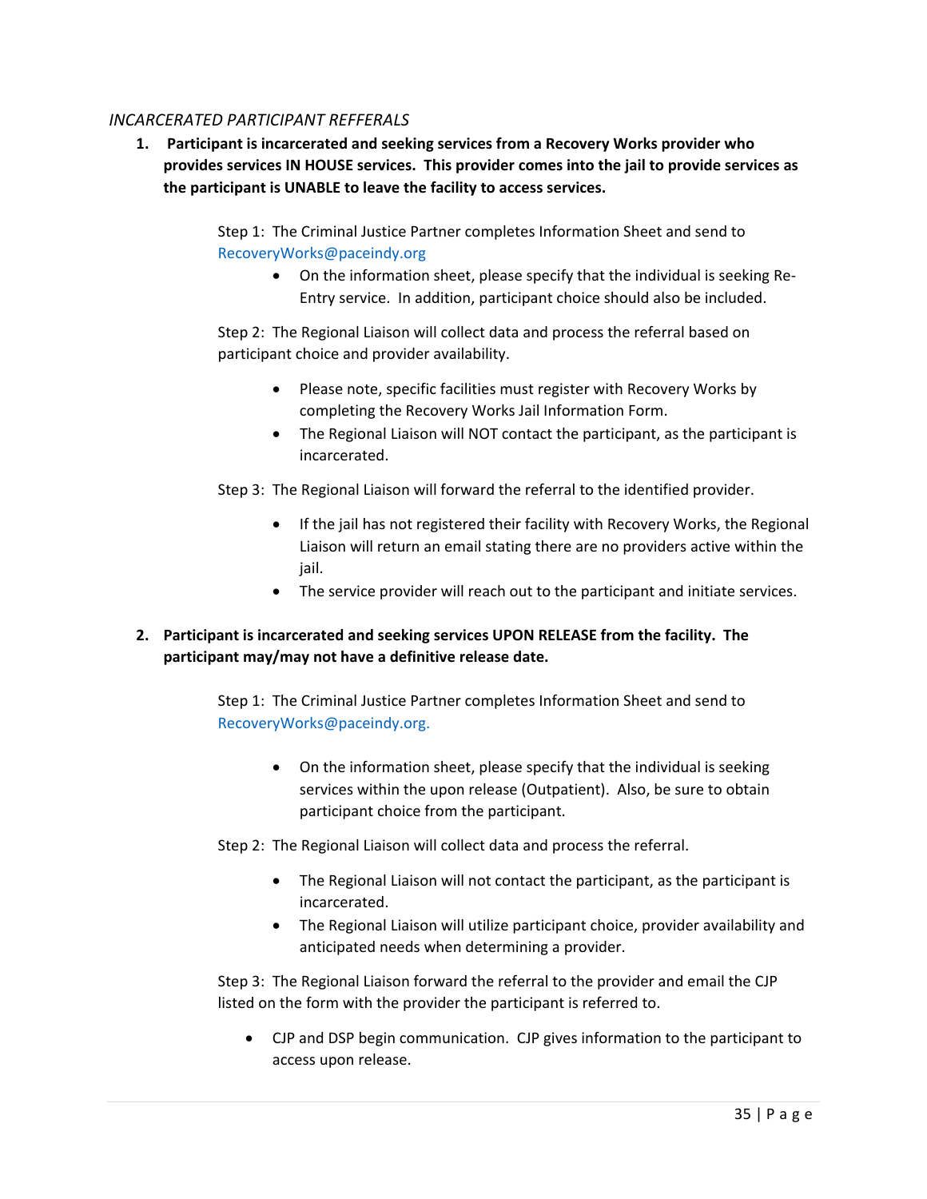*INCARCERATED PARTICIPANT REFFERALS*

1. **Participant is incarcerated and seeking services from a Recovery Works provider who provides services IN HOUSE services. This provider comes into the jail to provide services as the participant is UNABLE to leave the facility to access services.**

   Step 1: The Criminal Justice Partner completes Information Sheet and send to RecoveryWorks@paceindy.org

   - On the information sheet, please specify that the individual is seeking Re-Entry service. In addition, participant choice should also be included.

   Step 2: The Regional Liaison will collect data and process the referral based on participant choice and provider availability.

   - Please note, specific facilities must register with Recovery Works by completing the Recovery Works Jail Information Form.
   - The Regional Liaison will NOT contact the participant, as the participant is incarcerated.

   Step 3: The Regional Liaison will forward the referral to the identified provider.

   - If the jail has not registered their facility with Recovery Works, the Regional Liaison will return an email stating there are no providers active within the jail.
   - The service provider will reach out to the participant and initiate services.

2. **Participant is incarcerated and seeking services UPON RELEASE from the facility. The participant may/may not have a definitive release date.**

   Step 1: The Criminal Justice Partner completes Information Sheet and send to RecoveryWorks@paceindy.org.

   - On the information sheet, please specify that the individual is seeking services within the upon release (Outpatient). Also, be sure to obtain participant choice from the participant.

   Step 2: The Regional Liaison will collect data and process the referral.

   - The Regional Liaison will not contact the participant, as the participant is incarcerated.
   - The Regional Liaison will utilize participant choice, provider availability and anticipated needs when determining a provider.

   Step 3: The Regional Liaison forward the referral to the provider and email the CJP listed on the form with the provider the participant is referred to.

   - CJP and DSP begin communication. CJP gives information to the participant to access upon release.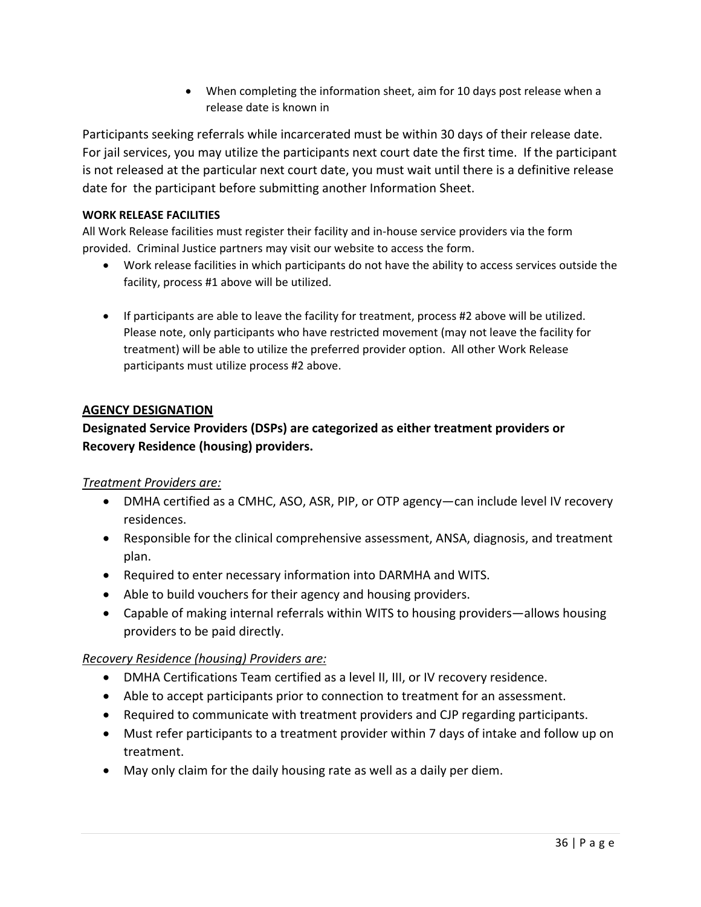- When completing the information sheet, aim for 10 days post release when a release date is known in

Participants seeking referrals while incarcerated must be within 30 days of their release date. For jail services, you may utilize the participants next court date the first time. If the participant is not released at the particular next court date, you must wait until there is a definitive release date for the participant before submitting another Information Sheet.

**WORK RELEASE FACILITIES**

All Work Release facilities must register their facility and in-house service providers via the form provided. Criminal Justice partners may visit our website to access the form.

- Work release facilities in which participants do not have the ability to access services outside the facility, process #1 above will be utilized.
- If participants are able to leave the facility for treatment, process #2 above will be utilized. Please note, only participants who have restricted movement (may not leave the facility for treatment) will be able to utilize the preferred provider option. All other Work Release participants must utilize process #2 above.

## AGENCY DESIGNATION

**Designated Service Providers (DSPs) are categorized as either treatment providers or Recovery Residence (housing) providers.**

*Treatment Providers are:*

- DMHA certified as a CMHC, ASO, ASR, PIP, or OTP agency—can include level IV recovery residences.
- Responsible for the clinical comprehensive assessment, ANSA, diagnosis, and treatment plan.
- Required to enter necessary information into DARMHA and WITS.
- Able to build vouchers for their agency and housing providers.
- Capable of making internal referrals within WITS to housing providers—allows housing providers to be paid directly.

*Recovery Residence (housing) Providers are:*

- DMHA Certifications Team certified as a level II, III, or IV recovery residence.
- Able to accept participants prior to connection to treatment for an assessment.
- Required to communicate with treatment providers and CJP regarding participants.
- Must refer participants to a treatment provider within 7 days of intake and follow up on treatment.
- May only claim for the daily housing rate as well as a daily per diem.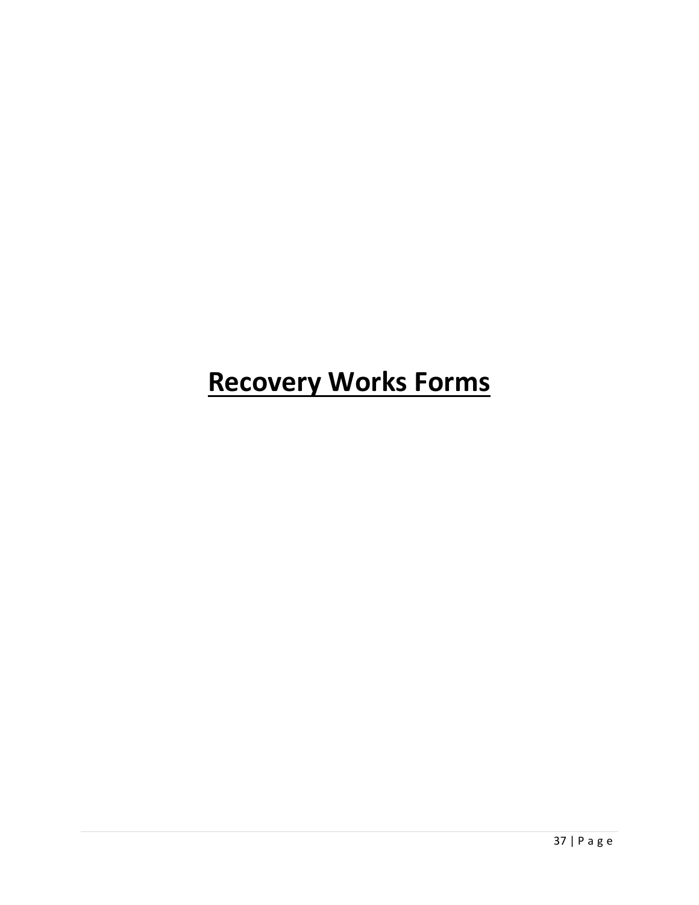# Recovery Works Forms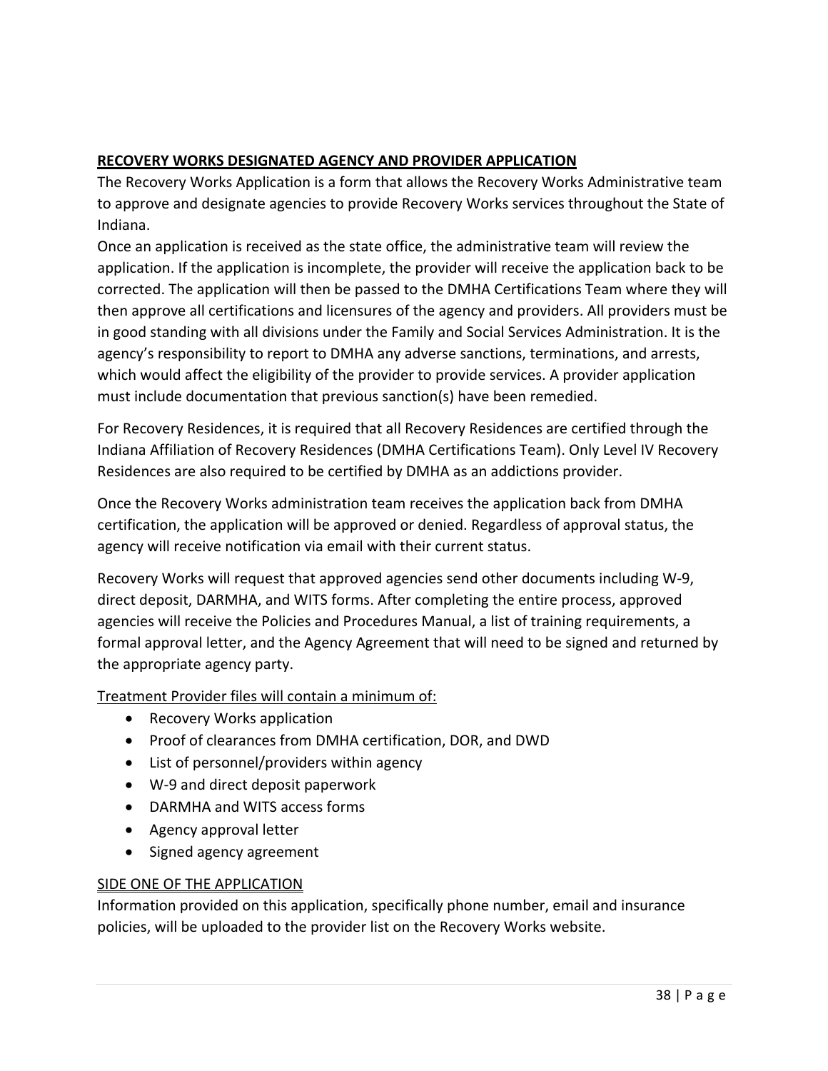## **RECOVERY WORKS DESIGNATED AGENCY AND PROVIDER APPLICATION**

The Recovery Works Application is a form that allows the Recovery Works Administrative team to approve and designate agencies to provide Recovery Works services throughout the State of Indiana.

Once an application is received as the state office, the administrative team will review the application. If the application is incomplete, the provider will receive the application back to be corrected. The application will then be passed to the DMHA Certifications Team where they will then approve all certifications and licensures of the agency and providers. All providers must be in good standing with all divisions under the Family and Social Services Administration. It is the agency's responsibility to report to DMHA any adverse sanctions, terminations, and arrests, which would affect the eligibility of the provider to provide services. A provider application must include documentation that previous sanction(s) have been remedied.

For Recovery Residences, it is required that all Recovery Residences are certified through the Indiana Affiliation of Recovery Residences (DMHA Certifications Team). Only Level IV Recovery Residences are also required to be certified by DMHA as an addictions provider.

Once the Recovery Works administration team receives the application back from DMHA certification, the application will be approved or denied. Regardless of approval status, the agency will receive notification via email with their current status.

Recovery Works will request that approved agencies send other documents including W-9, direct deposit, DARMHA, and WITS forms. After completing the entire process, approved agencies will receive the Policies and Procedures Manual, a list of training requirements, a formal approval letter, and the Agency Agreement that will need to be signed and returned by the appropriate agency party.

Treatment Provider files will contain a minimum of:

- Recovery Works application
- Proof of clearances from DMHA certification, DOR, and DWD
- List of personnel/providers within agency
- W-9 and direct deposit paperwork
- DARMHA and WITS access forms
- Agency approval letter
- Signed agency agreement

SIDE ONE OF THE APPLICATION

Information provided on this application, specifically phone number, email and insurance policies, will be uploaded to the provider list on the Recovery Works website.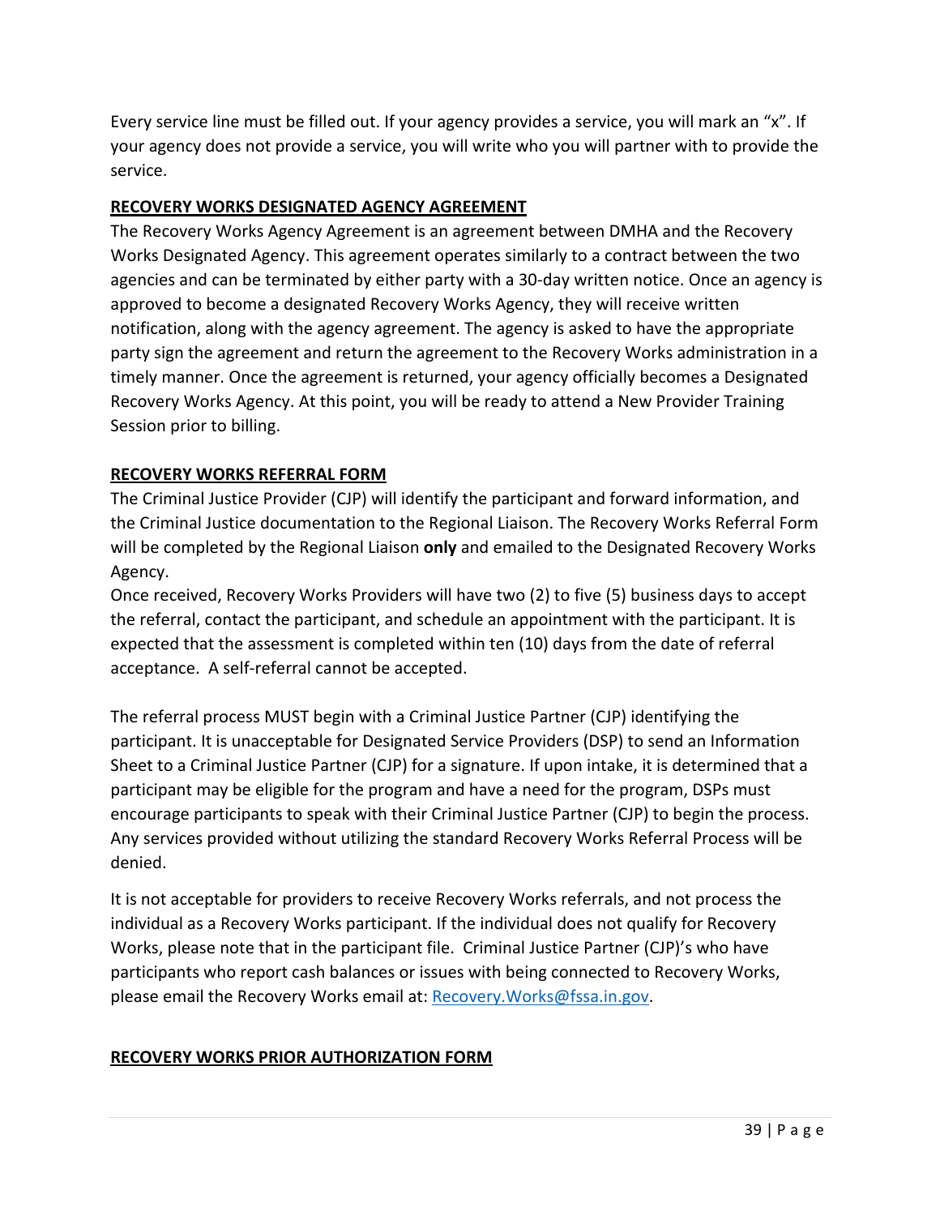Every service line must be filled out. If your agency provides a service, you will mark an "x". If your agency does not provide a service, you will write who you will partner with to provide the service.

## RECOVERY WORKS DESIGNATED AGENCY AGREEMENT

The Recovery Works Agency Agreement is an agreement between DMHA and the Recovery Works Designated Agency. This agreement operates similarly to a contract between the two agencies and can be terminated by either party with a 30-day written notice. Once an agency is approved to become a designated Recovery Works Agency, they will receive written notification, along with the agency agreement. The agency is asked to have the appropriate party sign the agreement and return the agreement to the Recovery Works administration in a timely manner. Once the agreement is returned, your agency officially becomes a Designated Recovery Works Agency. At this point, you will be ready to attend a New Provider Training Session prior to billing.

## RECOVERY WORKS REFERRAL FORM

The Criminal Justice Provider (CJP) will identify the participant and forward information, and the Criminal Justice documentation to the Regional Liaison. The Recovery Works Referral Form will be completed by the Regional Liaison **only** and emailed to the Designated Recovery Works Agency.
Once received, Recovery Works Providers will have two (2) to five (5) business days to accept the referral, contact the participant, and schedule an appointment with the participant. It is expected that the assessment is completed within ten (10) days from the date of referral acceptance. A self-referral cannot be accepted.

The referral process MUST begin with a Criminal Justice Partner (CJP) identifying the participant. It is unacceptable for Designated Service Providers (DSP) to send an Information Sheet to a Criminal Justice Partner (CJP) for a signature. If upon intake, it is determined that a participant may be eligible for the program and have a need for the program, DSPs must encourage participants to speak with their Criminal Justice Partner (CJP) to begin the process. Any services provided without utilizing the standard Recovery Works Referral Process will be denied.

It is not acceptable for providers to receive Recovery Works referrals, and not process the individual as a Recovery Works participant. If the individual does not qualify for Recovery Works, please note that in the participant file. Criminal Justice Partner (CJP)'s who have participants who report cash balances or issues with being connected to Recovery Works, please email the Recovery Works email at: Recovery.Works@fssa.in.gov.

## RECOVERY WORKS PRIOR AUTHORIZATION FORM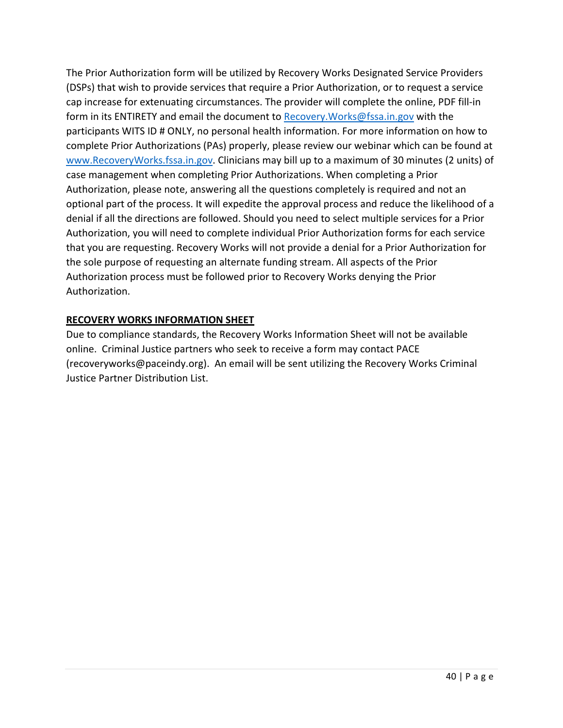The Prior Authorization form will be utilized by Recovery Works Designated Service Providers (DSPs) that wish to provide services that require a Prior Authorization, or to request a service cap increase for extenuating circumstances. The provider will complete the online, PDF fill-in form in its ENTIRETY and email the document to Recovery.Works@fssa.in.gov with the participants WITS ID # ONLY, no personal health information. For more information on how to complete Prior Authorizations (PAs) properly, please review our webinar which can be found at www.RecoveryWorks.fssa.in.gov. Clinicians may bill up to a maximum of 30 minutes (2 units) of case management when completing Prior Authorizations. When completing a Prior Authorization, please note, answering all the questions completely is required and not an optional part of the process. It will expedite the approval process and reduce the likelihood of a denial if all the directions are followed. Should you need to select multiple services for a Prior Authorization, you will need to complete individual Prior Authorization forms for each service that you are requesting. Recovery Works will not provide a denial for a Prior Authorization for the sole purpose of requesting an alternate funding stream. All aspects of the Prior Authorization process must be followed prior to Recovery Works denying the Prior Authorization.

**RECOVERY WORKS INFORMATION SHEET**

Due to compliance standards, the Recovery Works Information Sheet will not be available online. Criminal Justice partners who seek to receive a form may contact PACE (recoveryworks@paceindy.org). An email will be sent utilizing the Recovery Works Criminal Justice Partner Distribution List.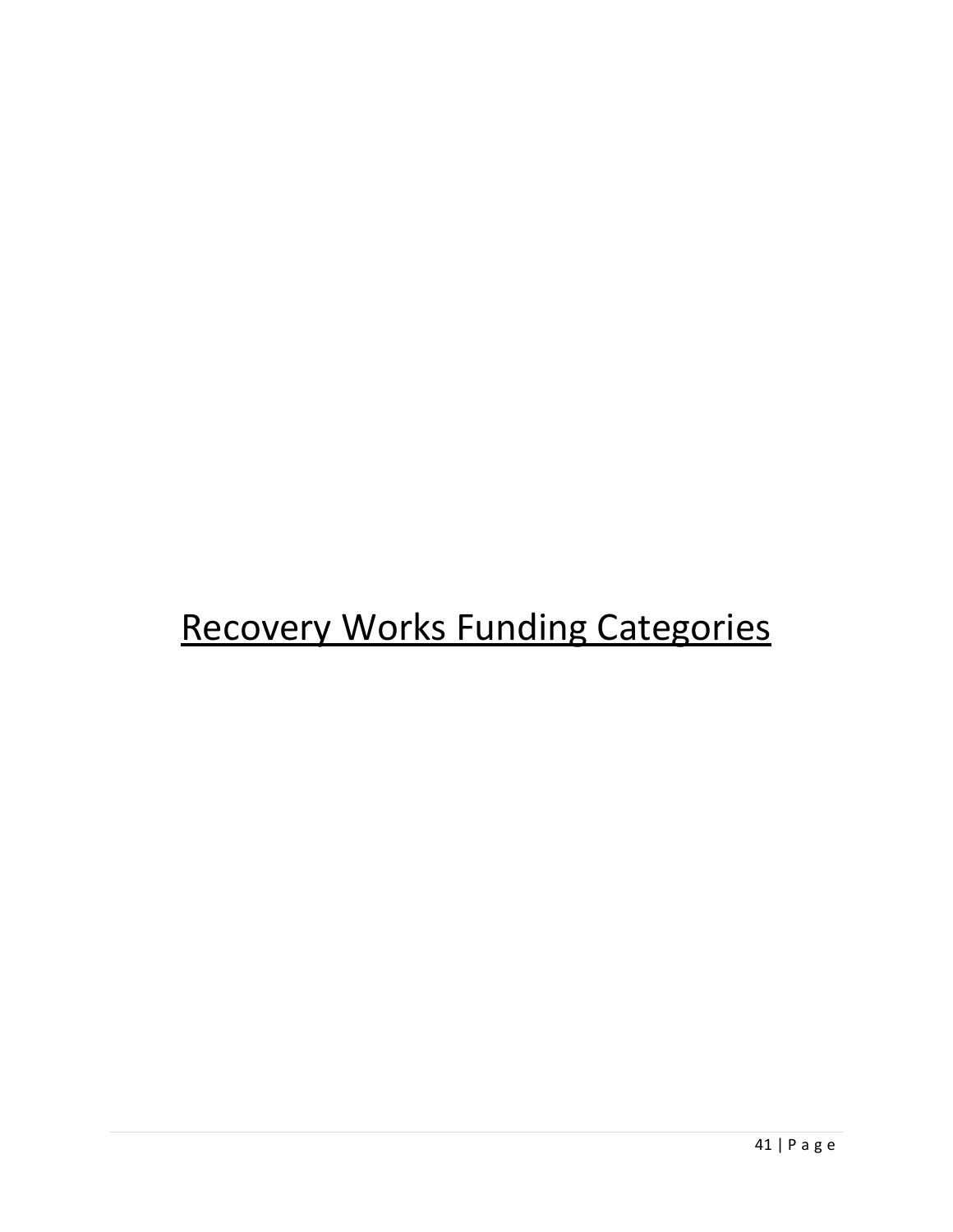# Recovery Works Funding Categories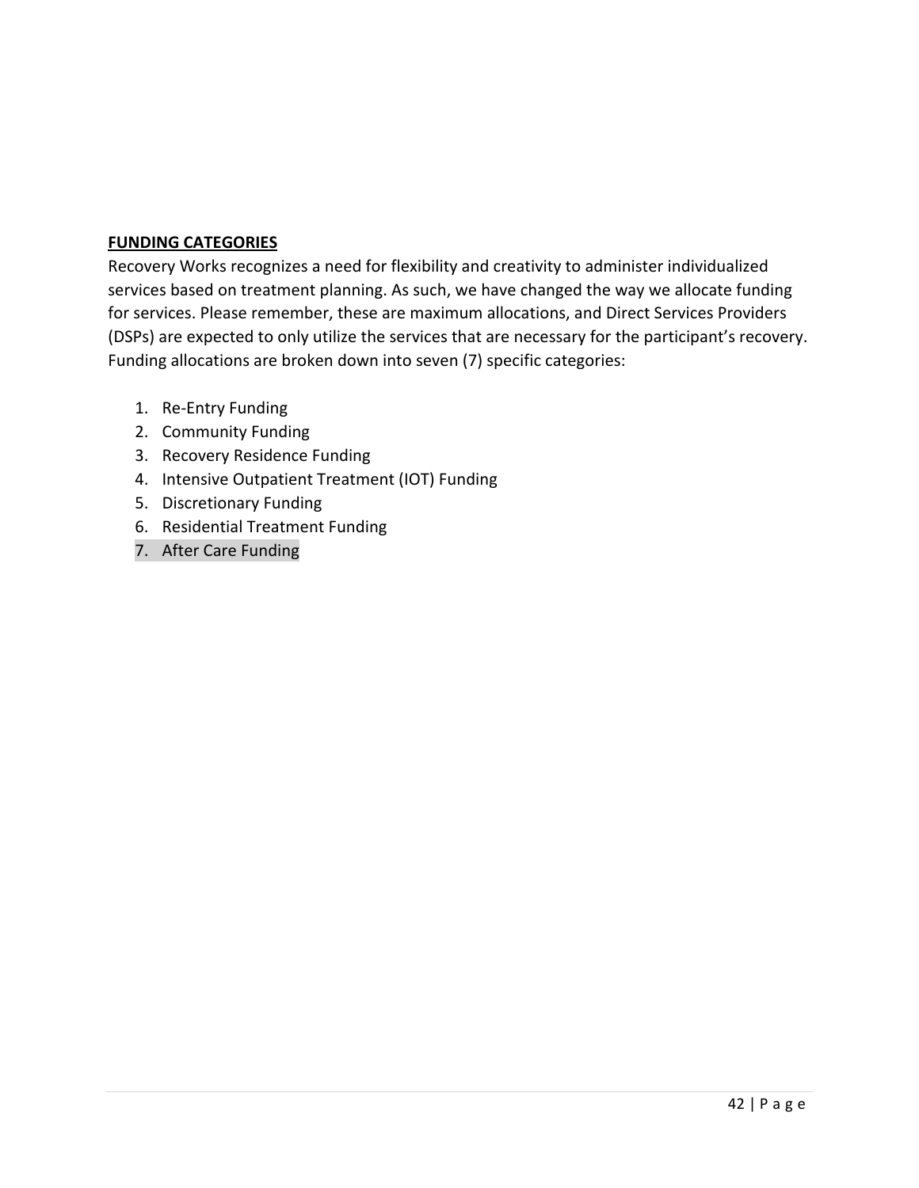## FUNDING CATEGORIES

Recovery Works recognizes a need for flexibility and creativity to administer individualized services based on treatment planning. As such, we have changed the way we allocate funding for services. Please remember, these are maximum allocations, and Direct Services Providers (DSPs) are expected to only utilize the services that are necessary for the participant's recovery. Funding allocations are broken down into seven (7) specific categories:

1. Re-Entry Funding
2. Community Funding
3. Recovery Residence Funding
4. Intensive Outpatient Treatment (IOT) Funding
5. Discretionary Funding
6. Residential Treatment Funding
7. After Care Funding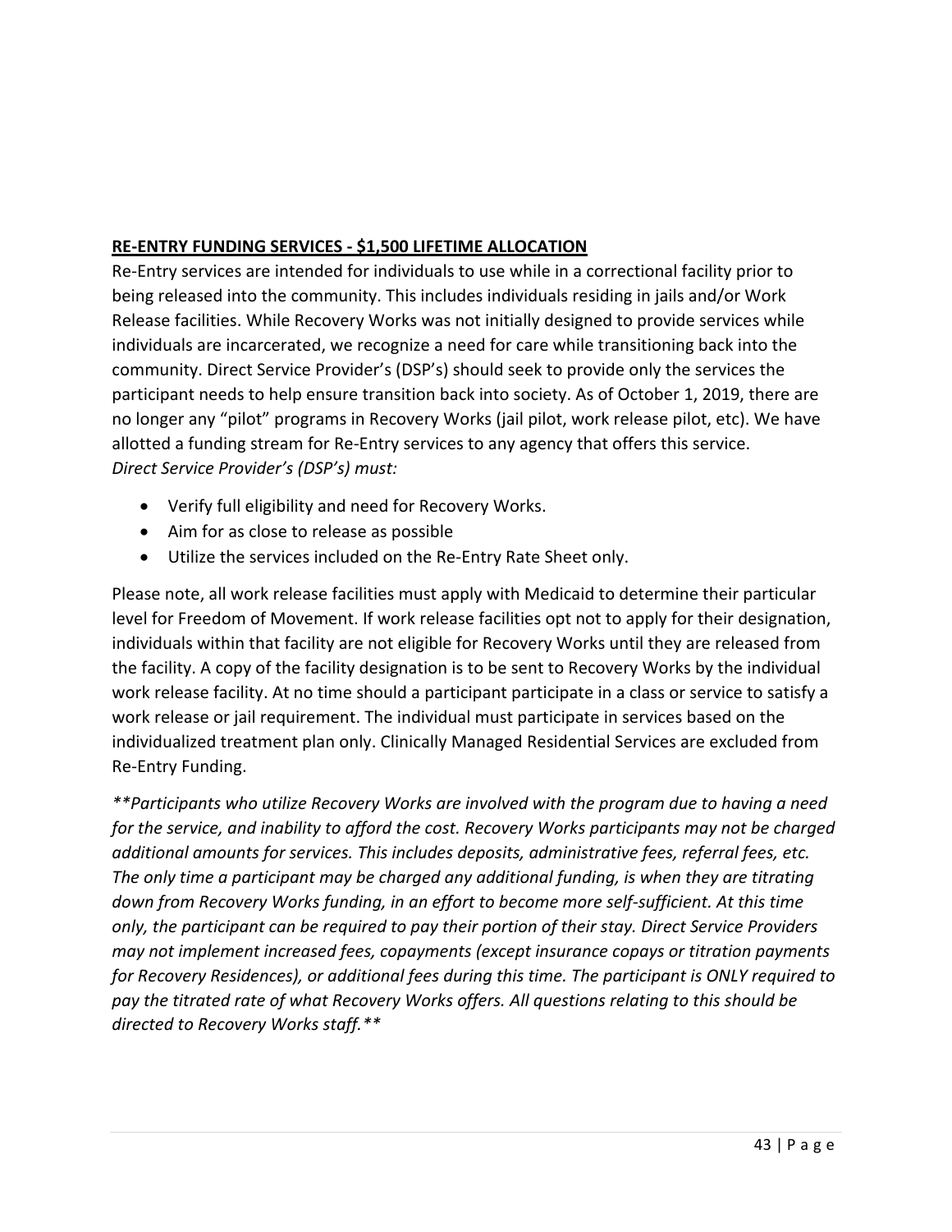**<u>RE-ENTRY FUNDING SERVICES - $1,500 LIFETIME ALLOCATION</u>**

Re-Entry services are intended for individuals to use while in a correctional facility prior to being released into the community. This includes individuals residing in jails and/or Work Release facilities. While Recovery Works was not initially designed to provide services while individuals are incarcerated, we recognize a need for care while transitioning back into the community. Direct Service Provider's (DSP's) should seek to provide only the services the participant needs to help ensure transition back into society. As of October 1, 2019, there are no longer any "pilot" programs in Recovery Works (jail pilot, work release pilot, etc). We have allotted a funding stream for Re-Entry services to any agency that offers this service.

*Direct Service Provider's (DSP's) must:*

- Verify full eligibility and need for Recovery Works.
- Aim for as close to release as possible
- Utilize the services included on the Re-Entry Rate Sheet only.

Please note, all work release facilities must apply with Medicaid to determine their particular level for Freedom of Movement. If work release facilities opt not to apply for their designation, individuals within that facility are not eligible for Recovery Works until they are released from the facility. A copy of the facility designation is to be sent to Recovery Works by the individual work release facility. At no time should a participant participate in a class or service to satisfy a work release or jail requirement. The individual must participate in services based on the individualized treatment plan only. Clinically Managed Residential Services are excluded from Re-Entry Funding.

*\*\*Participants who utilize Recovery Works are involved with the program due to having a need for the service, and inability to afford the cost. Recovery Works participants may not be charged additional amounts for services. This includes deposits, administrative fees, referral fees, etc. The only time a participant may be charged any additional funding, is when they are titrating down from Recovery Works funding, in an effort to become more self-sufficient. At this time only, the participant can be required to pay their portion of their stay. Direct Service Providers may not implement increased fees, copayments (except insurance copays or titration payments for Recovery Residences), or additional fees during this time. The participant is ONLY required to pay the titrated rate of what Recovery Works offers. All questions relating to this should be directed to Recovery Works staff.\*\**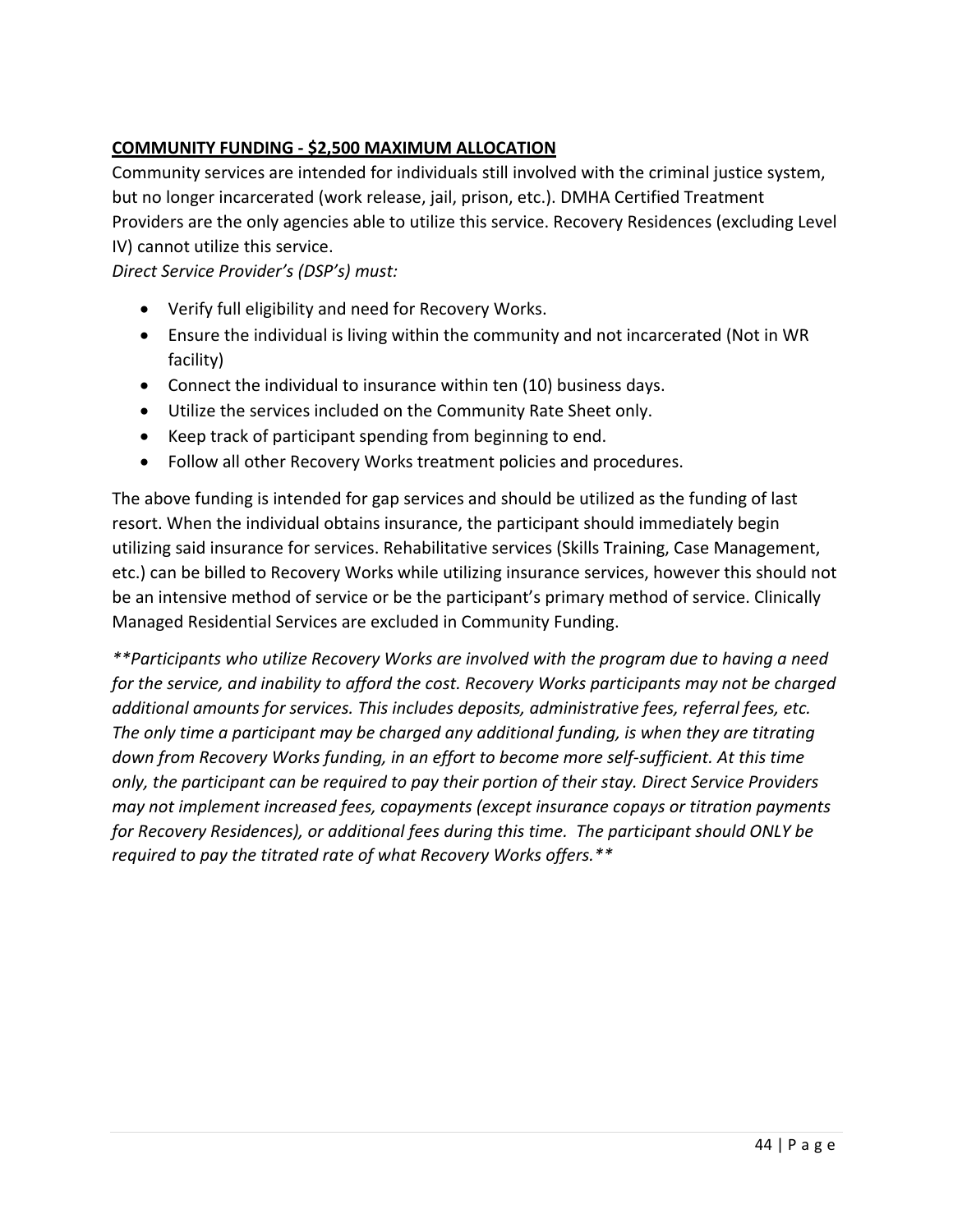## COMMUNITY FUNDING - $2,500 MAXIMUM ALLOCATION

Community services are intended for individuals still involved with the criminal justice system, but no longer incarcerated (work release, jail, prison, etc.). DMHA Certified Treatment Providers are the only agencies able to utilize this service. Recovery Residences (excluding Level IV) cannot utilize this service.

*Direct Service Provider's (DSP's) must:*

- Verify full eligibility and need for Recovery Works.
- Ensure the individual is living within the community and not incarcerated (Not in WR facility)
- Connect the individual to insurance within ten (10) business days.
- Utilize the services included on the Community Rate Sheet only.
- Keep track of participant spending from beginning to end.
- Follow all other Recovery Works treatment policies and procedures.

The above funding is intended for gap services and should be utilized as the funding of last resort. When the individual obtains insurance, the participant should immediately begin utilizing said insurance for services. Rehabilitative services (Skills Training, Case Management, etc.) can be billed to Recovery Works while utilizing insurance services, however this should not be an intensive method of service or be the participant's primary method of service. Clinically Managed Residential Services are excluded in Community Funding.

*\*\*Participants who utilize Recovery Works are involved with the program due to having a need for the service, and inability to afford the cost. Recovery Works participants may not be charged additional amounts for services. This includes deposits, administrative fees, referral fees, etc. The only time a participant may be charged any additional funding, is when they are titrating down from Recovery Works funding, in an effort to become more self-sufficient. At this time only, the participant can be required to pay their portion of their stay. Direct Service Providers may not implement increased fees, copayments (except insurance copays or titration payments for Recovery Residences), or additional fees during this time. The participant should ONLY be required to pay the titrated rate of what Recovery Works offers.\*\**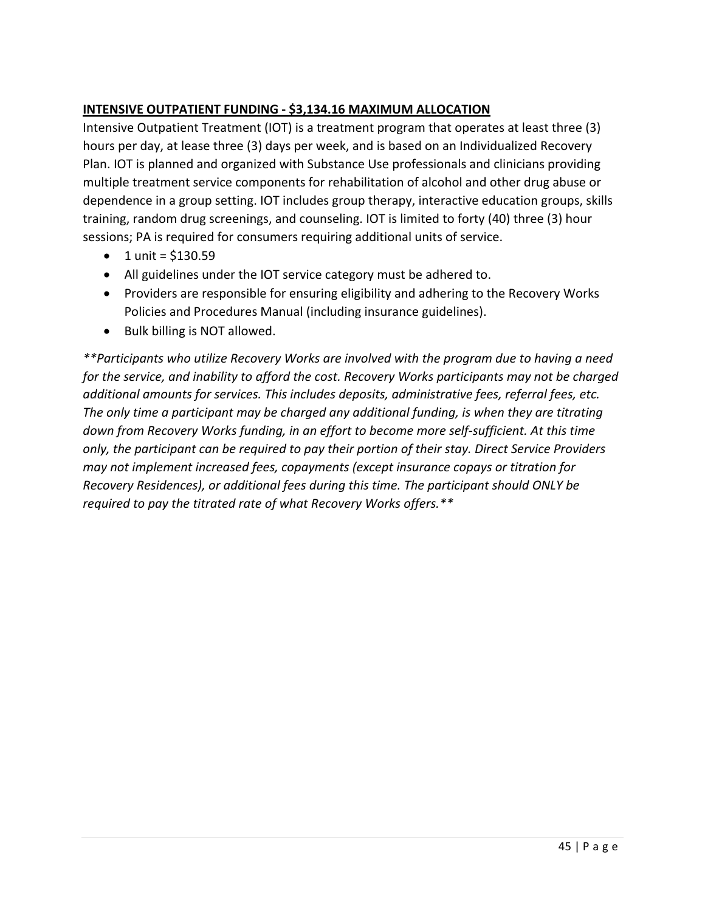**INTENSIVE OUTPATIENT FUNDING - $3,134.16 MAXIMUM ALLOCATION**

Intensive Outpatient Treatment (IOT) is a treatment program that operates at least three (3) hours per day, at lease three (3) days per week, and is based on an Individualized Recovery Plan. IOT is planned and organized with Substance Use professionals and clinicians providing multiple treatment service components for rehabilitation of alcohol and other drug abuse or dependence in a group setting. IOT includes group therapy, interactive education groups, skills training, random drug screenings, and counseling. IOT is limited to forty (40) three (3) hour sessions; PA is required for consumers requiring additional units of service.

- 1 unit = $130.59
- All guidelines under the IOT service category must be adhered to.
- Providers are responsible for ensuring eligibility and adhering to the Recovery Works Policies and Procedures Manual (including insurance guidelines).
- Bulk billing is NOT allowed.

*\*\*Participants who utilize Recovery Works are involved with the program due to having a need for the service, and inability to afford the cost. Recovery Works participants may not be charged additional amounts for services. This includes deposits, administrative fees, referral fees, etc. The only time a participant may be charged any additional funding, is when they are titrating down from Recovery Works funding, in an effort to become more self-sufficient. At this time only, the participant can be required to pay their portion of their stay. Direct Service Providers may not implement increased fees, copayments (except insurance copays or titration for Recovery Residences), or additional fees during this time. The participant should ONLY be required to pay the titrated rate of what Recovery Works offers.\*\**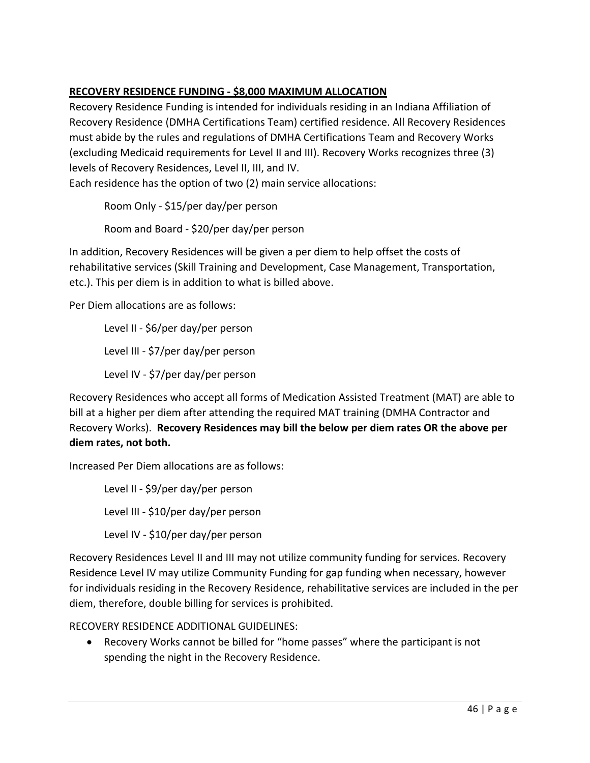## RECOVERY RESIDENCE FUNDING - $8,000 MAXIMUM ALLOCATION

Recovery Residence Funding is intended for individuals residing in an Indiana Affiliation of Recovery Residence (DMHA Certifications Team) certified residence. All Recovery Residences must abide by the rules and regulations of DMHA Certifications Team and Recovery Works (excluding Medicaid requirements for Level II and III). Recovery Works recognizes three (3) levels of Recovery Residences, Level II, III, and IV.
Each residence has the option of two (2) main service allocations:

Room Only - $15/per day/per person

Room and Board - $20/per day/per person

In addition, Recovery Residences will be given a per diem to help offset the costs of rehabilitative services (Skill Training and Development, Case Management, Transportation, etc.). This per diem is in addition to what is billed above.

Per Diem allocations are as follows:

Level II - $6/per day/per person

Level III - $7/per day/per person

Level IV - $7/per day/per person

Recovery Residences who accept all forms of Medication Assisted Treatment (MAT) are able to bill at a higher per diem after attending the required MAT training (DMHA Contractor and Recovery Works). **Recovery Residences may bill the below per diem rates OR the above per diem rates, not both.**

Increased Per Diem allocations are as follows:

Level II - $9/per day/per person

Level III - $10/per day/per person

Level IV - $10/per day/per person

Recovery Residences Level II and III may not utilize community funding for services. Recovery Residence Level IV may utilize Community Funding for gap funding when necessary, however for individuals residing in the Recovery Residence, rehabilitative services are included in the per diem, therefore, double billing for services is prohibited.

RECOVERY RESIDENCE ADDITIONAL GUIDELINES:

- Recovery Works cannot be billed for “home passes” where the participant is not spending the night in the Recovery Residence.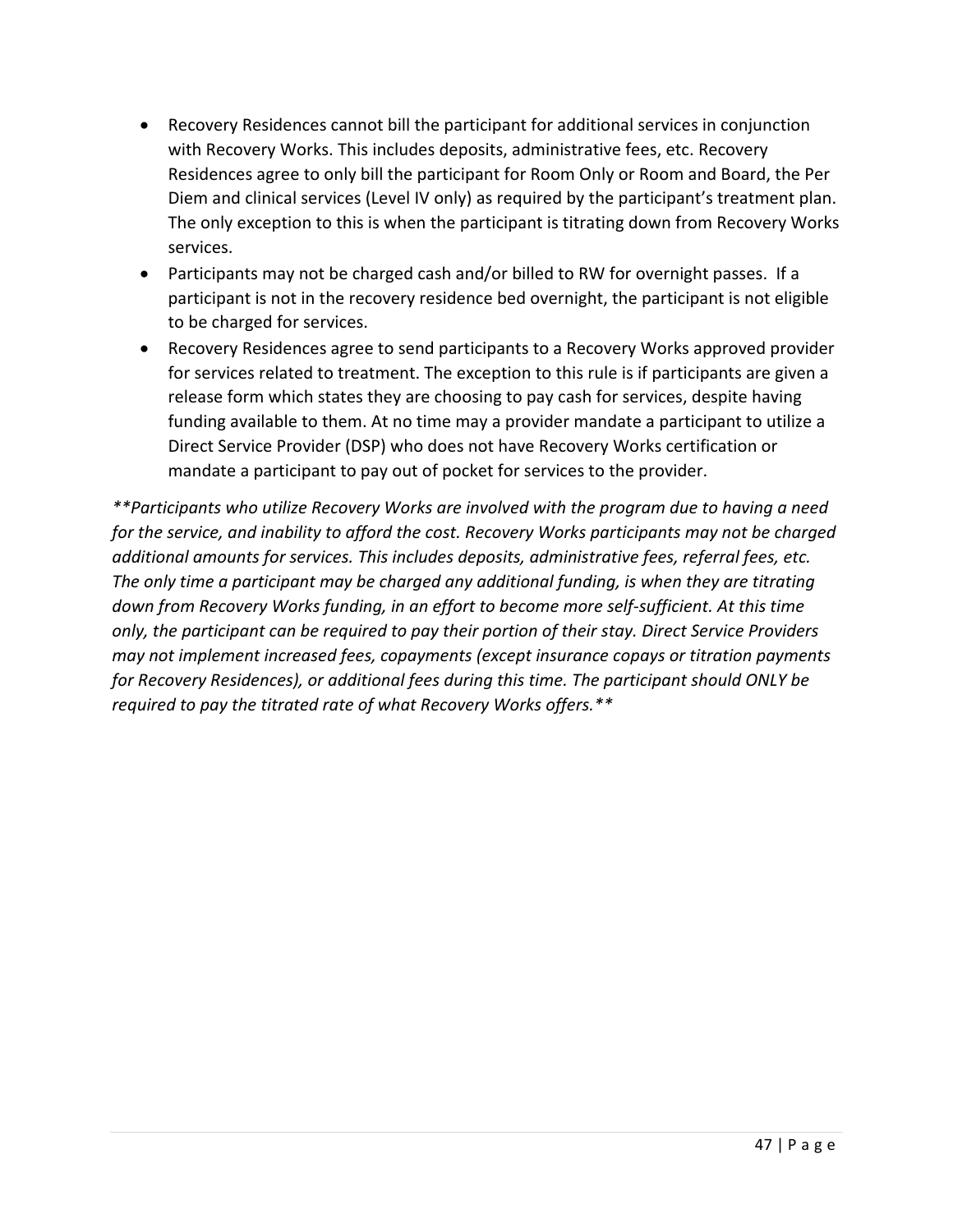- Recovery Residences cannot bill the participant for additional services in conjunction with Recovery Works. This includes deposits, administrative fees, etc. Recovery Residences agree to only bill the participant for Room Only or Room and Board, the Per Diem and clinical services (Level IV only) as required by the participant's treatment plan. The only exception to this is when the participant is titrating down from Recovery Works services.
- Participants may not be charged cash and/or billed to RW for overnight passes. If a participant is not in the recovery residence bed overnight, the participant is not eligible to be charged for services.
- Recovery Residences agree to send participants to a Recovery Works approved provider for services related to treatment. The exception to this rule is if participants are given a release form which states they are choosing to pay cash for services, despite having funding available to them. At no time may a provider mandate a participant to utilize a Direct Service Provider (DSP) who does not have Recovery Works certification or mandate a participant to pay out of pocket for services to the provider.

*\*\*Participants who utilize Recovery Works are involved with the program due to having a need for the service, and inability to afford the cost. Recovery Works participants may not be charged additional amounts for services. This includes deposits, administrative fees, referral fees, etc. The only time a participant may be charged any additional funding, is when they are titrating down from Recovery Works funding, in an effort to become more self-sufficient. At this time only, the participant can be required to pay their portion of their stay. Direct Service Providers may not implement increased fees, copayments (except insurance copays or titration payments for Recovery Residences), or additional fees during this time. The participant should ONLY be required to pay the titrated rate of what Recovery Works offers.\*\**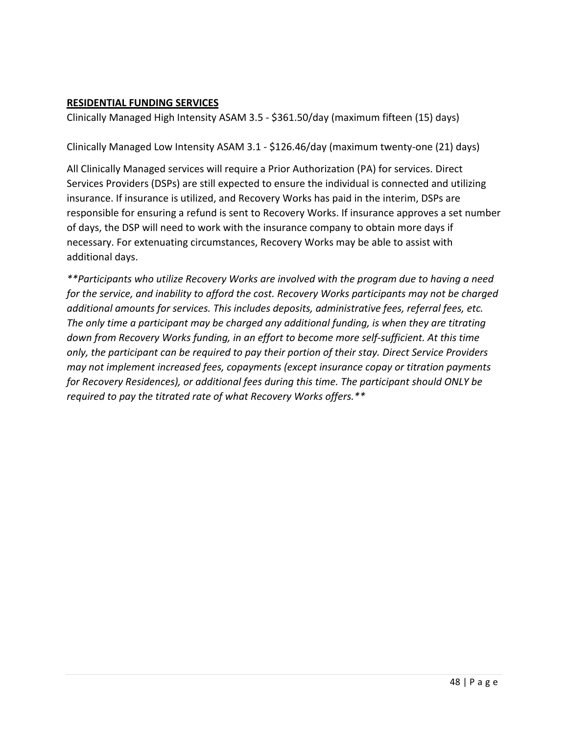**RESIDENTIAL FUNDING SERVICES**

Clinically Managed High Intensity ASAM 3.5 - $361.50/day (maximum fifteen (15) days)

Clinically Managed Low Intensity ASAM 3.1 - $126.46/day (maximum twenty-one (21) days)

All Clinically Managed services will require a Prior Authorization (PA) for services. Direct Services Providers (DSPs) are still expected to ensure the individual is connected and utilizing insurance. If insurance is utilized, and Recovery Works has paid in the interim, DSPs are responsible for ensuring a refund is sent to Recovery Works. If insurance approves a set number of days, the DSP will need to work with the insurance company to obtain more days if necessary. For extenuating circumstances, Recovery Works may be able to assist with additional days.

*\*\*Participants who utilize Recovery Works are involved with the program due to having a need for the service, and inability to afford the cost. Recovery Works participants may not be charged additional amounts for services. This includes deposits, administrative fees, referral fees, etc. The only time a participant may be charged any additional funding, is when they are titrating down from Recovery Works funding, in an effort to become more self-sufficient. At this time only, the participant can be required to pay their portion of their stay. Direct Service Providers may not implement increased fees, copayments (except insurance copay or titration payments for Recovery Residences), or additional fees during this time. The participant should ONLY be required to pay the titrated rate of what Recovery Works offers.\*\**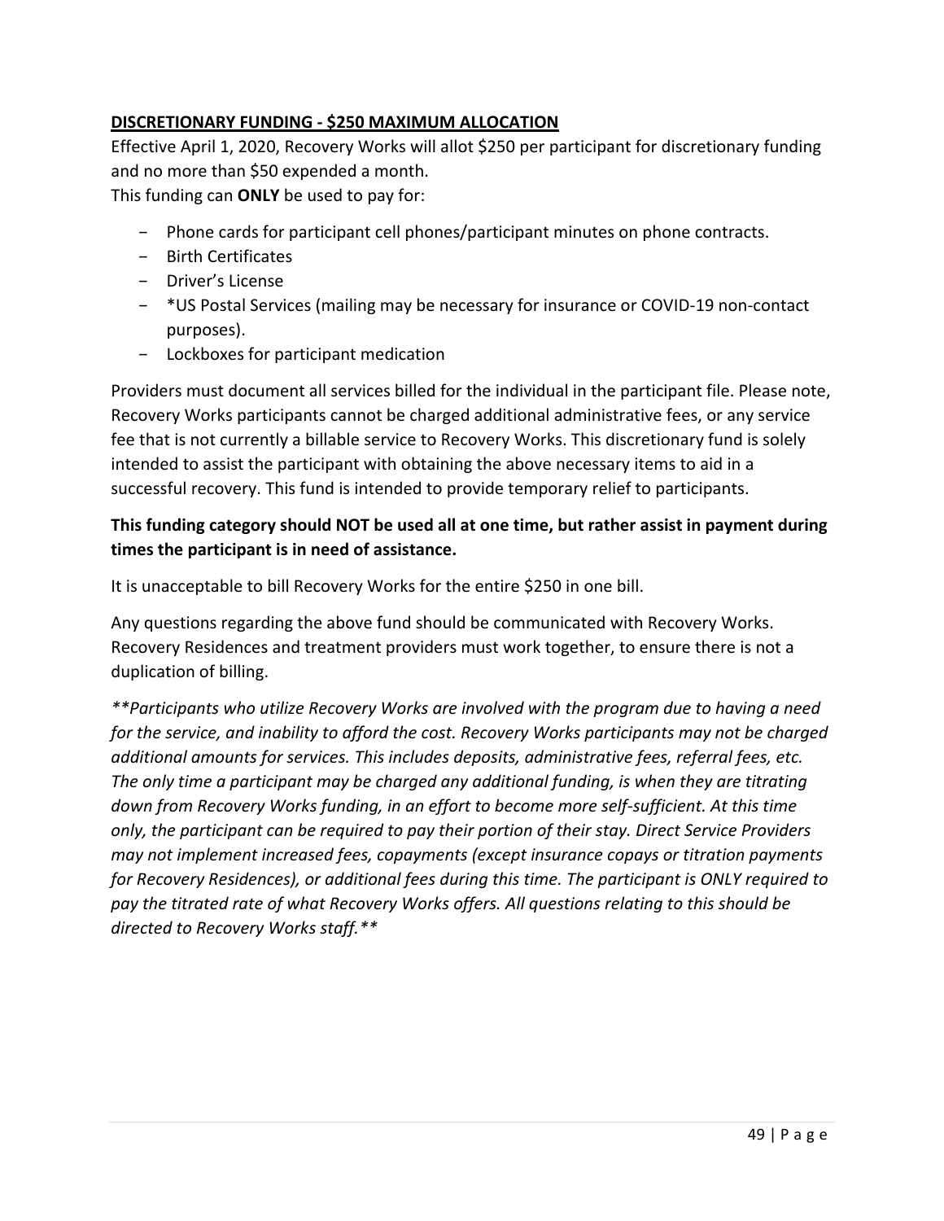**DISCRETIONARY FUNDING - $250 MAXIMUM ALLOCATION**

Effective April 1, 2020, Recovery Works will allot $250 per participant for discretionary funding and no more than $50 expended a month.

This funding can **ONLY** be used to pay for:

- Phone cards for participant cell phones/participant minutes on phone contracts.
- Birth Certificates
- Driver's License
- *US Postal Services (mailing may be necessary for insurance or COVID-19 non-contact purposes).
- Lockboxes for participant medication

Providers must document all services billed for the individual in the participant file. Please note, Recovery Works participants cannot be charged additional administrative fees, or any service fee that is not currently a billable service to Recovery Works. This discretionary fund is solely intended to assist the participant with obtaining the above necessary items to aid in a successful recovery. This fund is intended to provide temporary relief to participants.

**This funding category should NOT be used all at one time, but rather assist in payment during times the participant is in need of assistance.**

It is unacceptable to bill Recovery Works for the entire $250 in one bill.

Any questions regarding the above fund should be communicated with Recovery Works. Recovery Residences and treatment providers must work together, to ensure there is not a duplication of billing.

*\*\*Participants who utilize Recovery Works are involved with the program due to having a need for the service, and inability to afford the cost. Recovery Works participants may not be charged additional amounts for services. This includes deposits, administrative fees, referral fees, etc. The only time a participant may be charged any additional funding, is when they are titrating down from Recovery Works funding, in an effort to become more self-sufficient. At this time only, the participant can be required to pay their portion of their stay. Direct Service Providers may not implement increased fees, copayments (except insurance copays or titration payments for Recovery Residences), or additional fees during this time. The participant is ONLY required to pay the titrated rate of what Recovery Works offers. All questions relating to this should be directed to Recovery Works staff.\*\**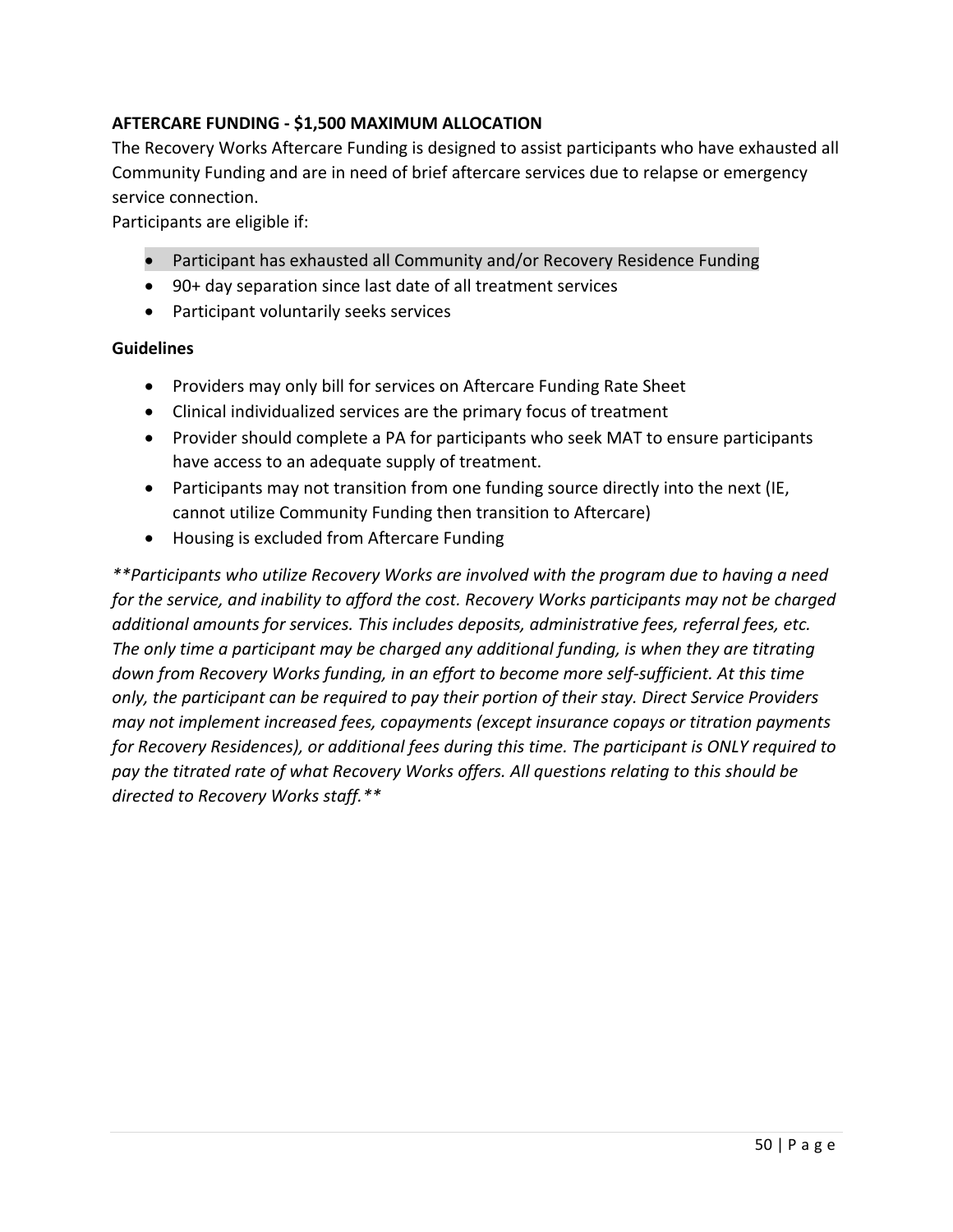**AFTERCARE FUNDING - $1,500 MAXIMUM ALLOCATION**

The Recovery Works Aftercare Funding is designed to assist participants who have exhausted all Community Funding and are in need of brief aftercare services due to relapse or emergency service connection.

Participants are eligible if:

- Participant has exhausted all Community and/or Recovery Residence Funding
- 90+ day separation since last date of all treatment services
- Participant voluntarily seeks services

**Guidelines**

- Providers may only bill for services on Aftercare Funding Rate Sheet
- Clinical individualized services are the primary focus of treatment
- Provider should complete a PA for participants who seek MAT to ensure participants have access to an adequate supply of treatment.
- Participants may not transition from one funding source directly into the next (IE, cannot utilize Community Funding then transition to Aftercare)
- Housing is excluded from Aftercare Funding

*\*\*Participants who utilize Recovery Works are involved with the program due to having a need for the service, and inability to afford the cost. Recovery Works participants may not be charged additional amounts for services. This includes deposits, administrative fees, referral fees, etc. The only time a participant may be charged any additional funding, is when they are titrating down from Recovery Works funding, in an effort to become more self-sufficient. At this time only, the participant can be required to pay their portion of their stay. Direct Service Providers may not implement increased fees, copayments (except insurance copays or titration payments for Recovery Residences), or additional fees during this time. The participant is ONLY required to pay the titrated rate of what Recovery Works offers. All questions relating to this should be directed to Recovery Works staff.\*\**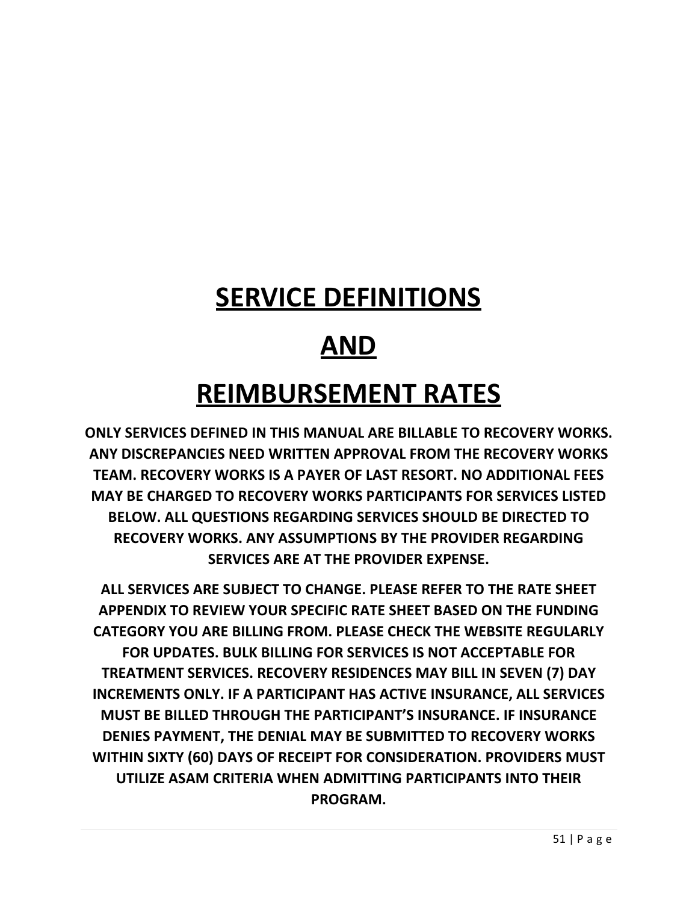# SERVICE DEFINITIONS

# AND

# REIMBURSEMENT RATES

**ONLY SERVICES DEFINED IN THIS MANUAL ARE BILLABLE TO RECOVERY WORKS. ANY DISCREPANCIES NEED WRITTEN APPROVAL FROM THE RECOVERY WORKS TEAM. RECOVERY WORKS IS A PAYER OF LAST RESORT. NO ADDITIONAL FEES MAY BE CHARGED TO RECOVERY WORKS PARTICIPANTS FOR SERVICES LISTED BELOW. ALL QUESTIONS REGARDING SERVICES SHOULD BE DIRECTED TO RECOVERY WORKS. ANY ASSUMPTIONS BY THE PROVIDER REGARDING SERVICES ARE AT THE PROVIDER EXPENSE.**

**ALL SERVICES ARE SUBJECT TO CHANGE. PLEASE REFER TO THE RATE SHEET APPENDIX TO REVIEW YOUR SPECIFIC RATE SHEET BASED ON THE FUNDING CATEGORY YOU ARE BILLING FROM. PLEASE CHECK THE WEBSITE REGULARLY FOR UPDATES. BULK BILLING FOR SERVICES IS NOT ACCEPTABLE FOR TREATMENT SERVICES. RECOVERY RESIDENCES MAY BILL IN SEVEN (7) DAY INCREMENTS ONLY. IF A PARTICIPANT HAS ACTIVE INSURANCE, ALL SERVICES MUST BE BILLED THROUGH THE PARTICIPANT'S INSURANCE. IF INSURANCE DENIES PAYMENT, THE DENIAL MAY BE SUBMITTED TO RECOVERY WORKS WITHIN SIXTY (60) DAYS OF RECEIPT FOR CONSIDERATION. PROVIDERS MUST UTILIZE ASAM CRITERIA WHEN ADMITTING PARTICIPANTS INTO THEIR PROGRAM.**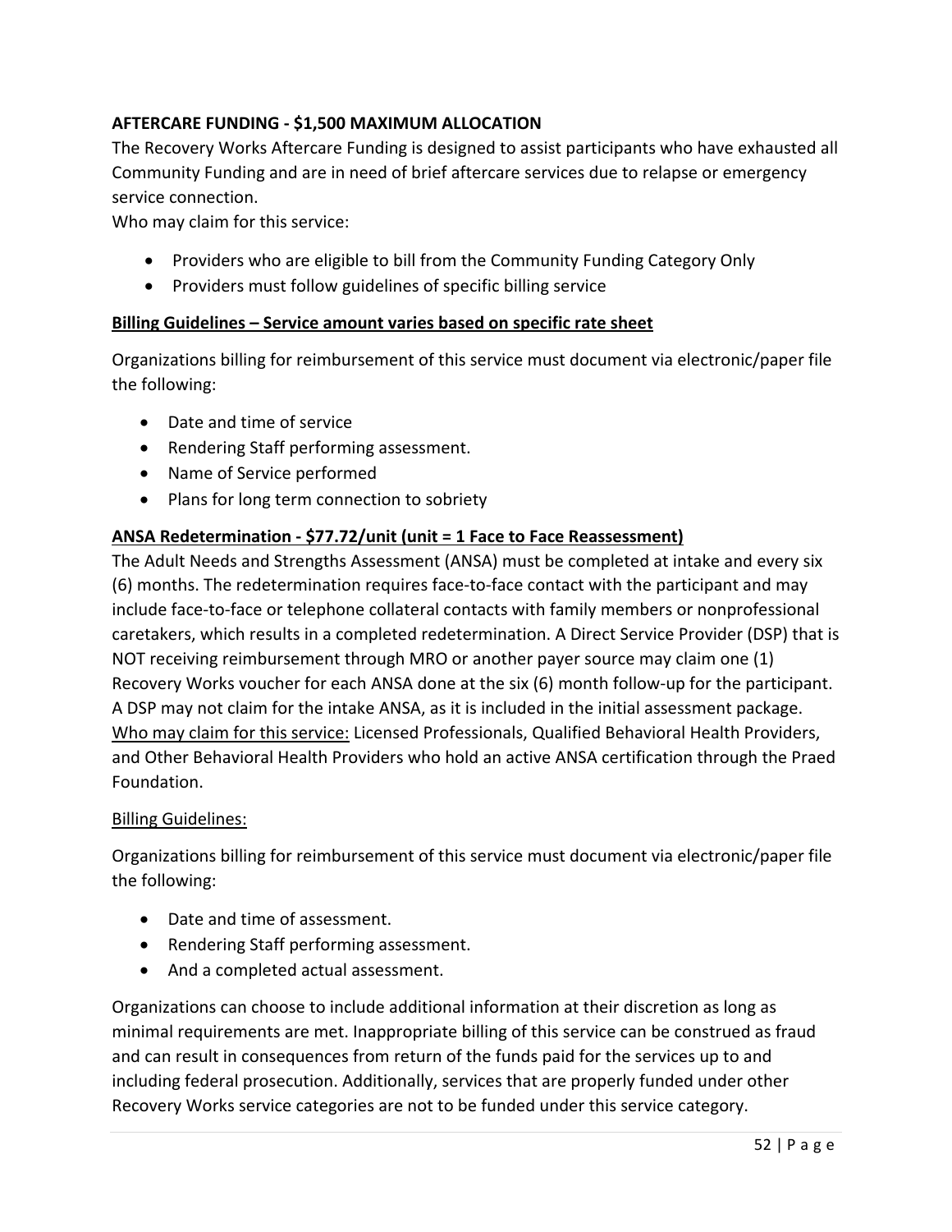**AFTERCARE FUNDING - $1,500 MAXIMUM ALLOCATION**

The Recovery Works Aftercare Funding is designed to assist participants who have exhausted all Community Funding and are in need of brief aftercare services due to relapse or emergency service connection.

Who may claim for this service:

- Providers who are eligible to bill from the Community Funding Category Only
- Providers must follow guidelines of specific billing service

**Billing Guidelines – Service amount varies based on specific rate sheet**

Organizations billing for reimbursement of this service must document via electronic/paper file the following:

- Date and time of service
- Rendering Staff performing assessment.
- Name of Service performed
- Plans for long term connection to sobriety

**ANSA Redetermination - $77.72/unit (unit = 1 Face to Face Reassessment)**

The Adult Needs and Strengths Assessment (ANSA) must be completed at intake and every six (6) months. The redetermination requires face-to-face contact with the participant and may include face-to-face or telephone collateral contacts with family members or nonprofessional caretakers, which results in a completed redetermination. A Direct Service Provider (DSP) that is NOT receiving reimbursement through MRO or another payer source may claim one (1) Recovery Works voucher for each ANSA done at the six (6) month follow-up for the participant. A DSP may not claim for the intake ANSA, as it is included in the initial assessment package. Who may claim for this service: Licensed Professionals, Qualified Behavioral Health Providers, and Other Behavioral Health Providers who hold an active ANSA certification through the Praed Foundation.

Billing Guidelines:

Organizations billing for reimbursement of this service must document via electronic/paper file the following:

- Date and time of assessment.
- Rendering Staff performing assessment.
- And a completed actual assessment.

Organizations can choose to include additional information at their discretion as long as minimal requirements are met. Inappropriate billing of this service can be construed as fraud and can result in consequences from return of the funds paid for the services up to and including federal prosecution. Additionally, services that are properly funded under other Recovery Works service categories are not to be funded under this service category.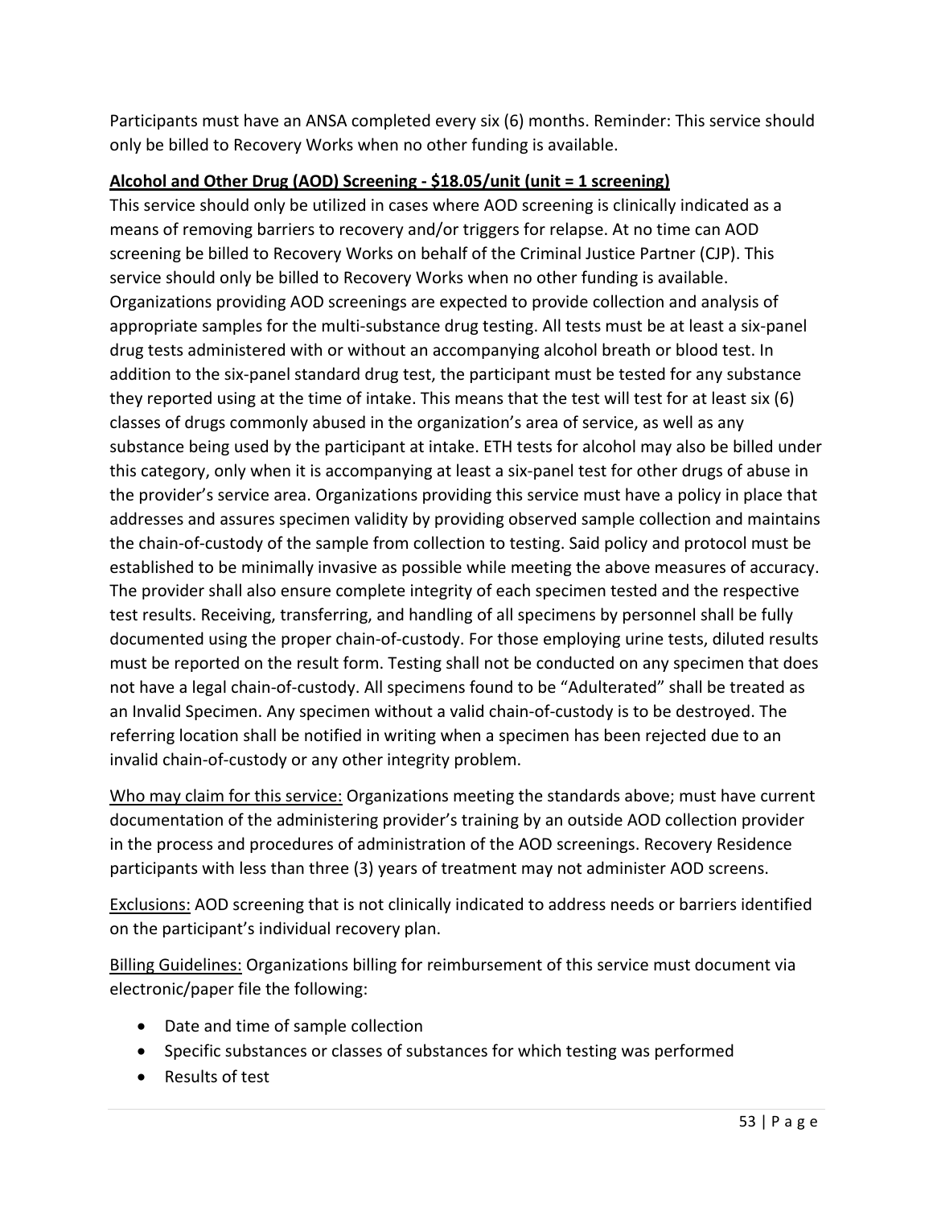Participants must have an ANSA completed every six (6) months. Reminder: This service should only be billed to Recovery Works when no other funding is available.

**Alcohol and Other Drug (AOD) Screening - $18.05/unit (unit = 1 screening)**

This service should only be utilized in cases where AOD screening is clinically indicated as a means of removing barriers to recovery and/or triggers for relapse. At no time can AOD screening be billed to Recovery Works on behalf of the Criminal Justice Partner (CJP). This service should only be billed to Recovery Works when no other funding is available. Organizations providing AOD screenings are expected to provide collection and analysis of appropriate samples for the multi-substance drug testing. All tests must be at least a six-panel drug tests administered with or without an accompanying alcohol breath or blood test. In addition to the six-panel standard drug test, the participant must be tested for any substance they reported using at the time of intake. This means that the test will test for at least six (6) classes of drugs commonly abused in the organization's area of service, as well as any substance being used by the participant at intake. ETH tests for alcohol may also be billed under this category, only when it is accompanying at least a six-panel test for other drugs of abuse in the provider's service area. Organizations providing this service must have a policy in place that addresses and assures specimen validity by providing observed sample collection and maintains the chain-of-custody of the sample from collection to testing. Said policy and protocol must be established to be minimally invasive as possible while meeting the above measures of accuracy. The provider shall also ensure complete integrity of each specimen tested and the respective test results. Receiving, transferring, and handling of all specimens by personnel shall be fully documented using the proper chain-of-custody. For those employing urine tests, diluted results must be reported on the result form. Testing shall not be conducted on any specimen that does not have a legal chain-of-custody. All specimens found to be "Adulterated" shall be treated as an Invalid Specimen. Any specimen without a valid chain-of-custody is to be destroyed. The referring location shall be notified in writing when a specimen has been rejected due to an invalid chain-of-custody or any other integrity problem.

Who may claim for this service: Organizations meeting the standards above; must have current documentation of the administering provider's training by an outside AOD collection provider in the process and procedures of administration of the AOD screenings. Recovery Residence participants with less than three (3) years of treatment may not administer AOD screens.

Exclusions: AOD screening that is not clinically indicated to address needs or barriers identified on the participant's individual recovery plan.

Billing Guidelines: Organizations billing for reimbursement of this service must document via electronic/paper file the following:

- Date and time of sample collection
- Specific substances or classes of substances for which testing was performed
- Results of test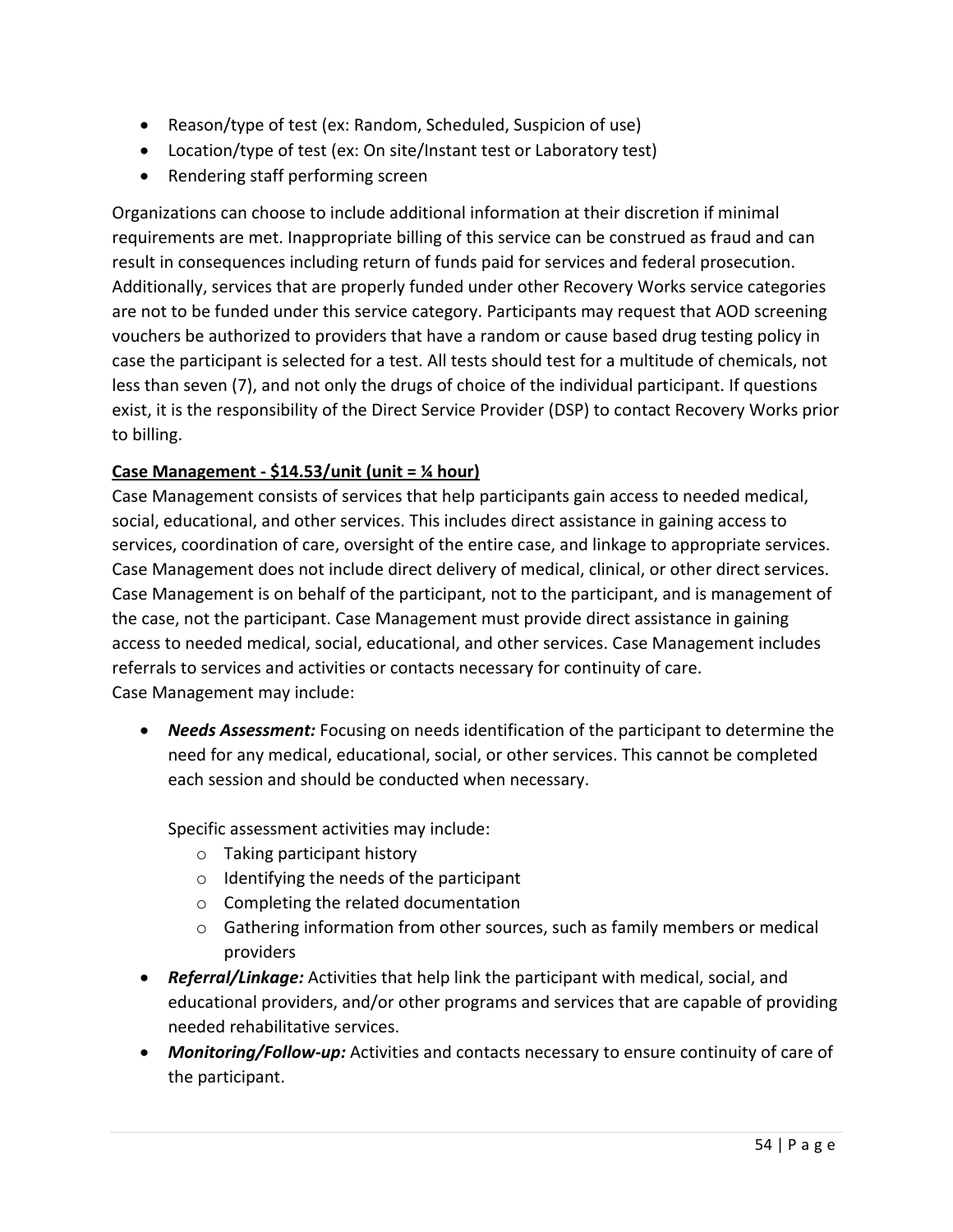- Reason/type of test (ex: Random, Scheduled, Suspicion of use)
- Location/type of test (ex: On site/Instant test or Laboratory test)
- Rendering staff performing screen

Organizations can choose to include additional information at their discretion if minimal requirements are met. Inappropriate billing of this service can be construed as fraud and can result in consequences including return of funds paid for services and federal prosecution. Additionally, services that are properly funded under other Recovery Works service categories are not to be funded under this service category. Participants may request that AOD screening vouchers be authorized to providers that have a random or cause based drug testing policy in case the participant is selected for a test. All tests should test for a multitude of chemicals, not less than seven (7), and not only the drugs of choice of the individual participant. If questions exist, it is the responsibility of the Direct Service Provider (DSP) to contact Recovery Works prior to billing.

**Case Management - $14.53/unit (unit = ¼ hour)**

Case Management consists of services that help participants gain access to needed medical, social, educational, and other services. This includes direct assistance in gaining access to services, coordination of care, oversight of the entire case, and linkage to appropriate services. Case Management does not include direct delivery of medical, clinical, or other direct services. Case Management is on behalf of the participant, not to the participant, and is management of the case, not the participant. Case Management must provide direct assistance in gaining access to needed medical, social, educational, and other services. Case Management includes referrals to services and activities or contacts necessary for continuity of care.
Case Management may include:

- ***Needs Assessment:*** Focusing on needs identification of the participant to determine the need for any medical, educational, social, or other services. This cannot be completed each session and should be conducted when necessary.

  Specific assessment activities may include:
  - Taking participant history
  - Identifying the needs of the participant
  - Completing the related documentation
  - Gathering information from other sources, such as family members or medical providers
- ***Referral/Linkage:*** Activities that help link the participant with medical, social, and educational providers, and/or other programs and services that are capable of providing needed rehabilitative services.
- ***Monitoring/Follow-up:*** Activities and contacts necessary to ensure continuity of care of the participant.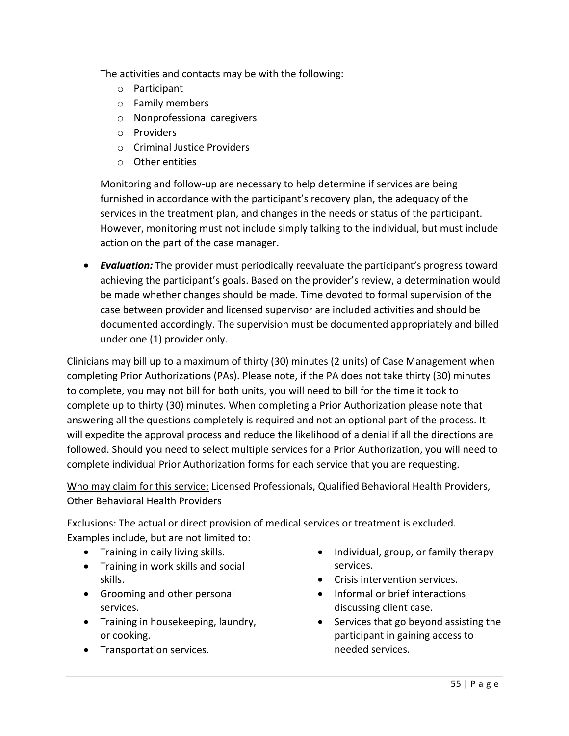The activities and contacts may be with the following:

- Participant
- Family members
- Nonprofessional caregivers
- Providers
- Criminal Justice Providers
- Other entities

Monitoring and follow-up are necessary to help determine if services are being furnished in accordance with the participant's recovery plan, the adequacy of the services in the treatment plan, and changes in the needs or status of the participant. However, monitoring must not include simply talking to the individual, but must include action on the part of the case manager.

- ***Evaluation:*** The provider must periodically reevaluate the participant's progress toward achieving the participant's goals. Based on the provider's review, a determination would be made whether changes should be made. Time devoted to formal supervision of the case between provider and licensed supervisor are included activities and should be documented accordingly. The supervision must be documented appropriately and billed under one (1) provider only.

Clinicians may bill up to a maximum of thirty (30) minutes (2 units) of Case Management when completing Prior Authorizations (PAs). Please note, if the PA does not take thirty (30) minutes to complete, you may not bill for both units, you will need to bill for the time it took to complete up to thirty (30) minutes. When completing a Prior Authorization please note that answering all the questions completely is required and not an optional part of the process. It will expedite the approval process and reduce the likelihood of a denial if all the directions are followed. Should you need to select multiple services for a Prior Authorization, you will need to complete individual Prior Authorization forms for each service that you are requesting.

<u>Who may claim for this service:</u> Licensed Professionals, Qualified Behavioral Health Providers, Other Behavioral Health Providers

<u>Exclusions:</u> The actual or direct provision of medical services or treatment is excluded. Examples include, but are not limited to:

- Training in daily living skills.
- Training in work skills and social skills.
- Grooming and other personal services.
- Training in housekeeping, laundry, or cooking.
- Transportation services.
- Individual, group, or family therapy services.
- Crisis intervention services.
- Informal or brief interactions discussing client case.
- Services that go beyond assisting the participant in gaining access to needed services.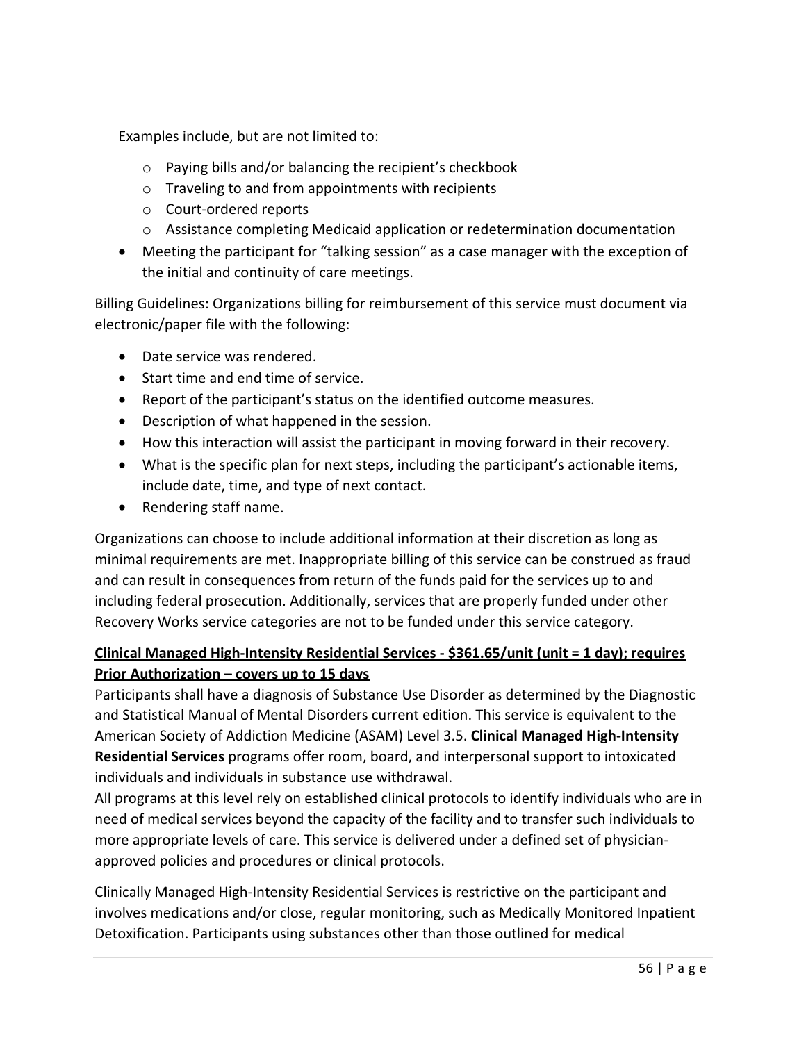Examples include, but are not limited to:

- Paying bills and/or balancing the recipient's checkbook
- Traveling to and from appointments with recipients
- Court-ordered reports
- Assistance completing Medicaid application or redetermination documentation

- Meeting the participant for "talking session" as a case manager with the exception of the initial and continuity of care meetings.

Billing Guidelines: Organizations billing for reimbursement of this service must document via electronic/paper file with the following:

- Date service was rendered.
- Start time and end time of service.
- Report of the participant's status on the identified outcome measures.
- Description of what happened in the session.
- How this interaction will assist the participant in moving forward in their recovery.
- What is the specific plan for next steps, including the participant's actionable items, include date, time, and type of next contact.
- Rendering staff name.

Organizations can choose to include additional information at their discretion as long as minimal requirements are met. Inappropriate billing of this service can be construed as fraud and can result in consequences from return of the funds paid for the services up to and including federal prosecution. Additionally, services that are properly funded under other Recovery Works service categories are not to be funded under this service category.

**Clinical Managed High-Intensity Residential Services - $361.65/unit (unit = 1 day); requires Prior Authorization – covers up to 15 days**

Participants shall have a diagnosis of Substance Use Disorder as determined by the Diagnostic and Statistical Manual of Mental Disorders current edition. This service is equivalent to the American Society of Addiction Medicine (ASAM) Level 3.5. **Clinical Managed High-Intensity Residential Services** programs offer room, board, and interpersonal support to intoxicated individuals and individuals in substance use withdrawal.

All programs at this level rely on established clinical protocols to identify individuals who are in need of medical services beyond the capacity of the facility and to transfer such individuals to more appropriate levels of care. This service is delivered under a defined set of physician-approved policies and procedures or clinical protocols.

Clinically Managed High-Intensity Residential Services is restrictive on the participant and involves medications and/or close, regular monitoring, such as Medically Monitored Inpatient Detoxification. Participants using substances other than those outlined for medical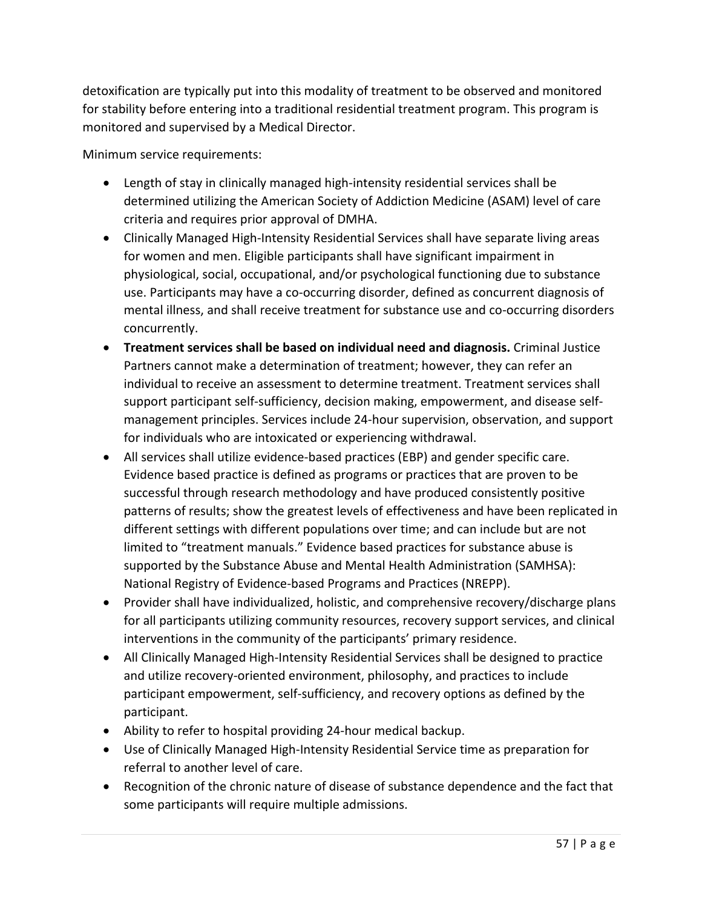detoxification are typically put into this modality of treatment to be observed and monitored for stability before entering into a traditional residential treatment program. This program is monitored and supervised by a Medical Director.

Minimum service requirements:

- Length of stay in clinically managed high-intensity residential services shall be determined utilizing the American Society of Addiction Medicine (ASAM) level of care criteria and requires prior approval of DMHA.
- Clinically Managed High-Intensity Residential Services shall have separate living areas for women and men. Eligible participants shall have significant impairment in physiological, social, occupational, and/or psychological functioning due to substance use. Participants may have a co-occurring disorder, defined as concurrent diagnosis of mental illness, and shall receive treatment for substance use and co-occurring disorders concurrently.
- **Treatment services shall be based on individual need and diagnosis.** Criminal Justice Partners cannot make a determination of treatment; however, they can refer an individual to receive an assessment to determine treatment. Treatment services shall support participant self-sufficiency, decision making, empowerment, and disease self-management principles. Services include 24-hour supervision, observation, and support for individuals who are intoxicated or experiencing withdrawal.
- All services shall utilize evidence-based practices (EBP) and gender specific care. Evidence based practice is defined as programs or practices that are proven to be successful through research methodology and have produced consistently positive patterns of results; show the greatest levels of effectiveness and have been replicated in different settings with different populations over time; and can include but are not limited to "treatment manuals." Evidence based practices for substance abuse is supported by the Substance Abuse and Mental Health Administration (SAMHSA): National Registry of Evidence-based Programs and Practices (NREPP).
- Provider shall have individualized, holistic, and comprehensive recovery/discharge plans for all participants utilizing community resources, recovery support services, and clinical interventions in the community of the participants' primary residence.
- All Clinically Managed High-Intensity Residential Services shall be designed to practice and utilize recovery-oriented environment, philosophy, and practices to include participant empowerment, self-sufficiency, and recovery options as defined by the participant.
- Ability to refer to hospital providing 24-hour medical backup.
- Use of Clinically Managed High-Intensity Residential Service time as preparation for referral to another level of care.
- Recognition of the chronic nature of disease of substance dependence and the fact that some participants will require multiple admissions.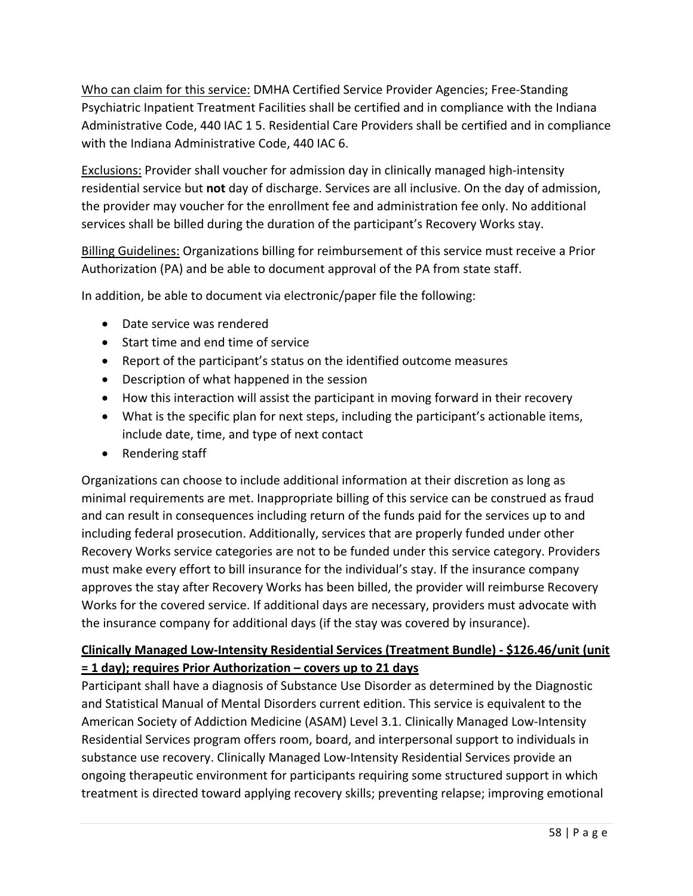<u>Who can claim for this service:</u> DMHA Certified Service Provider Agencies; Free-Standing Psychiatric Inpatient Treatment Facilities shall be certified and in compliance with the Indiana Administrative Code, 440 IAC 1 5. Residential Care Providers shall be certified and in compliance with the Indiana Administrative Code, 440 IAC 6.

<u>Exclusions:</u> Provider shall voucher for admission day in clinically managed high-intensity residential service but **not** day of discharge. Services are all inclusive. On the day of admission, the provider may voucher for the enrollment fee and administration fee only. No additional services shall be billed during the duration of the participant's Recovery Works stay.

<u>Billing Guidelines:</u> Organizations billing for reimbursement of this service must receive a Prior Authorization (PA) and be able to document approval of the PA from state staff.

In addition, be able to document via electronic/paper file the following:

- Date service was rendered
- Start time and end time of service
- Report of the participant's status on the identified outcome measures
- Description of what happened in the session
- How this interaction will assist the participant in moving forward in their recovery
- What is the specific plan for next steps, including the participant's actionable items, include date, time, and type of next contact
- Rendering staff

Organizations can choose to include additional information at their discretion as long as minimal requirements are met. Inappropriate billing of this service can be construed as fraud and can result in consequences including return of the funds paid for the services up to and including federal prosecution. Additionally, services that are properly funded under other Recovery Works service categories are not to be funded under this service category. Providers must make every effort to bill insurance for the individual's stay. If the insurance company approves the stay after Recovery Works has been billed, the provider will reimburse Recovery Works for the covered service. If additional days are necessary, providers must advocate with the insurance company for additional days (if the stay was covered by insurance).

**<u>Clinically Managed Low-Intensity Residential Services (Treatment Bundle) - $126.46/unit (unit = 1 day); requires Prior Authorization – covers up to 21 days</u>**

Participant shall have a diagnosis of Substance Use Disorder as determined by the Diagnostic and Statistical Manual of Mental Disorders current edition. This service is equivalent to the American Society of Addiction Medicine (ASAM) Level 3.1. Clinically Managed Low-Intensity Residential Services program offers room, board, and interpersonal support to individuals in substance use recovery. Clinically Managed Low-Intensity Residential Services provide an ongoing therapeutic environment for participants requiring some structured support in which treatment is directed toward applying recovery skills; preventing relapse; improving emotional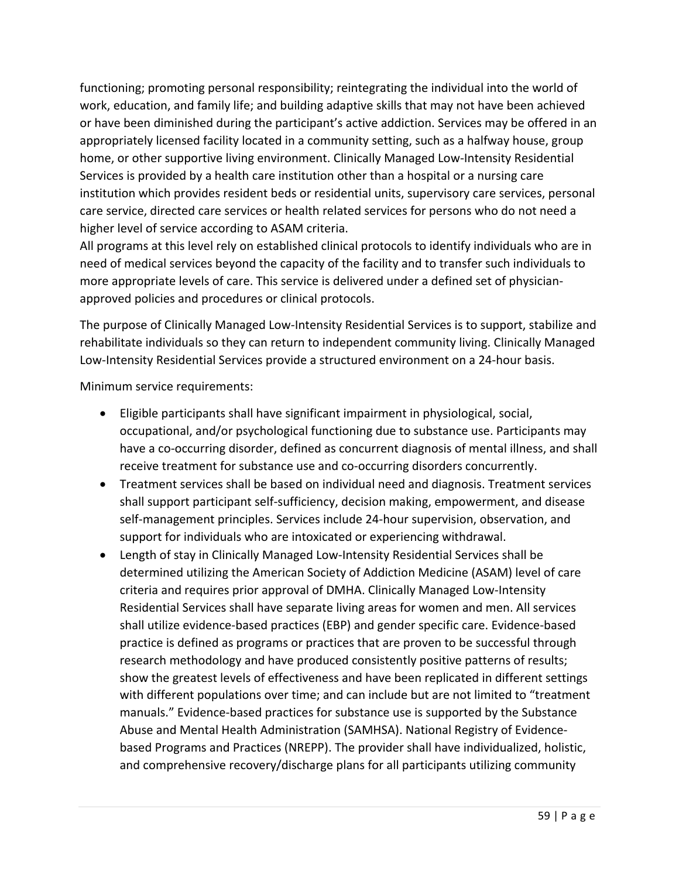functioning; promoting personal responsibility; reintegrating the individual into the world of work, education, and family life; and building adaptive skills that may not have been achieved or have been diminished during the participant's active addiction. Services may be offered in an appropriately licensed facility located in a community setting, such as a halfway house, group home, or other supportive living environment. Clinically Managed Low-Intensity Residential Services is provided by a health care institution other than a hospital or a nursing care institution which provides resident beds or residential units, supervisory care services, personal care service, directed care services or health related services for persons who do not need a higher level of service according to ASAM criteria.
All programs at this level rely on established clinical protocols to identify individuals who are in need of medical services beyond the capacity of the facility and to transfer such individuals to more appropriate levels of care. This service is delivered under a defined set of physician-approved policies and procedures or clinical protocols.

The purpose of Clinically Managed Low-Intensity Residential Services is to support, stabilize and rehabilitate individuals so they can return to independent community living. Clinically Managed Low-Intensity Residential Services provide a structured environment on a 24-hour basis.

Minimum service requirements:

- Eligible participants shall have significant impairment in physiological, social, occupational, and/or psychological functioning due to substance use. Participants may have a co-occurring disorder, defined as concurrent diagnosis of mental illness, and shall receive treatment for substance use and co-occurring disorders concurrently.
- Treatment services shall be based on individual need and diagnosis. Treatment services shall support participant self-sufficiency, decision making, empowerment, and disease self-management principles. Services include 24-hour supervision, observation, and support for individuals who are intoxicated or experiencing withdrawal.
- Length of stay in Clinically Managed Low-Intensity Residential Services shall be determined utilizing the American Society of Addiction Medicine (ASAM) level of care criteria and requires prior approval of DMHA. Clinically Managed Low-Intensity Residential Services shall have separate living areas for women and men. All services shall utilize evidence-based practices (EBP) and gender specific care. Evidence-based practice is defined as programs or practices that are proven to be successful through research methodology and have produced consistently positive patterns of results; show the greatest levels of effectiveness and have been replicated in different settings with different populations over time; and can include but are not limited to "treatment manuals." Evidence-based practices for substance use is supported by the Substance Abuse and Mental Health Administration (SAMHSA). National Registry of Evidence-based Programs and Practices (NREPP). The provider shall have individualized, holistic, and comprehensive recovery/discharge plans for all participants utilizing community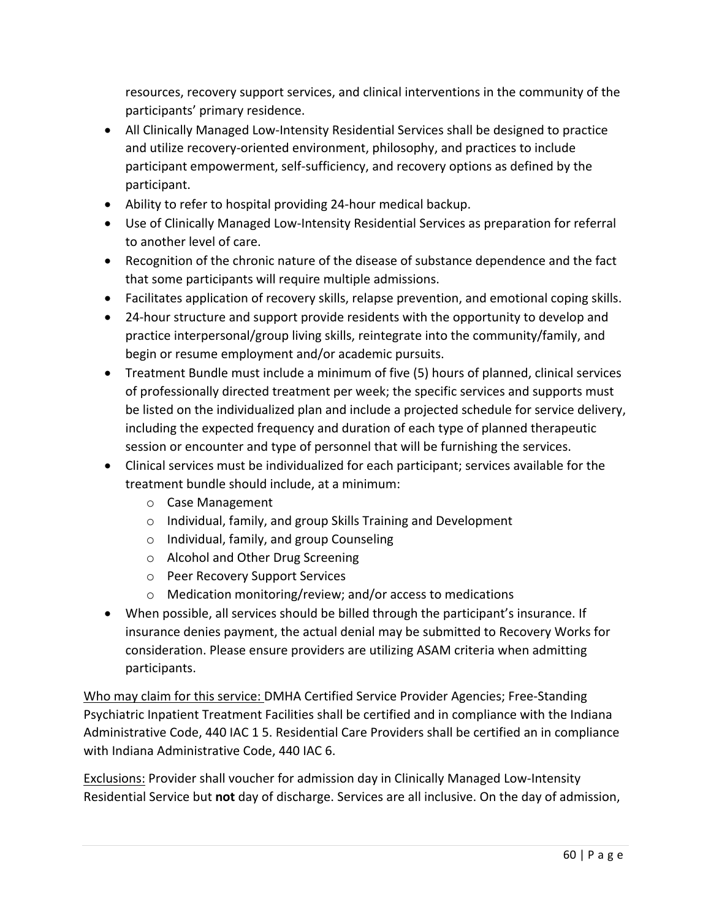resources, recovery support services, and clinical interventions in the community of the participants' primary residence.

- All Clinically Managed Low-Intensity Residential Services shall be designed to practice and utilize recovery-oriented environment, philosophy, and practices to include participant empowerment, self-sufficiency, and recovery options as defined by the participant.
- Ability to refer to hospital providing 24-hour medical backup.
- Use of Clinically Managed Low-Intensity Residential Services as preparation for referral to another level of care.
- Recognition of the chronic nature of the disease of substance dependence and the fact that some participants will require multiple admissions.
- Facilitates application of recovery skills, relapse prevention, and emotional coping skills.
- 24-hour structure and support provide residents with the opportunity to develop and practice interpersonal/group living skills, reintegrate into the community/family, and begin or resume employment and/or academic pursuits.
- Treatment Bundle must include a minimum of five (5) hours of planned, clinical services of professionally directed treatment per week; the specific services and supports must be listed on the individualized plan and include a projected schedule for service delivery, including the expected frequency and duration of each type of planned therapeutic session or encounter and type of personnel that will be furnishing the services.
- Clinical services must be individualized for each participant; services available for the treatment bundle should include, at a minimum:
  - Case Management
  - Individual, family, and group Skills Training and Development
  - Individual, family, and group Counseling
  - Alcohol and Other Drug Screening
  - Peer Recovery Support Services
  - Medication monitoring/review; and/or access to medications
- When possible, all services should be billed through the participant's insurance. If insurance denies payment, the actual denial may be submitted to Recovery Works for consideration. Please ensure providers are utilizing ASAM criteria when admitting participants.

<u>Who may claim for this service:</u> DMHA Certified Service Provider Agencies; Free-Standing Psychiatric Inpatient Treatment Facilities shall be certified and in compliance with the Indiana Administrative Code, 440 IAC 1 5. Residential Care Providers shall be certified an in compliance with Indiana Administrative Code, 440 IAC 6.

<u>Exclusions:</u> Provider shall voucher for admission day in Clinically Managed Low-Intensity Residential Service but **not** day of discharge. Services are all inclusive. On the day of admission,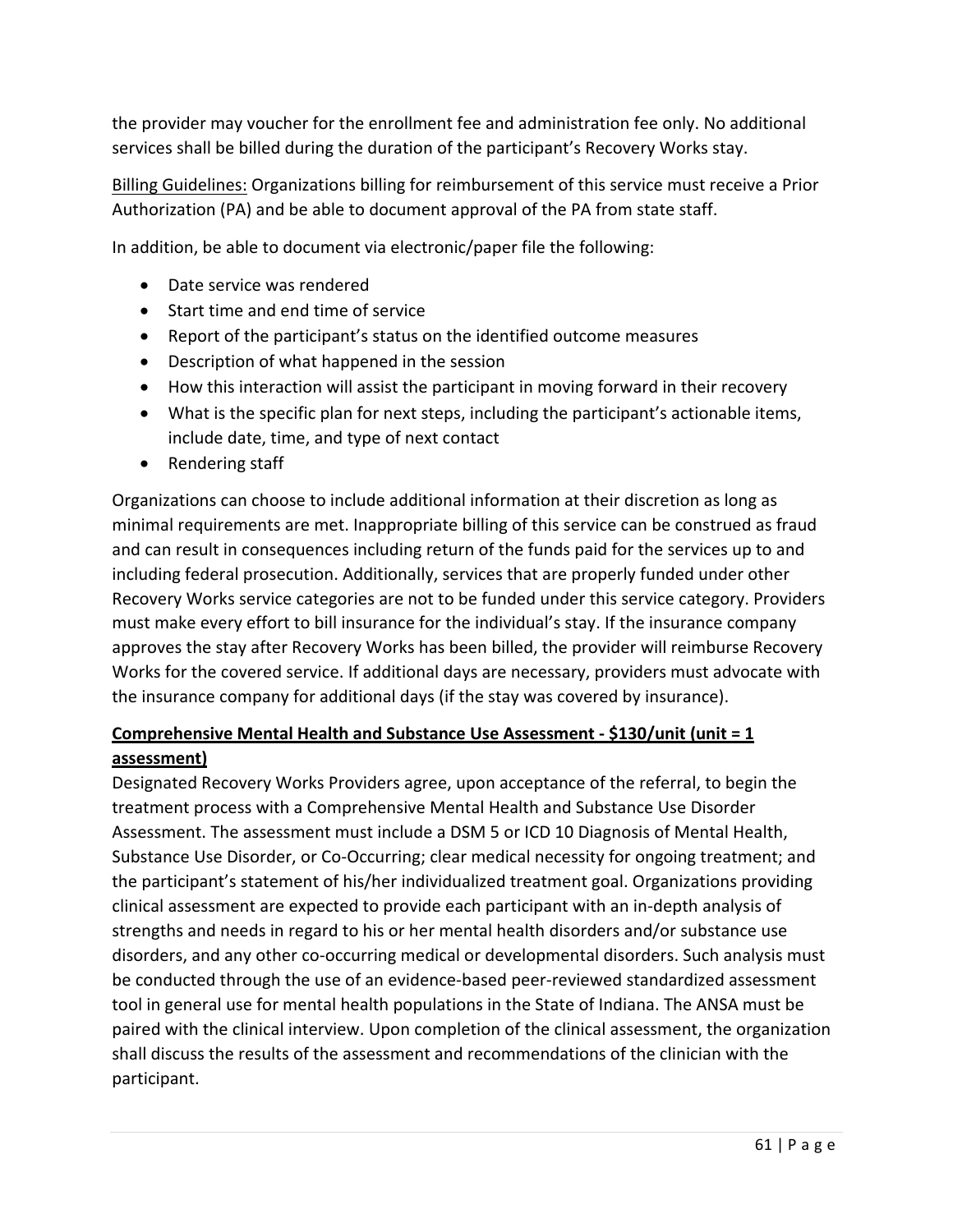the provider may voucher for the enrollment fee and administration fee only. No additional services shall be billed during the duration of the participant's Recovery Works stay.

Billing Guidelines: Organizations billing for reimbursement of this service must receive a Prior Authorization (PA) and be able to document approval of the PA from state staff.

In addition, be able to document via electronic/paper file the following:

- Date service was rendered
- Start time and end time of service
- Report of the participant's status on the identified outcome measures
- Description of what happened in the session
- How this interaction will assist the participant in moving forward in their recovery
- What is the specific plan for next steps, including the participant's actionable items, include date, time, and type of next contact
- Rendering staff

Organizations can choose to include additional information at their discretion as long as minimal requirements are met. Inappropriate billing of this service can be construed as fraud and can result in consequences including return of the funds paid for the services up to and including federal prosecution. Additionally, services that are properly funded under other Recovery Works service categories are not to be funded under this service category. Providers must make every effort to bill insurance for the individual's stay. If the insurance company approves the stay after Recovery Works has been billed, the provider will reimburse Recovery Works for the covered service. If additional days are necessary, providers must advocate with the insurance company for additional days (if the stay was covered by insurance).

**Comprehensive Mental Health and Substance Use Assessment - $130/unit (unit = 1 assessment)**

Designated Recovery Works Providers agree, upon acceptance of the referral, to begin the treatment process with a Comprehensive Mental Health and Substance Use Disorder Assessment. The assessment must include a DSM 5 or ICD 10 Diagnosis of Mental Health, Substance Use Disorder, or Co-Occurring; clear medical necessity for ongoing treatment; and the participant's statement of his/her individualized treatment goal. Organizations providing clinical assessment are expected to provide each participant with an in-depth analysis of strengths and needs in regard to his or her mental health disorders and/or substance use disorders, and any other co-occurring medical or developmental disorders. Such analysis must be conducted through the use of an evidence-based peer-reviewed standardized assessment tool in general use for mental health populations in the State of Indiana. The ANSA must be paired with the clinical interview. Upon completion of the clinical assessment, the organization shall discuss the results of the assessment and recommendations of the clinician with the participant.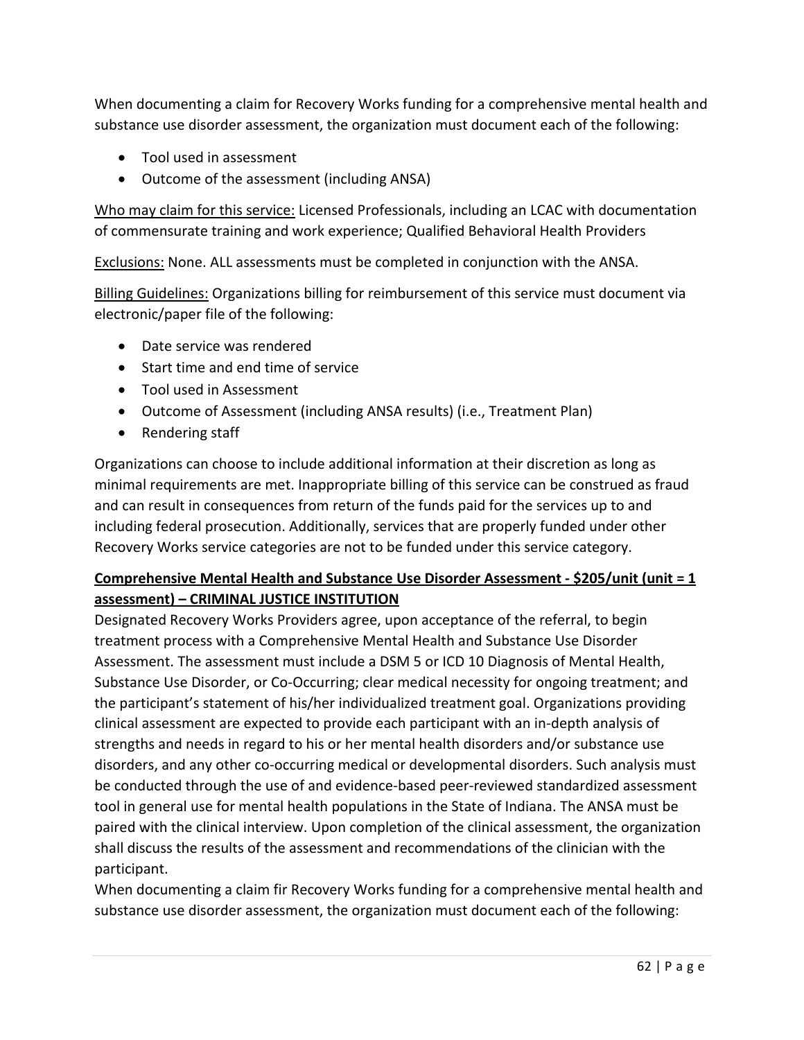When documenting a claim for Recovery Works funding for a comprehensive mental health and substance use disorder assessment, the organization must document each of the following:

- Tool used in assessment
- Outcome of the assessment (including ANSA)

Who may claim for this service: Licensed Professionals, including an LCAC with documentation of commensurate training and work experience; Qualified Behavioral Health Providers

Exclusions: None. ALL assessments must be completed in conjunction with the ANSA.

Billing Guidelines: Organizations billing for reimbursement of this service must document via electronic/paper file of the following:

- Date service was rendered
- Start time and end time of service
- Tool used in Assessment
- Outcome of Assessment (including ANSA results) (i.e., Treatment Plan)
- Rendering staff

Organizations can choose to include additional information at their discretion as long as minimal requirements are met. Inappropriate billing of this service can be construed as fraud and can result in consequences from return of the funds paid for the services up to and including federal prosecution. Additionally, services that are properly funded under other Recovery Works service categories are not to be funded under this service category.

**Comprehensive Mental Health and Substance Use Disorder Assessment - $205/unit (unit = 1 assessment) – CRIMINAL JUSTICE INSTITUTION**

Designated Recovery Works Providers agree, upon acceptance of the referral, to begin treatment process with a Comprehensive Mental Health and Substance Use Disorder Assessment. The assessment must include a DSM 5 or ICD 10 Diagnosis of Mental Health, Substance Use Disorder, or Co-Occurring; clear medical necessity for ongoing treatment; and the participant's statement of his/her individualized treatment goal. Organizations providing clinical assessment are expected to provide each participant with an in-depth analysis of strengths and needs in regard to his or her mental health disorders and/or substance use disorders, and any other co-occurring medical or developmental disorders. Such analysis must be conducted through the use of and evidence-based peer-reviewed standardized assessment tool in general use for mental health populations in the State of Indiana. The ANSA must be paired with the clinical interview. Upon completion of the clinical assessment, the organization shall discuss the results of the assessment and recommendations of the clinician with the participant.

When documenting a claim fir Recovery Works funding for a comprehensive mental health and substance use disorder assessment, the organization must document each of the following: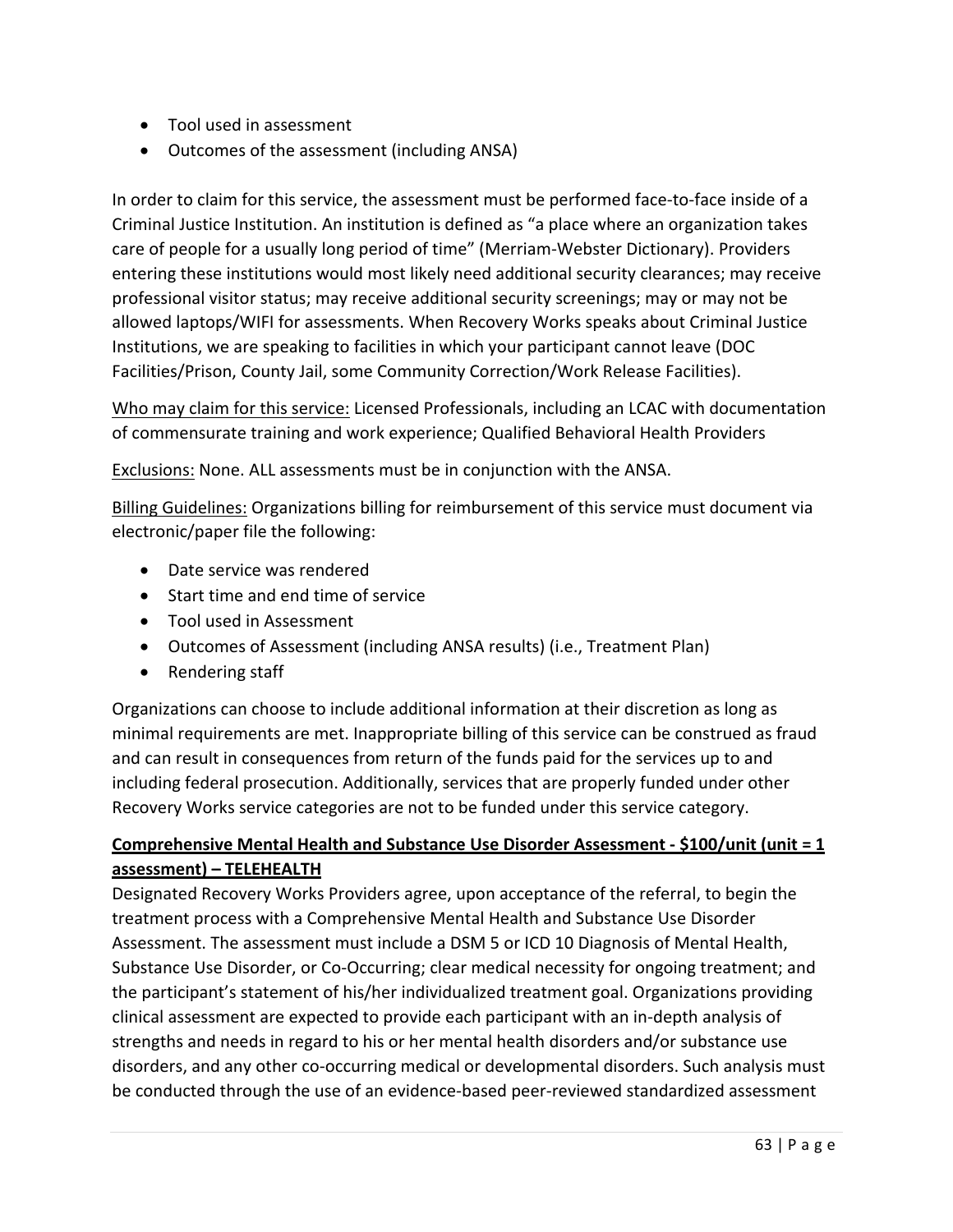- Tool used in assessment
- Outcomes of the assessment (including ANSA)

In order to claim for this service, the assessment must be performed face-to-face inside of a Criminal Justice Institution. An institution is defined as "a place where an organization takes care of people for a usually long period of time" (Merriam-Webster Dictionary). Providers entering these institutions would most likely need additional security clearances; may receive professional visitor status; may receive additional security screenings; may or may not be allowed laptops/WIFI for assessments. When Recovery Works speaks about Criminal Justice Institutions, we are speaking to facilities in which your participant cannot leave (DOC Facilities/Prison, County Jail, some Community Correction/Work Release Facilities).

<u>Who may claim for this service:</u> Licensed Professionals, including an LCAC with documentation of commensurate training and work experience; Qualified Behavioral Health Providers

<u>Exclusions:</u> None. ALL assessments must be in conjunction with the ANSA.

<u>Billing Guidelines:</u> Organizations billing for reimbursement of this service must document via electronic/paper file the following:

- Date service was rendered
- Start time and end time of service
- Tool used in Assessment
- Outcomes of Assessment (including ANSA results) (i.e., Treatment Plan)
- Rendering staff

Organizations can choose to include additional information at their discretion as long as minimal requirements are met. Inappropriate billing of this service can be construed as fraud and can result in consequences from return of the funds paid for the services up to and including federal prosecution. Additionally, services that are properly funded under other Recovery Works service categories are not to be funded under this service category.

**<u>Comprehensive Mental Health and Substance Use Disorder Assessment - $100/unit (unit = 1 assessment) – TELEHEALTH</u>**

Designated Recovery Works Providers agree, upon acceptance of the referral, to begin the treatment process with a Comprehensive Mental Health and Substance Use Disorder Assessment. The assessment must include a DSM 5 or ICD 10 Diagnosis of Mental Health, Substance Use Disorder, or Co-Occurring; clear medical necessity for ongoing treatment; and the participant's statement of his/her individualized treatment goal. Organizations providing clinical assessment are expected to provide each participant with an in-depth analysis of strengths and needs in regard to his or her mental health disorders and/or substance use disorders, and any other co-occurring medical or developmental disorders. Such analysis must be conducted through the use of an evidence-based peer-reviewed standardized assessment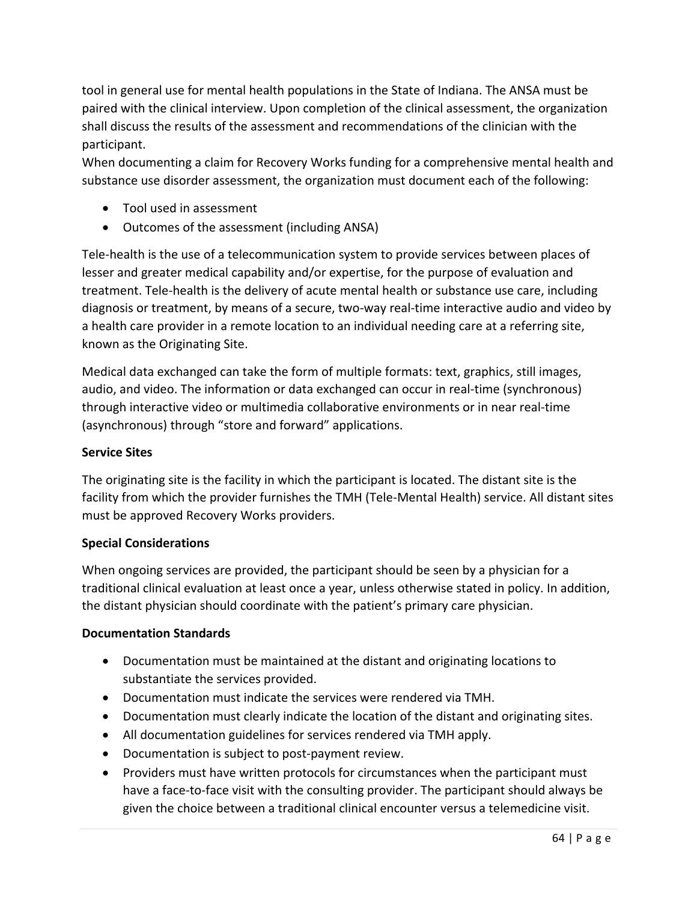tool in general use for mental health populations in the State of Indiana. The ANSA must be paired with the clinical interview. Upon completion of the clinical assessment, the organization shall discuss the results of the assessment and recommendations of the clinician with the participant.
When documenting a claim for Recovery Works funding for a comprehensive mental health and substance use disorder assessment, the organization must document each of the following:

- Tool used in assessment
- Outcomes of the assessment (including ANSA)

Tele-health is the use of a telecommunication system to provide services between places of lesser and greater medical capability and/or expertise, for the purpose of evaluation and treatment. Tele-health is the delivery of acute mental health or substance use care, including diagnosis or treatment, by means of a secure, two-way real-time interactive audio and video by a health care provider in a remote location to an individual needing care at a referring site, known as the Originating Site.

Medical data exchanged can take the form of multiple formats: text, graphics, still images, audio, and video. The information or data exchanged can occur in real-time (synchronous) through interactive video or multimedia collaborative environments or in near real-time (asynchronous) through "store and forward" applications.

**Service Sites**

The originating site is the facility in which the participant is located. The distant site is the facility from which the provider furnishes the TMH (Tele-Mental Health) service. All distant sites must be approved Recovery Works providers.

**Special Considerations**

When ongoing services are provided, the participant should be seen by a physician for a traditional clinical evaluation at least once a year, unless otherwise stated in policy. In addition, the distant physician should coordinate with the patient's primary care physician.

**Documentation Standards**

- Documentation must be maintained at the distant and originating locations to substantiate the services provided.
- Documentation must indicate the services were rendered via TMH.
- Documentation must clearly indicate the location of the distant and originating sites.
- All documentation guidelines for services rendered via TMH apply.
- Documentation is subject to post-payment review.
- Providers must have written protocols for circumstances when the participant must have a face-to-face visit with the consulting provider. The participant should always be given the choice between a traditional clinical encounter versus a telemedicine visit.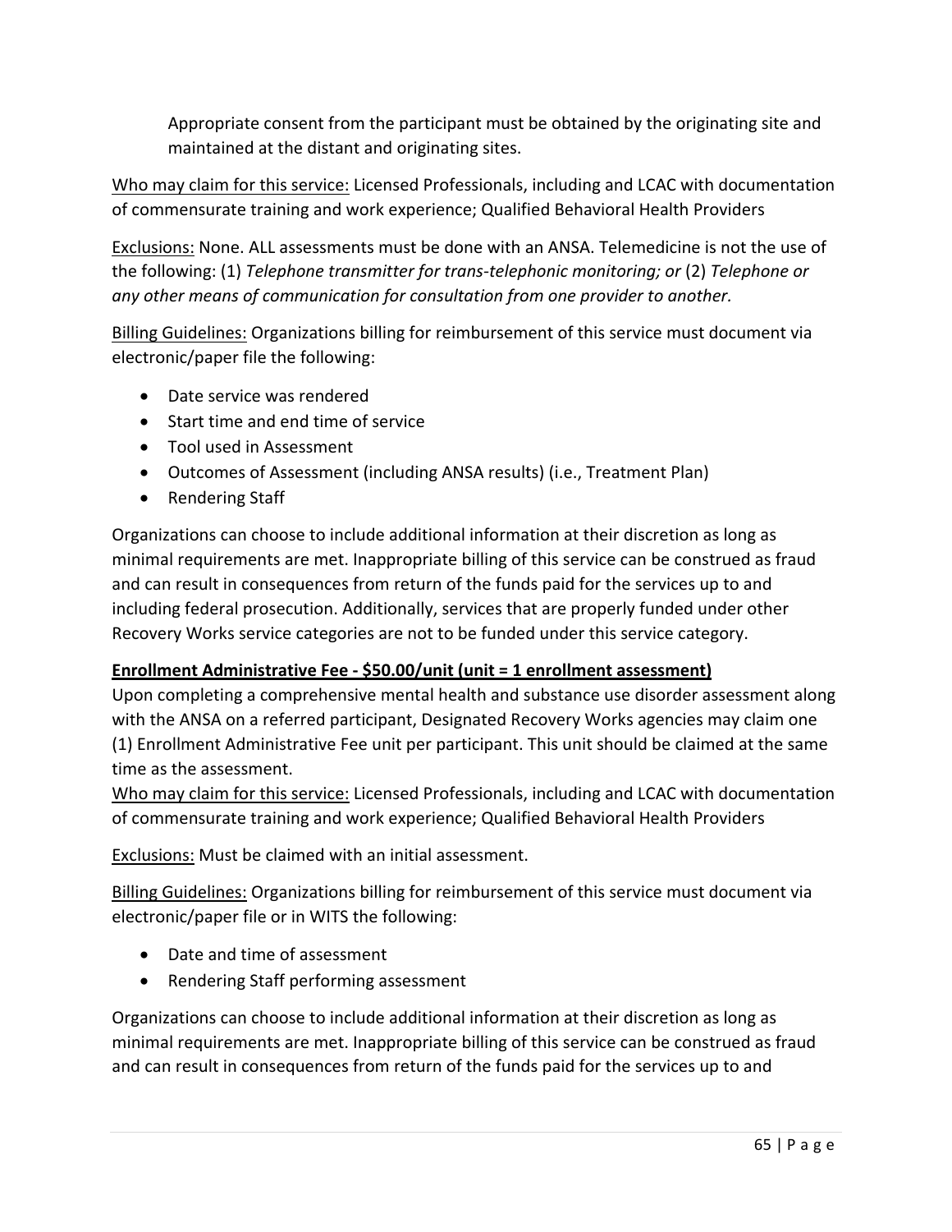Appropriate consent from the participant must be obtained by the originating site and maintained at the distant and originating sites.

Who may claim for this service: Licensed Professionals, including and LCAC with documentation of commensurate training and work experience; Qualified Behavioral Health Providers

Exclusions: None. ALL assessments must be done with an ANSA. Telemedicine is not the use of the following: (1) *Telephone transmitter for trans-telephonic monitoring; or* (2) *Telephone or any other means of communication for consultation from one provider to another.*

Billing Guidelines: Organizations billing for reimbursement of this service must document via electronic/paper file the following:

- Date service was rendered
- Start time and end time of service
- Tool used in Assessment
- Outcomes of Assessment (including ANSA results) (i.e., Treatment Plan)
- Rendering Staff

Organizations can choose to include additional information at their discretion as long as minimal requirements are met. Inappropriate billing of this service can be construed as fraud and can result in consequences from return of the funds paid for the services up to and including federal prosecution. Additionally, services that are properly funded under other Recovery Works service categories are not to be funded under this service category.

**Enrollment Administrative Fee - $50.00/unit (unit = 1 enrollment assessment)**

Upon completing a comprehensive mental health and substance use disorder assessment along with the ANSA on a referred participant, Designated Recovery Works agencies may claim one (1) Enrollment Administrative Fee unit per participant. This unit should be claimed at the same time as the assessment.

Who may claim for this service: Licensed Professionals, including and LCAC with documentation of commensurate training and work experience; Qualified Behavioral Health Providers

Exclusions: Must be claimed with an initial assessment.

Billing Guidelines: Organizations billing for reimbursement of this service must document via electronic/paper file or in WITS the following:

- Date and time of assessment
- Rendering Staff performing assessment

Organizations can choose to include additional information at their discretion as long as minimal requirements are met. Inappropriate billing of this service can be construed as fraud and can result in consequences from return of the funds paid for the services up to and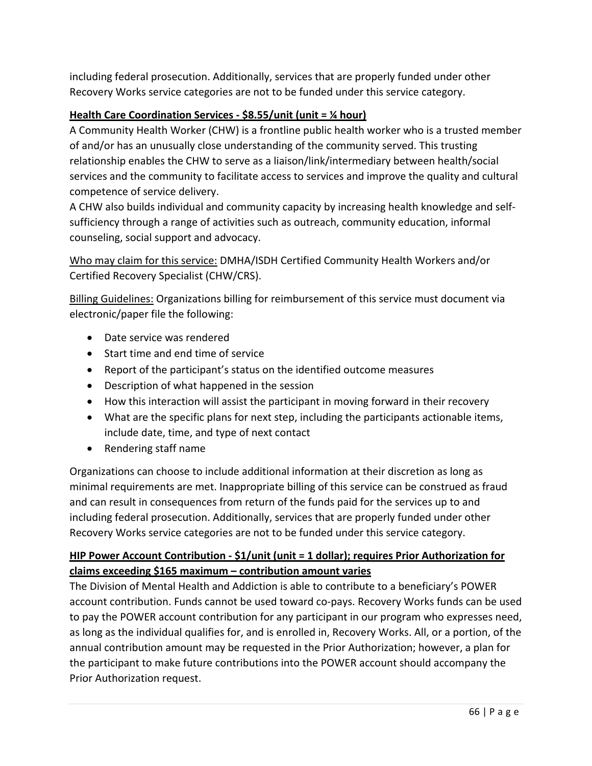including federal prosecution. Additionally, services that are properly funded under other Recovery Works service categories are not to be funded under this service category.

**Health Care Coordination Services - $8.55/unit (unit = ¼ hour)**

A Community Health Worker (CHW) is a frontline public health worker who is a trusted member of and/or has an unusually close understanding of the community served. This trusting relationship enables the CHW to serve as a liaison/link/intermediary between health/social services and the community to facilitate access to services and improve the quality and cultural competence of service delivery.

A CHW also builds individual and community capacity by increasing health knowledge and self-sufficiency through a range of activities such as outreach, community education, informal counseling, social support and advocacy.

Who may claim for this service: DMHA/ISDH Certified Community Health Workers and/or Certified Recovery Specialist (CHW/CRS).

Billing Guidelines: Organizations billing for reimbursement of this service must document via electronic/paper file the following:

- Date service was rendered
- Start time and end time of service
- Report of the participant's status on the identified outcome measures
- Description of what happened in the session
- How this interaction will assist the participant in moving forward in their recovery
- What are the specific plans for next step, including the participants actionable items, include date, time, and type of next contact
- Rendering staff name

Organizations can choose to include additional information at their discretion as long as minimal requirements are met. Inappropriate billing of this service can be construed as fraud and can result in consequences from return of the funds paid for the services up to and including federal prosecution. Additionally, services that are properly funded under other Recovery Works service categories are not to be funded under this service category.

**HIP Power Account Contribution - $1/unit (unit = 1 dollar); requires Prior Authorization for claims exceeding $165 maximum – contribution amount varies**

The Division of Mental Health and Addiction is able to contribute to a beneficiary's POWER account contribution. Funds cannot be used toward co-pays. Recovery Works funds can be used to pay the POWER account contribution for any participant in our program who expresses need, as long as the individual qualifies for, and is enrolled in, Recovery Works. All, or a portion, of the annual contribution amount may be requested in the Prior Authorization; however, a plan for the participant to make future contributions into the POWER account should accompany the Prior Authorization request.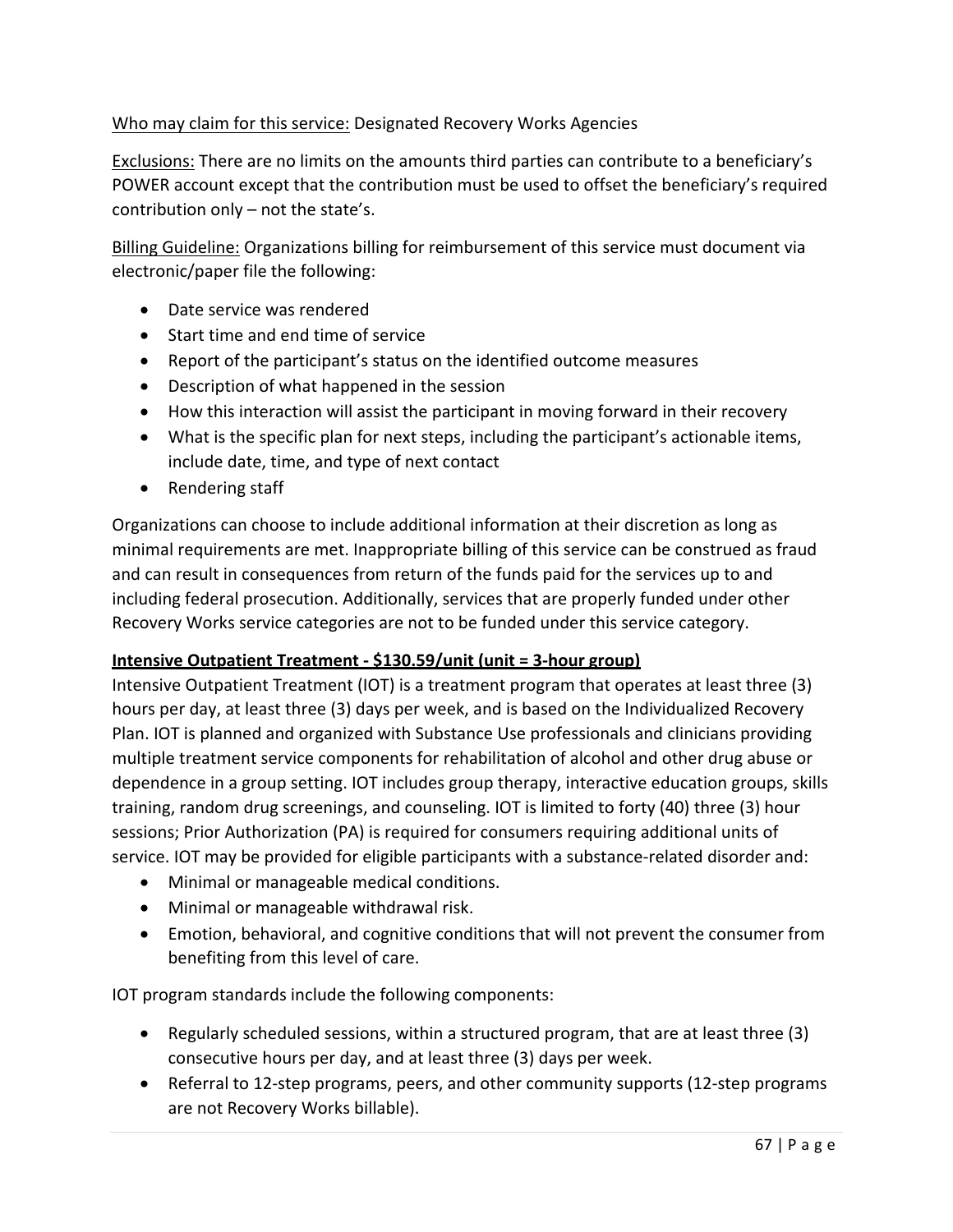Who may claim for this service: Designated Recovery Works Agencies

Exclusions: There are no limits on the amounts third parties can contribute to a beneficiary's POWER account except that the contribution must be used to offset the beneficiary's required contribution only – not the state's.

Billing Guideline: Organizations billing for reimbursement of this service must document via electronic/paper file the following:

- Date service was rendered
- Start time and end time of service
- Report of the participant's status on the identified outcome measures
- Description of what happened in the session
- How this interaction will assist the participant in moving forward in their recovery
- What is the specific plan for next steps, including the participant's actionable items, include date, time, and type of next contact
- Rendering staff

Organizations can choose to include additional information at their discretion as long as minimal requirements are met. Inappropriate billing of this service can be construed as fraud and can result in consequences from return of the funds paid for the services up to and including federal prosecution. Additionally, services that are properly funded under other Recovery Works service categories are not to be funded under this service category.

**Intensive Outpatient Treatment - $130.59/unit (unit = 3-hour group)**

Intensive Outpatient Treatment (IOT) is a treatment program that operates at least three (3) hours per day, at least three (3) days per week, and is based on the Individualized Recovery Plan. IOT is planned and organized with Substance Use professionals and clinicians providing multiple treatment service components for rehabilitation of alcohol and other drug abuse or dependence in a group setting. IOT includes group therapy, interactive education groups, skills training, random drug screenings, and counseling. IOT is limited to forty (40) three (3) hour sessions; Prior Authorization (PA) is required for consumers requiring additional units of service. IOT may be provided for eligible participants with a substance-related disorder and:

- Minimal or manageable medical conditions.
- Minimal or manageable withdrawal risk.
- Emotion, behavioral, and cognitive conditions that will not prevent the consumer from benefiting from this level of care.

IOT program standards include the following components:

- Regularly scheduled sessions, within a structured program, that are at least three (3) consecutive hours per day, and at least three (3) days per week.
- Referral to 12-step programs, peers, and other community supports (12-step programs are not Recovery Works billable).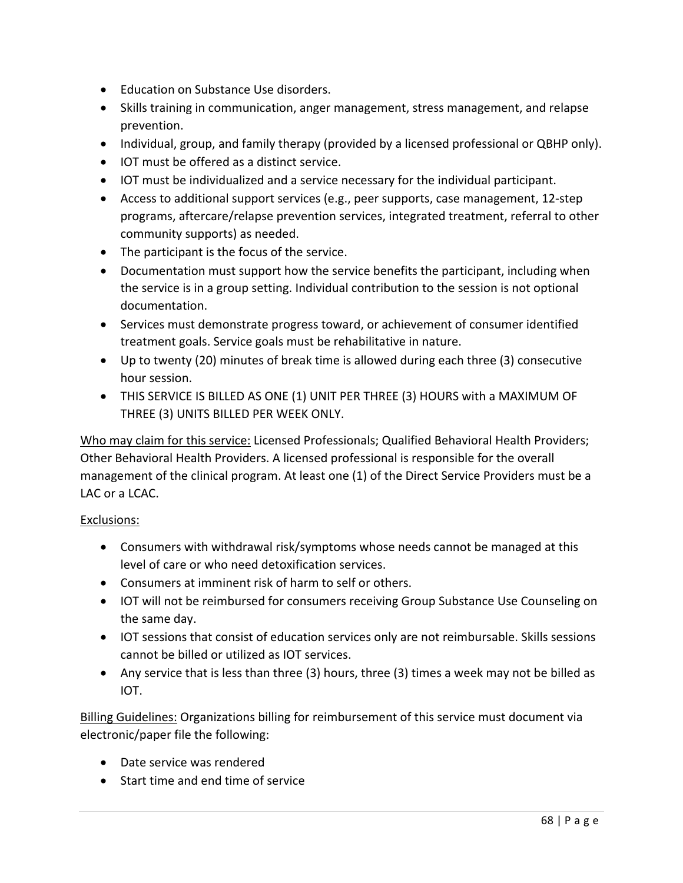- Education on Substance Use disorders.
- Skills training in communication, anger management, stress management, and relapse prevention.
- Individual, group, and family therapy (provided by a licensed professional or QBHP only).
- IOT must be offered as a distinct service.
- IOT must be individualized and a service necessary for the individual participant.
- Access to additional support services (e.g., peer supports, case management, 12-step programs, aftercare/relapse prevention services, integrated treatment, referral to other community supports) as needed.
- The participant is the focus of the service.
- Documentation must support how the service benefits the participant, including when the service is in a group setting. Individual contribution to the session is not optional documentation.
- Services must demonstrate progress toward, or achievement of consumer identified treatment goals. Service goals must be rehabilitative in nature.
- Up to twenty (20) minutes of break time is allowed during each three (3) consecutive hour session.
- THIS SERVICE IS BILLED AS ONE (1) UNIT PER THREE (3) HOURS with a MAXIMUM OF THREE (3) UNITS BILLED PER WEEK ONLY.

<u>Who may claim for this service:</u> Licensed Professionals; Qualified Behavioral Health Providers; Other Behavioral Health Providers. A licensed professional is responsible for the overall management of the clinical program. At least one (1) of the Direct Service Providers must be a LAC or a LCAC.

<u>Exclusions:</u>

- Consumers with withdrawal risk/symptoms whose needs cannot be managed at this level of care or who need detoxification services.
- Consumers at imminent risk of harm to self or others.
- IOT will not be reimbursed for consumers receiving Group Substance Use Counseling on the same day.
- IOT sessions that consist of education services only are not reimbursable. Skills sessions cannot be billed or utilized as IOT services.
- Any service that is less than three (3) hours, three (3) times a week may not be billed as IOT.

<u>Billing Guidelines:</u> Organizations billing for reimbursement of this service must document via electronic/paper file the following:

- Date service was rendered
- Start time and end time of service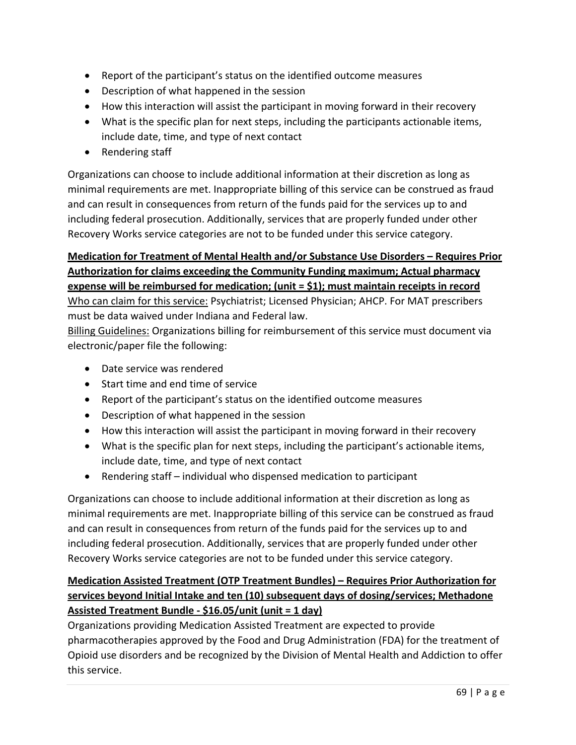- Report of the participant's status on the identified outcome measures
- Description of what happened in the session
- How this interaction will assist the participant in moving forward in their recovery
- What is the specific plan for next steps, including the participants actionable items, include date, time, and type of next contact
- Rendering staff

Organizations can choose to include additional information at their discretion as long as minimal requirements are met. Inappropriate billing of this service can be construed as fraud and can result in consequences from return of the funds paid for the services up to and including federal prosecution. Additionally, services that are properly funded under other Recovery Works service categories are not to be funded under this service category.

**Medication for Treatment of Mental Health and/or Substance Use Disorders – Requires Prior Authorization for claims exceeding the Community Funding maximum; Actual pharmacy expense will be reimbursed for medication; (unit = $1); must maintain receipts in record**

Who can claim for this service: Psychiatrist; Licensed Physician; AHCP. For MAT prescribers must be data waived under Indiana and Federal law.

Billing Guidelines: Organizations billing for reimbursement of this service must document via electronic/paper file the following:

- Date service was rendered
- Start time and end time of service
- Report of the participant's status on the identified outcome measures
- Description of what happened in the session
- How this interaction will assist the participant in moving forward in their recovery
- What is the specific plan for next steps, including the participant's actionable items, include date, time, and type of next contact
- Rendering staff – individual who dispensed medication to participant

Organizations can choose to include additional information at their discretion as long as minimal requirements are met. Inappropriate billing of this service can be construed as fraud and can result in consequences from return of the funds paid for the services up to and including federal prosecution. Additionally, services that are properly funded under other Recovery Works service categories are not to be funded under this service category.

**Medication Assisted Treatment (OTP Treatment Bundles) – Requires Prior Authorization for services beyond Initial Intake and ten (10) subsequent days of dosing/services; Methadone Assisted Treatment Bundle - $16.05/unit (unit = 1 day)**

Organizations providing Medication Assisted Treatment are expected to provide pharmacotherapies approved by the Food and Drug Administration (FDA) for the treatment of Opioid use disorders and be recognized by the Division of Mental Health and Addiction to offer this service.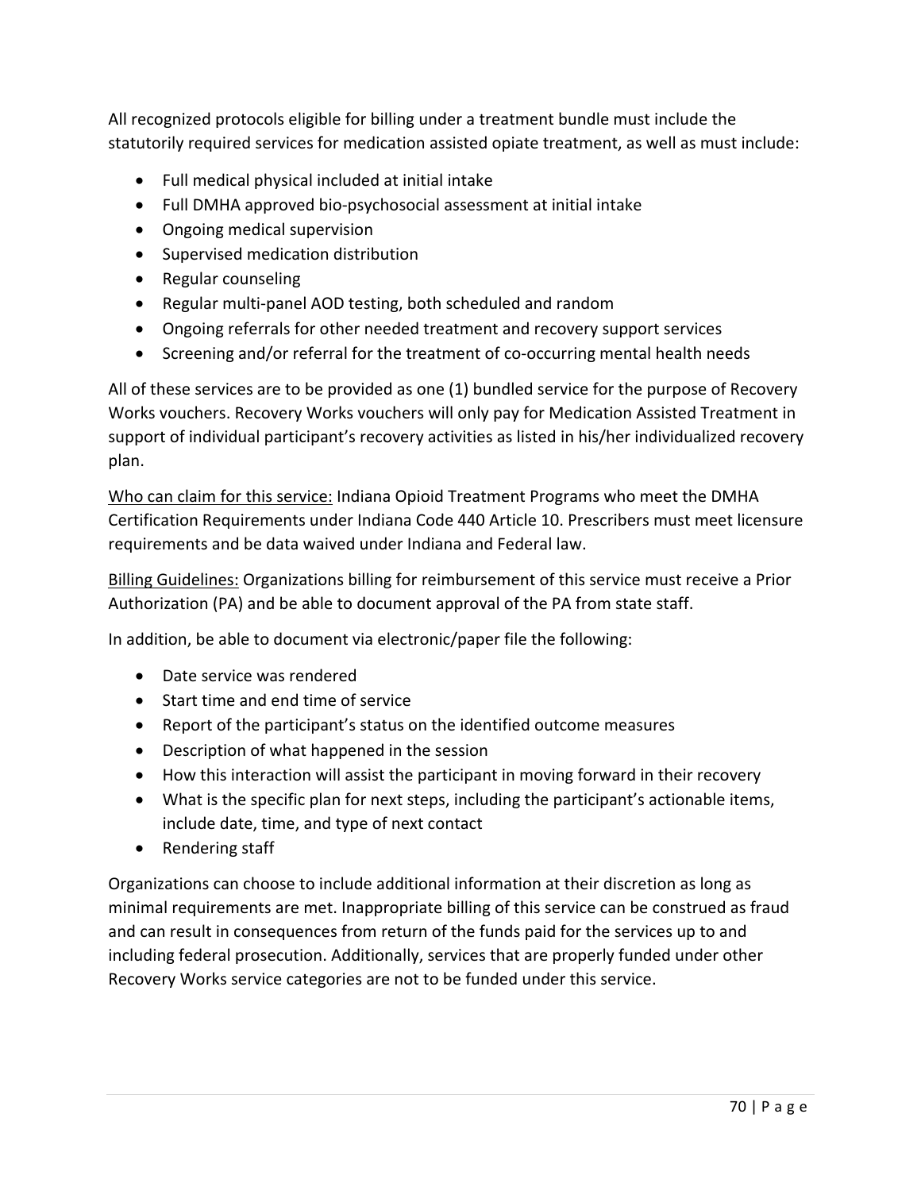All recognized protocols eligible for billing under a treatment bundle must include the statutorily required services for medication assisted opiate treatment, as well as must include:

- Full medical physical included at initial intake
- Full DMHA approved bio-psychosocial assessment at initial intake
- Ongoing medical supervision
- Supervised medication distribution
- Regular counseling
- Regular multi-panel AOD testing, both scheduled and random
- Ongoing referrals for other needed treatment and recovery support services
- Screening and/or referral for the treatment of co-occurring mental health needs

All of these services are to be provided as one (1) bundled service for the purpose of Recovery Works vouchers. Recovery Works vouchers will only pay for Medication Assisted Treatment in support of individual participant's recovery activities as listed in his/her individualized recovery plan.

<u>Who can claim for this service:</u> Indiana Opioid Treatment Programs who meet the DMHA Certification Requirements under Indiana Code 440 Article 10. Prescribers must meet licensure requirements and be data waived under Indiana and Federal law.

<u>Billing Guidelines:</u> Organizations billing for reimbursement of this service must receive a Prior Authorization (PA) and be able to document approval of the PA from state staff.

In addition, be able to document via electronic/paper file the following:

- Date service was rendered
- Start time and end time of service
- Report of the participant's status on the identified outcome measures
- Description of what happened in the session
- How this interaction will assist the participant in moving forward in their recovery
- What is the specific plan for next steps, including the participant's actionable items, include date, time, and type of next contact
- Rendering staff

Organizations can choose to include additional information at their discretion as long as minimal requirements are met. Inappropriate billing of this service can be construed as fraud and can result in consequences from return of the funds paid for the services up to and including federal prosecution. Additionally, services that are properly funded under other Recovery Works service categories are not to be funded under this service.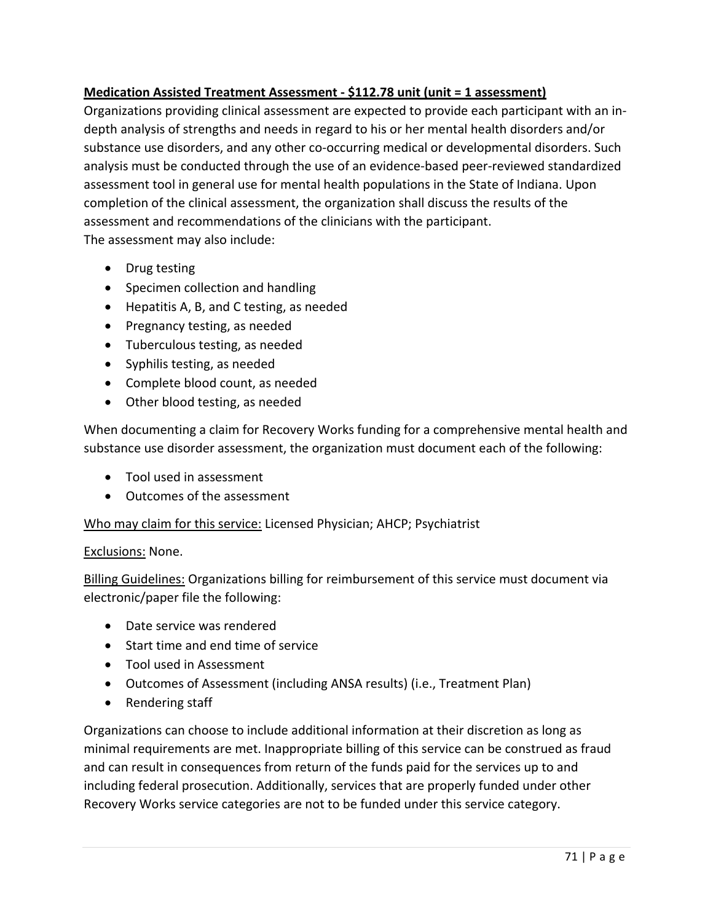**Medication Assisted Treatment Assessment - $112.78 unit (unit = 1 assessment)**

Organizations providing clinical assessment are expected to provide each participant with an in-depth analysis of strengths and needs in regard to his or her mental health disorders and/or substance use disorders, and any other co-occurring medical or developmental disorders. Such analysis must be conducted through the use of an evidence-based peer-reviewed standardized assessment tool in general use for mental health populations in the State of Indiana. Upon completion of the clinical assessment, the organization shall discuss the results of the assessment and recommendations of the clinicians with the participant.
The assessment may also include:

- Drug testing
- Specimen collection and handling
- Hepatitis A, B, and C testing, as needed
- Pregnancy testing, as needed
- Tuberculous testing, as needed
- Syphilis testing, as needed
- Complete blood count, as needed
- Other blood testing, as needed

When documenting a claim for Recovery Works funding for a comprehensive mental health and substance use disorder assessment, the organization must document each of the following:

- Tool used in assessment
- Outcomes of the assessment

Who may claim for this service: Licensed Physician; AHCP; Psychiatrist

Exclusions: None.

Billing Guidelines: Organizations billing for reimbursement of this service must document via electronic/paper file the following:

- Date service was rendered
- Start time and end time of service
- Tool used in Assessment
- Outcomes of Assessment (including ANSA results) (i.e., Treatment Plan)
- Rendering staff

Organizations can choose to include additional information at their discretion as long as minimal requirements are met. Inappropriate billing of this service can be construed as fraud and can result in consequences from return of the funds paid for the services up to and including federal prosecution. Additionally, services that are properly funded under other Recovery Works service categories are not to be funded under this service category.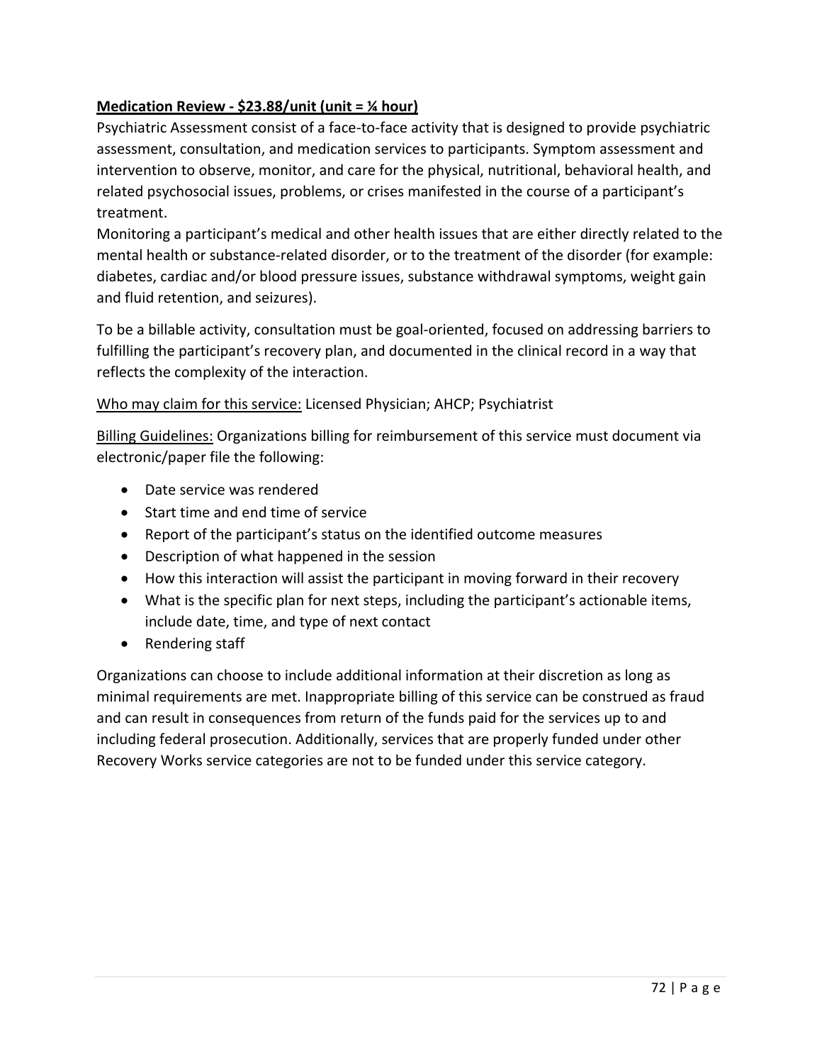**<u>Medication Review - $23.88/unit (unit = ¼ hour)</u>**

Psychiatric Assessment consist of a face-to-face activity that is designed to provide psychiatric assessment, consultation, and medication services to participants. Symptom assessment and intervention to observe, monitor, and care for the physical, nutritional, behavioral health, and related psychosocial issues, problems, or crises manifested in the course of a participant's treatment.

Monitoring a participant's medical and other health issues that are either directly related to the mental health or substance-related disorder, or to the treatment of the disorder (for example: diabetes, cardiac and/or blood pressure issues, substance withdrawal symptoms, weight gain and fluid retention, and seizures).

To be a billable activity, consultation must be goal-oriented, focused on addressing barriers to fulfilling the participant's recovery plan, and documented in the clinical record in a way that reflects the complexity of the interaction.

<u>Who may claim for this service:</u> Licensed Physician; AHCP; Psychiatrist

<u>Billing Guidelines:</u> Organizations billing for reimbursement of this service must document via electronic/paper file the following:

- Date service was rendered
- Start time and end time of service
- Report of the participant's status on the identified outcome measures
- Description of what happened in the session
- How this interaction will assist the participant in moving forward in their recovery
- What is the specific plan for next steps, including the participant's actionable items, include date, time, and type of next contact
- Rendering staff

Organizations can choose to include additional information at their discretion as long as minimal requirements are met. Inappropriate billing of this service can be construed as fraud and can result in consequences from return of the funds paid for the services up to and including federal prosecution. Additionally, services that are properly funded under other Recovery Works service categories are not to be funded under this service category.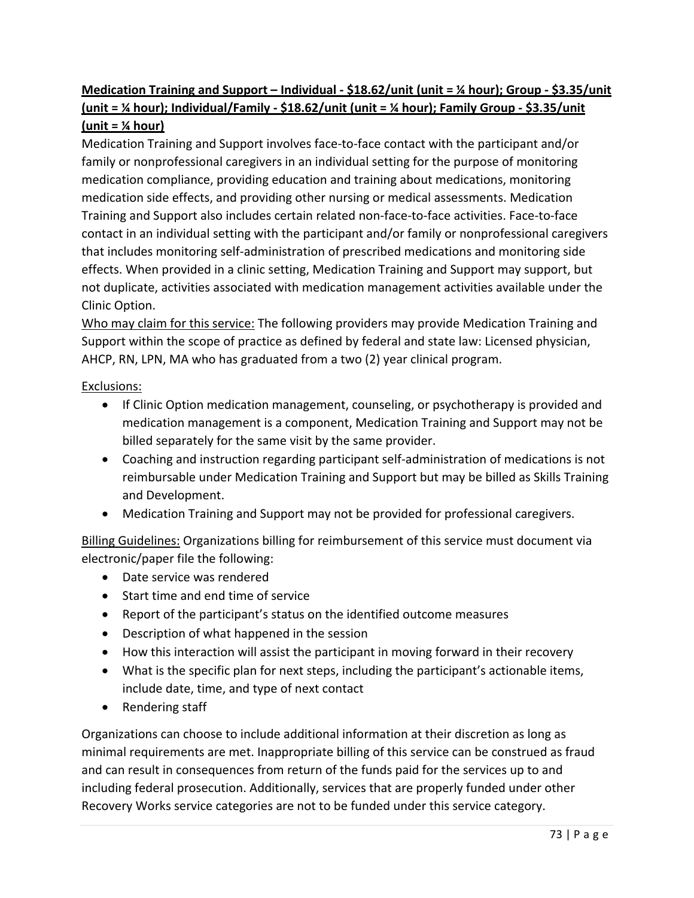**<u>Medication Training and Support – Individual - $18.62/unit (unit = ¼ hour); Group - $3.35/unit (unit = ¼ hour); Individual/Family - $18.62/unit (unit = ¼ hour); Family Group - $3.35/unit (unit = ¼ hour)</u>**

Medication Training and Support involves face-to-face contact with the participant and/or family or nonprofessional caregivers in an individual setting for the purpose of monitoring medication compliance, providing education and training about medications, monitoring medication side effects, and providing other nursing or medical assessments. Medication Training and Support also includes certain related non-face-to-face activities. Face-to-face contact in an individual setting with the participant and/or family or nonprofessional caregivers that includes monitoring self-administration of prescribed medications and monitoring side effects. When provided in a clinic setting, Medication Training and Support may support, but not duplicate, activities associated with medication management activities available under the Clinic Option.

<u>Who may claim for this service:</u> The following providers may provide Medication Training and Support within the scope of practice as defined by federal and state law: Licensed physician, AHCP, RN, LPN, MA who has graduated from a two (2) year clinical program.

<u>Exclusions:</u>

- If Clinic Option medication management, counseling, or psychotherapy is provided and medication management is a component, Medication Training and Support may not be billed separately for the same visit by the same provider.
- Coaching and instruction regarding participant self-administration of medications is not reimbursable under Medication Training and Support but may be billed as Skills Training and Development.
- Medication Training and Support may not be provided for professional caregivers.

<u>Billing Guidelines:</u> Organizations billing for reimbursement of this service must document via electronic/paper file the following:

- Date service was rendered
- Start time and end time of service
- Report of the participant's status on the identified outcome measures
- Description of what happened in the session
- How this interaction will assist the participant in moving forward in their recovery
- What is the specific plan for next steps, including the participant's actionable items, include date, time, and type of next contact
- Rendering staff

Organizations can choose to include additional information at their discretion as long as minimal requirements are met. Inappropriate billing of this service can be construed as fraud and can result in consequences from return of the funds paid for the services up to and including federal prosecution. Additionally, services that are properly funded under other Recovery Works service categories are not to be funded under this service category.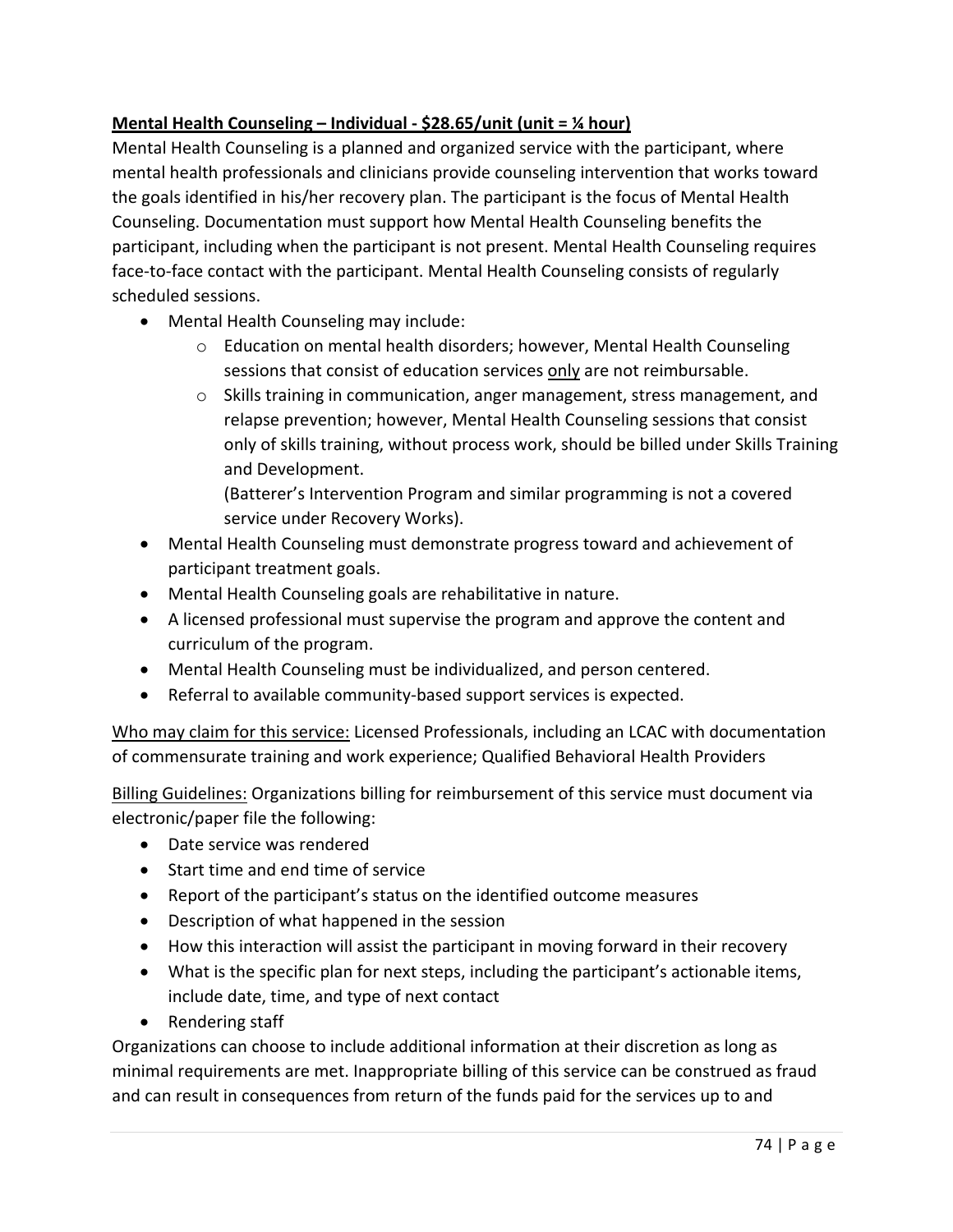**<u>Mental Health Counseling – Individual - $28.65/unit (unit = ¼ hour)</u>**

Mental Health Counseling is a planned and organized service with the participant, where mental health professionals and clinicians provide counseling intervention that works toward the goals identified in his/her recovery plan. The participant is the focus of Mental Health Counseling. Documentation must support how Mental Health Counseling benefits the participant, including when the participant is not present. Mental Health Counseling requires face-to-face contact with the participant. Mental Health Counseling consists of regularly scheduled sessions.

- Mental Health Counseling may include:
  - Education on mental health disorders; however, Mental Health Counseling sessions that consist of education services <u>only</u> are not reimbursable.
  - Skills training in communication, anger management, stress management, and relapse prevention; however, Mental Health Counseling sessions that consist only of skills training, without process work, should be billed under Skills Training and Development.
    (Batterer's Intervention Program and similar programming is not a covered service under Recovery Works).
- Mental Health Counseling must demonstrate progress toward and achievement of participant treatment goals.
- Mental Health Counseling goals are rehabilitative in nature.
- A licensed professional must supervise the program and approve the content and curriculum of the program.
- Mental Health Counseling must be individualized, and person centered.
- Referral to available community-based support services is expected.

<u>Who may claim for this service:</u> Licensed Professionals, including an LCAC with documentation of commensurate training and work experience; Qualified Behavioral Health Providers

<u>Billing Guidelines:</u> Organizations billing for reimbursement of this service must document via electronic/paper file the following:

- Date service was rendered
- Start time and end time of service
- Report of the participant's status on the identified outcome measures
- Description of what happened in the session
- How this interaction will assist the participant in moving forward in their recovery
- What is the specific plan for next steps, including the participant's actionable items, include date, time, and type of next contact
- Rendering staff

Organizations can choose to include additional information at their discretion as long as minimal requirements are met. Inappropriate billing of this service can be construed as fraud and can result in consequences from return of the funds paid for the services up to and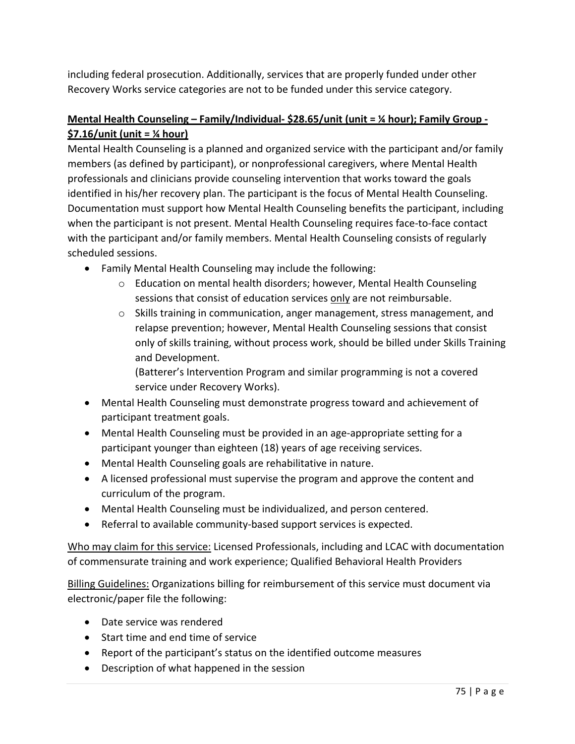including federal prosecution. Additionally, services that are properly funded under other Recovery Works service categories are not to be funded under this service category.

**Mental Health Counseling – Family/Individual- $28.65/unit (unit = ¼ hour); Family Group - $7.16/unit (unit = ¼ hour)**

Mental Health Counseling is a planned and organized service with the participant and/or family members (as defined by participant), or nonprofessional caregivers, where Mental Health professionals and clinicians provide counseling intervention that works toward the goals identified in his/her recovery plan. The participant is the focus of Mental Health Counseling. Documentation must support how Mental Health Counseling benefits the participant, including when the participant is not present. Mental Health Counseling requires face-to-face contact with the participant and/or family members. Mental Health Counseling consists of regularly scheduled sessions.

- Family Mental Health Counseling may include the following:
    - Education on mental health disorders; however, Mental Health Counseling sessions that consist of education services only are not reimbursable.
    - Skills training in communication, anger management, stress management, and relapse prevention; however, Mental Health Counseling sessions that consist only of skills training, without process work, should be billed under Skills Training and Development.
      (Batterer's Intervention Program and similar programming is not a covered service under Recovery Works).
- Mental Health Counseling must demonstrate progress toward and achievement of participant treatment goals.
- Mental Health Counseling must be provided in an age-appropriate setting for a participant younger than eighteen (18) years of age receiving services.
- Mental Health Counseling goals are rehabilitative in nature.
- A licensed professional must supervise the program and approve the content and curriculum of the program.
- Mental Health Counseling must be individualized, and person centered.
- Referral to available community-based support services is expected.

Who may claim for this service: Licensed Professionals, including and LCAC with documentation of commensurate training and work experience; Qualified Behavioral Health Providers

Billing Guidelines: Organizations billing for reimbursement of this service must document via electronic/paper file the following:

- Date service was rendered
- Start time and end time of service
- Report of the participant's status on the identified outcome measures
- Description of what happened in the session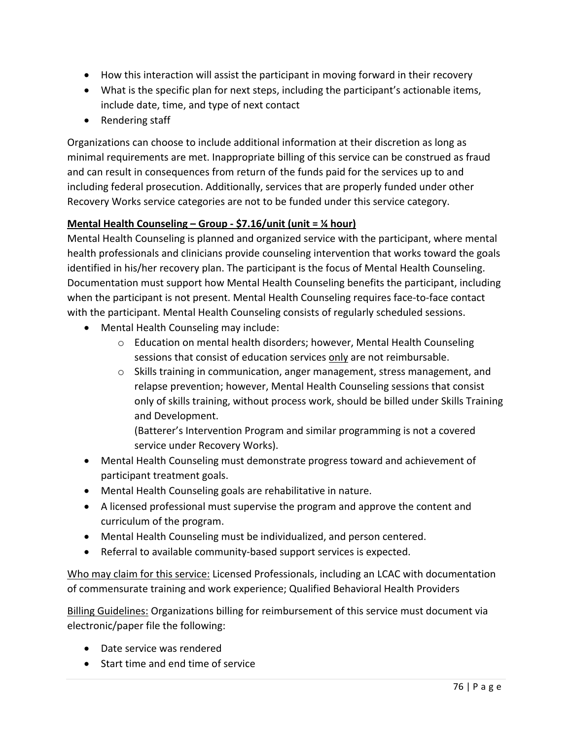- How this interaction will assist the participant in moving forward in their recovery
- What is the specific plan for next steps, including the participant's actionable items, include date, time, and type of next contact
- Rendering staff

Organizations can choose to include additional information at their discretion as long as minimal requirements are met. Inappropriate billing of this service can be construed as fraud and can result in consequences from return of the funds paid for the services up to and including federal prosecution. Additionally, services that are properly funded under other Recovery Works service categories are not to be funded under this service category.

**Mental Health Counseling – Group - $7.16/unit (unit = ¼ hour)**

Mental Health Counseling is planned and organized service with the participant, where mental health professionals and clinicians provide counseling intervention that works toward the goals identified in his/her recovery plan. The participant is the focus of Mental Health Counseling. Documentation must support how Mental Health Counseling benefits the participant, including when the participant is not present. Mental Health Counseling requires face-to-face contact with the participant. Mental Health Counseling consists of regularly scheduled sessions.

- Mental Health Counseling may include:
    - Education on mental health disorders; however, Mental Health Counseling sessions that consist of education services only are not reimbursable.
    - Skills training in communication, anger management, stress management, and relapse prevention; however, Mental Health Counseling sessions that consist only of skills training, without process work, should be billed under Skills Training and Development.
      (Batterer's Intervention Program and similar programming is not a covered service under Recovery Works).
- Mental Health Counseling must demonstrate progress toward and achievement of participant treatment goals.
- Mental Health Counseling goals are rehabilitative in nature.
- A licensed professional must supervise the program and approve the content and curriculum of the program.
- Mental Health Counseling must be individualized, and person centered.
- Referral to available community-based support services is expected.

Who may claim for this service: Licensed Professionals, including an LCAC with documentation of commensurate training and work experience; Qualified Behavioral Health Providers

Billing Guidelines: Organizations billing for reimbursement of this service must document via electronic/paper file the following:

- Date service was rendered
- Start time and end time of service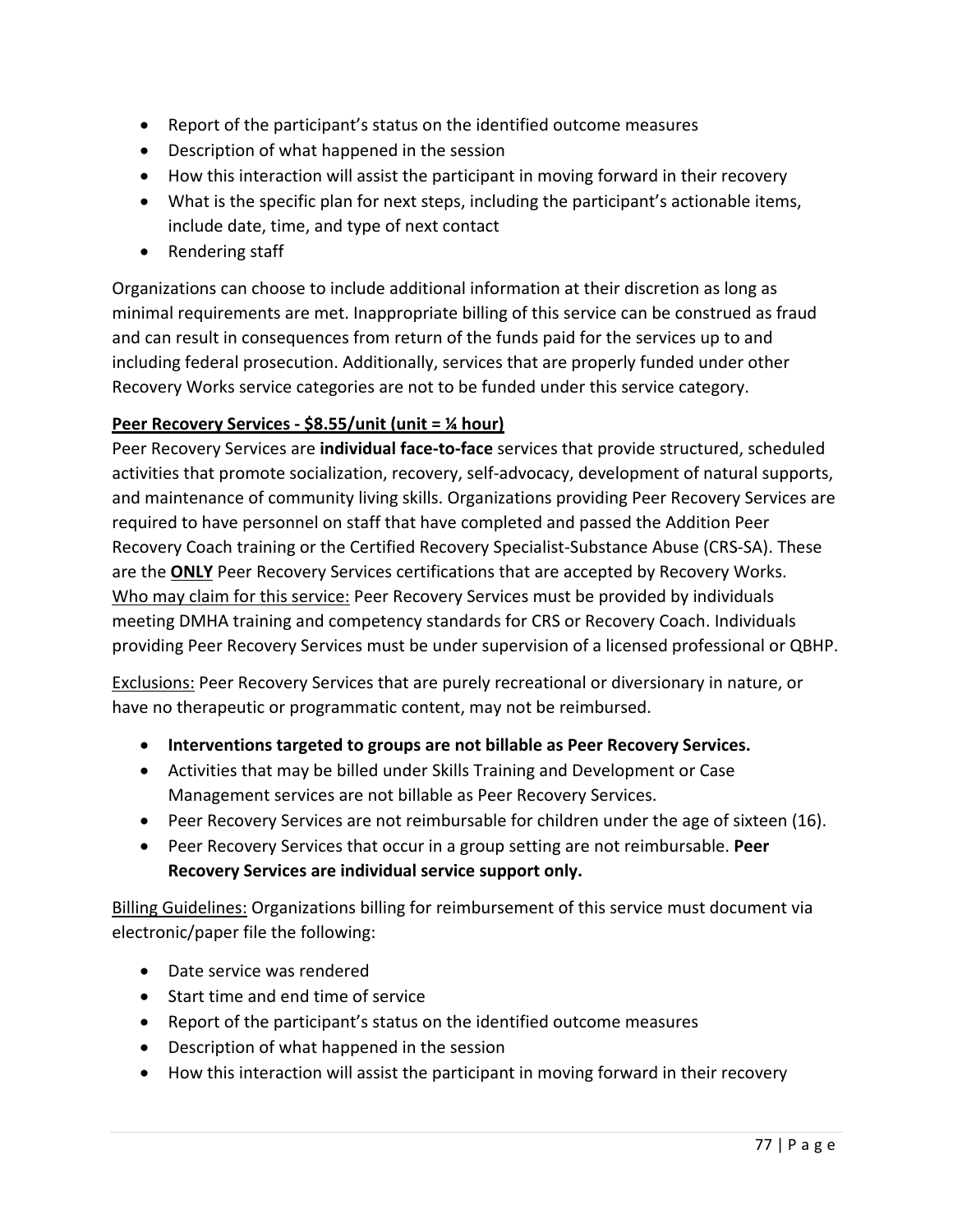- Report of the participant's status on the identified outcome measures
- Description of what happened in the session
- How this interaction will assist the participant in moving forward in their recovery
- What is the specific plan for next steps, including the participant's actionable items, include date, time, and type of next contact
- Rendering staff

Organizations can choose to include additional information at their discretion as long as minimal requirements are met. Inappropriate billing of this service can be construed as fraud and can result in consequences from return of the funds paid for the services up to and including federal prosecution. Additionally, services that are properly funded under other Recovery Works service categories are not to be funded under this service category.

**<u>Peer Recovery Services - $8.55/unit (unit = ¼ hour)</u>**

Peer Recovery Services are **individual face-to-face** services that provide structured, scheduled activities that promote socialization, recovery, self-advocacy, development of natural supports, and maintenance of community living skills. Organizations providing Peer Recovery Services are required to have personnel on staff that have completed and passed the Addition Peer Recovery Coach training or the Certified Recovery Specialist-Substance Abuse (CRS-SA). These are the **<u>ONLY</u>** Peer Recovery Services certifications that are accepted by Recovery Works.
<u>Who may claim for this service:</u> Peer Recovery Services must be provided by individuals meeting DMHA training and competency standards for CRS or Recovery Coach. Individuals providing Peer Recovery Services must be under supervision of a licensed professional or QBHP.

<u>Exclusions:</u> Peer Recovery Services that are purely recreational or diversionary in nature, or have no therapeutic or programmatic content, may not be reimbursed.

- **Interventions targeted to groups are not billable as Peer Recovery Services.**
- Activities that may be billed under Skills Training and Development or Case Management services are not billable as Peer Recovery Services.
- Peer Recovery Services are not reimbursable for children under the age of sixteen (16).
- Peer Recovery Services that occur in a group setting are not reimbursable. **Peer Recovery Services are individual service support only.**

<u>Billing Guidelines:</u> Organizations billing for reimbursement of this service must document via electronic/paper file the following:

- Date service was rendered
- Start time and end time of service
- Report of the participant's status on the identified outcome measures
- Description of what happened in the session
- How this interaction will assist the participant in moving forward in their recovery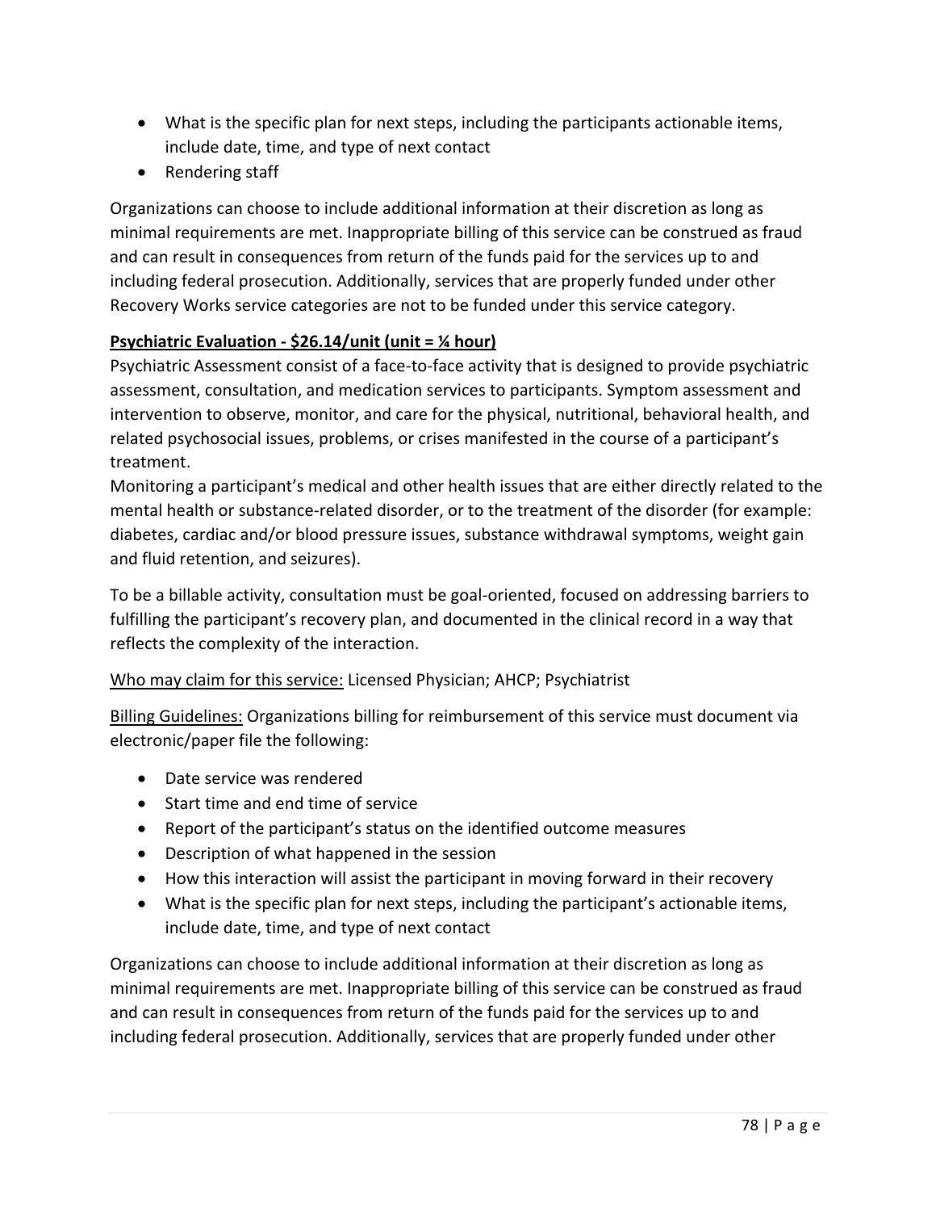- What is the specific plan for next steps, including the participants actionable items, include date, time, and type of next contact
- Rendering staff

Organizations can choose to include additional information at their discretion as long as minimal requirements are met. Inappropriate billing of this service can be construed as fraud and can result in consequences from return of the funds paid for the services up to and including federal prosecution. Additionally, services that are properly funded under other Recovery Works service categories are not to be funded under this service category.

**Psychiatric Evaluation - $26.14/unit (unit = ¼ hour)**

Psychiatric Assessment consist of a face-to-face activity that is designed to provide psychiatric assessment, consultation, and medication services to participants. Symptom assessment and intervention to observe, monitor, and care for the physical, nutritional, behavioral health, and related psychosocial issues, problems, or crises manifested in the course of a participant's treatment.

Monitoring a participant's medical and other health issues that are either directly related to the mental health or substance-related disorder, or to the treatment of the disorder (for example: diabetes, cardiac and/or blood pressure issues, substance withdrawal symptoms, weight gain and fluid retention, and seizures).

To be a billable activity, consultation must be goal-oriented, focused on addressing barriers to fulfilling the participant's recovery plan, and documented in the clinical record in a way that reflects the complexity of the interaction.

Who may claim for this service: Licensed Physician; AHCP; Psychiatrist

Billing Guidelines: Organizations billing for reimbursement of this service must document via electronic/paper file the following:

- Date service was rendered
- Start time and end time of service
- Report of the participant's status on the identified outcome measures
- Description of what happened in the session
- How this interaction will assist the participant in moving forward in their recovery
- What is the specific plan for next steps, including the participant's actionable items, include date, time, and type of next contact

Organizations can choose to include additional information at their discretion as long as minimal requirements are met. Inappropriate billing of this service can be construed as fraud and can result in consequences from return of the funds paid for the services up to and including federal prosecution. Additionally, services that are properly funded under other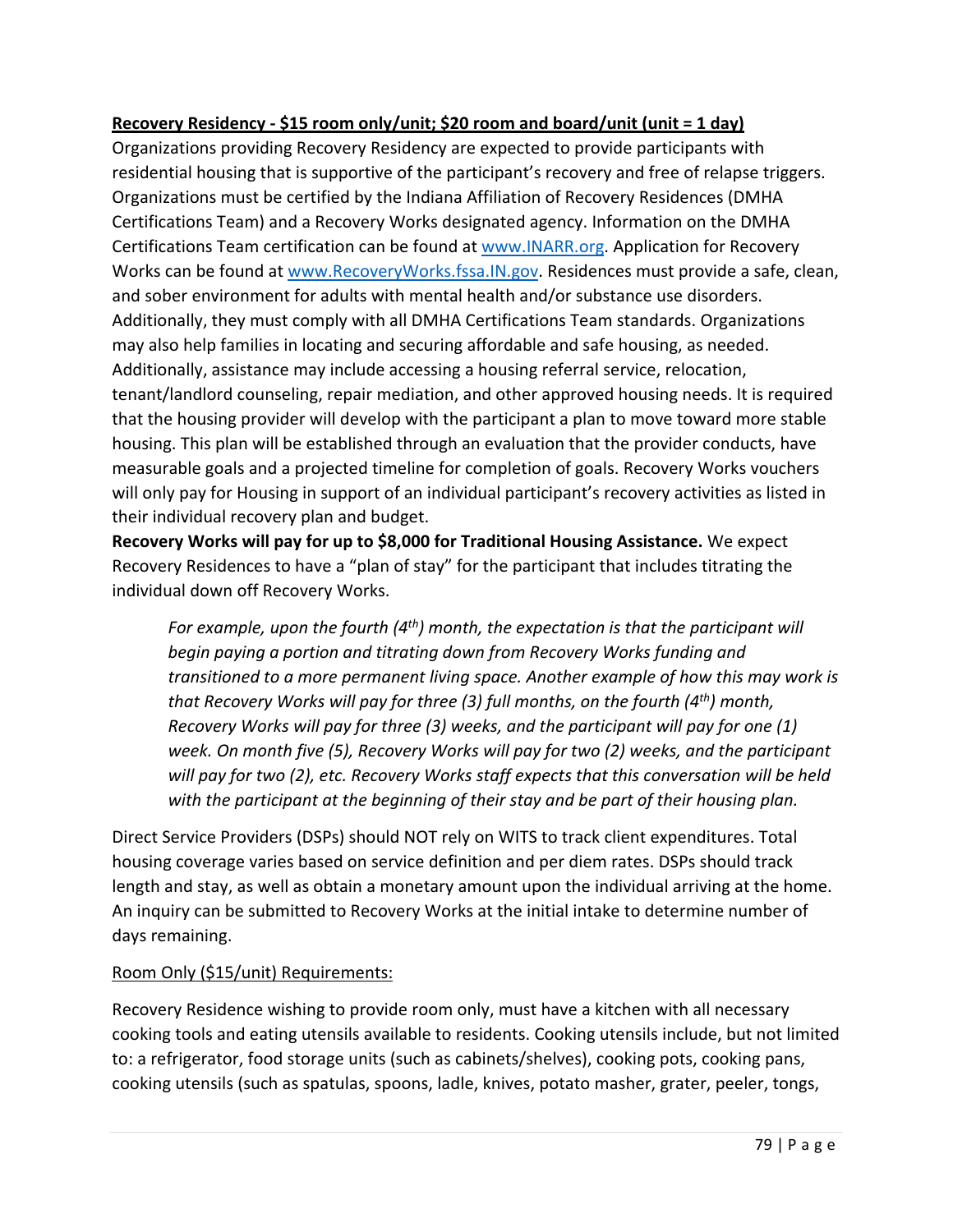**<u>Recovery Residency - $15 room only/unit; $20 room and board/unit (unit = 1 day)</u>**

Organizations providing Recovery Residency are expected to provide participants with residential housing that is supportive of the participant's recovery and free of relapse triggers. Organizations must be certified by the Indiana Affiliation of Recovery Residences (DMHA Certifications Team) and a Recovery Works designated agency. Information on the DMHA Certifications Team certification can be found at [www.INARR.org](http://www.INARR.org). Application for Recovery Works can be found at [www.RecoveryWorks.fssa.IN.gov](http://www.RecoveryWorks.fssa.IN.gov). Residences must provide a safe, clean, and sober environment for adults with mental health and/or substance use disorders. Additionally, they must comply with all DMHA Certifications Team standards. Organizations may also help families in locating and securing affordable and safe housing, as needed. Additionally, assistance may include accessing a housing referral service, relocation, tenant/landlord counseling, repair mediation, and other approved housing needs. It is required that the housing provider will develop with the participant a plan to move toward more stable housing. This plan will be established through an evaluation that the provider conducts, have measurable goals and a projected timeline for completion of goals. Recovery Works vouchers will only pay for Housing in support of an individual participant's recovery activities as listed in their individual recovery plan and budget.

**Recovery Works will pay for up to $8,000 for Traditional Housing Assistance.** We expect Recovery Residences to have a "plan of stay" for the participant that includes titrating the individual down off Recovery Works.

> *For example, upon the fourth (4th) month, the expectation is that the participant will begin paying a portion and titrating down from Recovery Works funding and transitioned to a more permanent living space. Another example of how this may work is that Recovery Works will pay for three (3) full months, on the fourth (4th) month, Recovery Works will pay for three (3) weeks, and the participant will pay for one (1) week. On month five (5), Recovery Works will pay for two (2) weeks, and the participant will pay for two (2), etc. Recovery Works staff expects that this conversation will be held with the participant at the beginning of their stay and be part of their housing plan.*

Direct Service Providers (DSPs) should NOT rely on WITS to track client expenditures. Total housing coverage varies based on service definition and per diem rates. DSPs should track length and stay, as well as obtain a monetary amount upon the individual arriving at the home. An inquiry can be submitted to Recovery Works at the initial intake to determine number of days remaining.

<u>Room Only ($15/unit) Requirements:</u>

Recovery Residence wishing to provide room only, must have a kitchen with all necessary cooking tools and eating utensils available to residents. Cooking utensils include, but not limited to: a refrigerator, food storage units (such as cabinets/shelves), cooking pots, cooking pans, cooking utensils (such as spatulas, spoons, ladle, knives, potato masher, grater, peeler, tongs,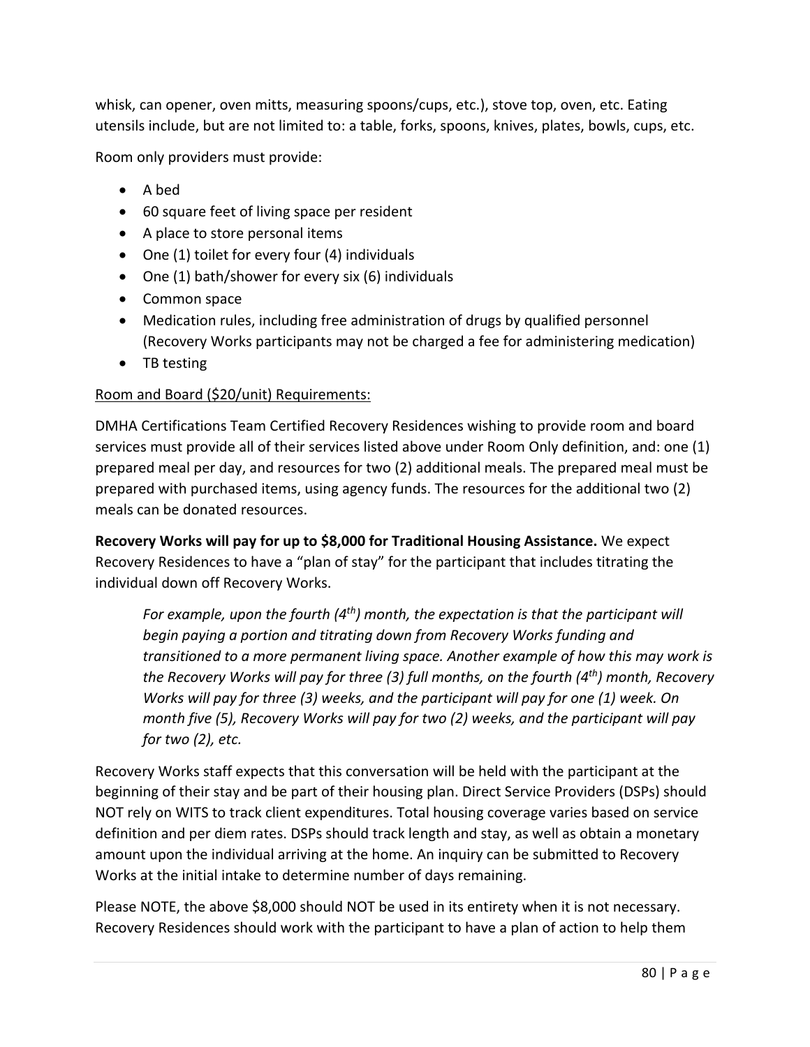whisk, can opener, oven mitts, measuring spoons/cups, etc.), stove top, oven, etc. Eating utensils include, but are not limited to: a table, forks, spoons, knives, plates, bowls, cups, etc.

Room only providers must provide:

- A bed
- 60 square feet of living space per resident
- A place to store personal items
- One (1) toilet for every four (4) individuals
- One (1) bath/shower for every six (6) individuals
- Common space
- Medication rules, including free administration of drugs by qualified personnel (Recovery Works participants may not be charged a fee for administering medication)
- TB testing

<u>Room and Board ($20/unit) Requirements:</u>

DMHA Certifications Team Certified Recovery Residences wishing to provide room and board services must provide all of their services listed above under Room Only definition, and: one (1) prepared meal per day, and resources for two (2) additional meals. The prepared meal must be prepared with purchased items, using agency funds. The resources for the additional two (2) meals can be donated resources.

**Recovery Works will pay for up to $8,000 for Traditional Housing Assistance.** We expect Recovery Residences to have a "plan of stay" for the participant that includes titrating the individual down off Recovery Works.

> *For example, upon the fourth (4th) month, the expectation is that the participant will begin paying a portion and titrating down from Recovery Works funding and transitioned to a more permanent living space. Another example of how this may work is the Recovery Works will pay for three (3) full months, on the fourth (4th) month, Recovery Works will pay for three (3) weeks, and the participant will pay for one (1) week. On month five (5), Recovery Works will pay for two (2) weeks, and the participant will pay for two (2), etc.*

Recovery Works staff expects that this conversation will be held with the participant at the beginning of their stay and be part of their housing plan. Direct Service Providers (DSPs) should NOT rely on WITS to track client expenditures. Total housing coverage varies based on service definition and per diem rates. DSPs should track length and stay, as well as obtain a monetary amount upon the individual arriving at the home. An inquiry can be submitted to Recovery Works at the initial intake to determine number of days remaining.

Please NOTE, the above $8,000 should NOT be used in its entirety when it is not necessary. Recovery Residences should work with the participant to have a plan of action to help them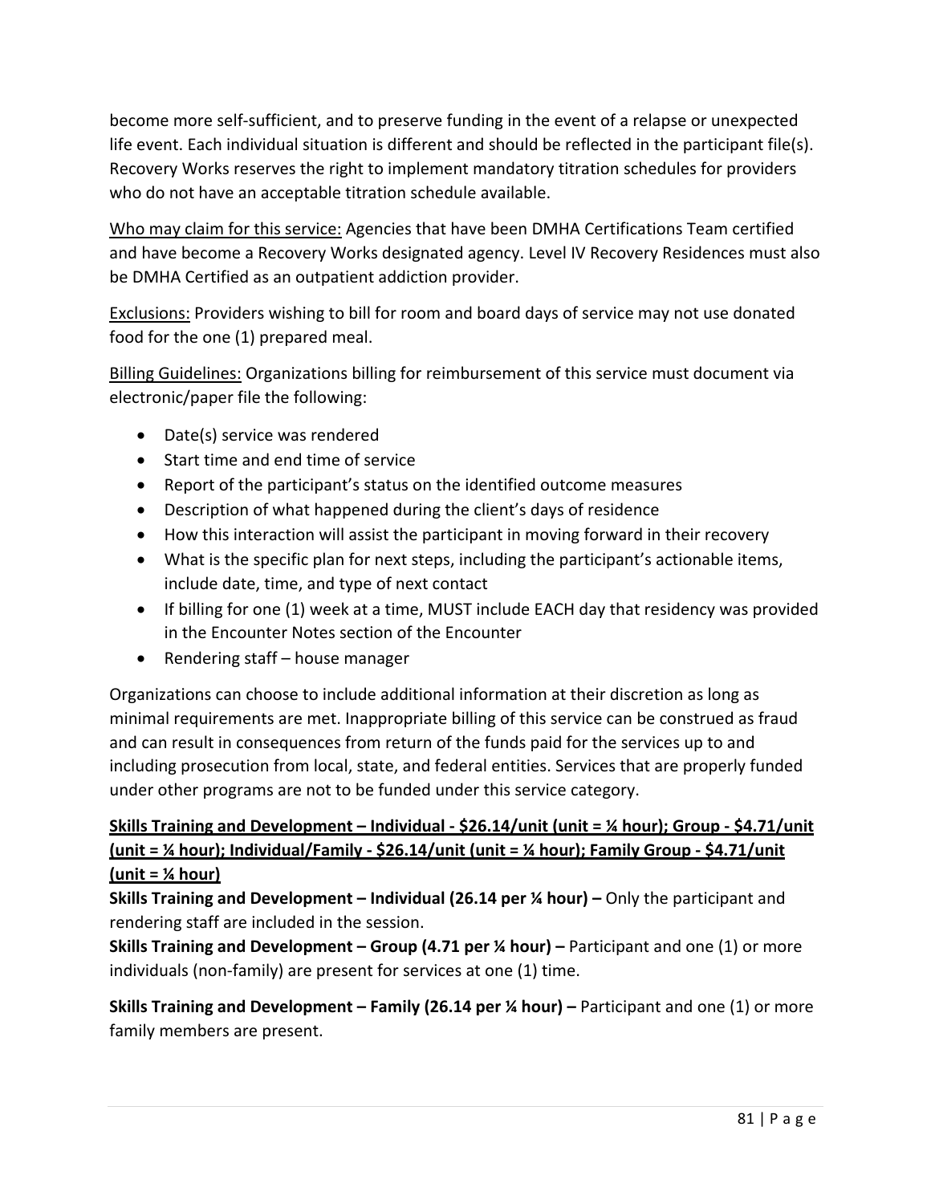become more self-sufficient, and to preserve funding in the event of a relapse or unexpected life event. Each individual situation is different and should be reflected in the participant file(s). Recovery Works reserves the right to implement mandatory titration schedules for providers who do not have an acceptable titration schedule available.

<u>Who may claim for this service:</u> Agencies that have been DMHA Certifications Team certified and have become a Recovery Works designated agency. Level IV Recovery Residences must also be DMHA Certified as an outpatient addiction provider.

<u>Exclusions:</u> Providers wishing to bill for room and board days of service may not use donated food for the one (1) prepared meal.

<u>Billing Guidelines:</u> Organizations billing for reimbursement of this service must document via electronic/paper file the following:

- Date(s) service was rendered
- Start time and end time of service
- Report of the participant's status on the identified outcome measures
- Description of what happened during the client's days of residence
- How this interaction will assist the participant in moving forward in their recovery
- What is the specific plan for next steps, including the participant's actionable items, include date, time, and type of next contact
- If billing for one (1) week at a time, MUST include EACH day that residency was provided in the Encounter Notes section of the Encounter
- Rendering staff – house manager

Organizations can choose to include additional information at their discretion as long as minimal requirements are met. Inappropriate billing of this service can be construed as fraud and can result in consequences from return of the funds paid for the services up to and including prosecution from local, state, and federal entities. Services that are properly funded under other programs are not to be funded under this service category.

**<u>Skills Training and Development – Individual - $26.14/unit (unit = ¼ hour); Group - $4.71/unit (unit = ¼ hour); Individual/Family - $26.14/unit (unit = ¼ hour); Family Group - $4.71/unit (unit = ¼ hour)</u>**

**Skills Training and Development – Individual (26.14 per ¼ hour) –** Only the participant and rendering staff are included in the session.

**Skills Training and Development – Group (4.71 per ¼ hour) –** Participant and one (1) or more individuals (non-family) are present for services at one (1) time.

**Skills Training and Development – Family (26.14 per ¼ hour) –** Participant and one (1) or more family members are present.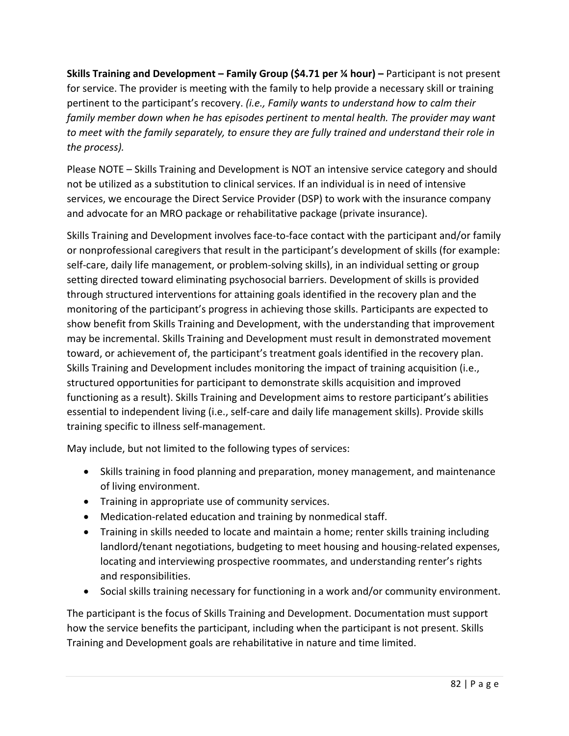**Skills Training and Development – Family Group ($4.71 per ¼ hour) –** Participant is not present for service. The provider is meeting with the family to help provide a necessary skill or training pertinent to the participant's recovery. *(i.e., Family wants to understand how to calm their family member down when he has episodes pertinent to mental health. The provider may want to meet with the family separately, to ensure they are fully trained and understand their role in the process).*

Please NOTE – Skills Training and Development is NOT an intensive service category and should not be utilized as a substitution to clinical services. If an individual is in need of intensive services, we encourage the Direct Service Provider (DSP) to work with the insurance company and advocate for an MRO package or rehabilitative package (private insurance).

Skills Training and Development involves face-to-face contact with the participant and/or family or nonprofessional caregivers that result in the participant's development of skills (for example: self-care, daily life management, or problem-solving skills), in an individual setting or group setting directed toward eliminating psychosocial barriers. Development of skills is provided through structured interventions for attaining goals identified in the recovery plan and the monitoring of the participant's progress in achieving those skills. Participants are expected to show benefit from Skills Training and Development, with the understanding that improvement may be incremental. Skills Training and Development must result in demonstrated movement toward, or achievement of, the participant's treatment goals identified in the recovery plan. Skills Training and Development includes monitoring the impact of training acquisition (i.e., structured opportunities for participant to demonstrate skills acquisition and improved functioning as a result). Skills Training and Development aims to restore participant's abilities essential to independent living (i.e., self-care and daily life management skills). Provide skills training specific to illness self-management.

May include, but not limited to the following types of services:

- Skills training in food planning and preparation, money management, and maintenance of living environment.
- Training in appropriate use of community services.
- Medication-related education and training by nonmedical staff.
- Training in skills needed to locate and maintain a home; renter skills training including landlord/tenant negotiations, budgeting to meet housing and housing-related expenses, locating and interviewing prospective roommates, and understanding renter's rights and responsibilities.
- Social skills training necessary for functioning in a work and/or community environment.

The participant is the focus of Skills Training and Development. Documentation must support how the service benefits the participant, including when the participant is not present. Skills Training and Development goals are rehabilitative in nature and time limited.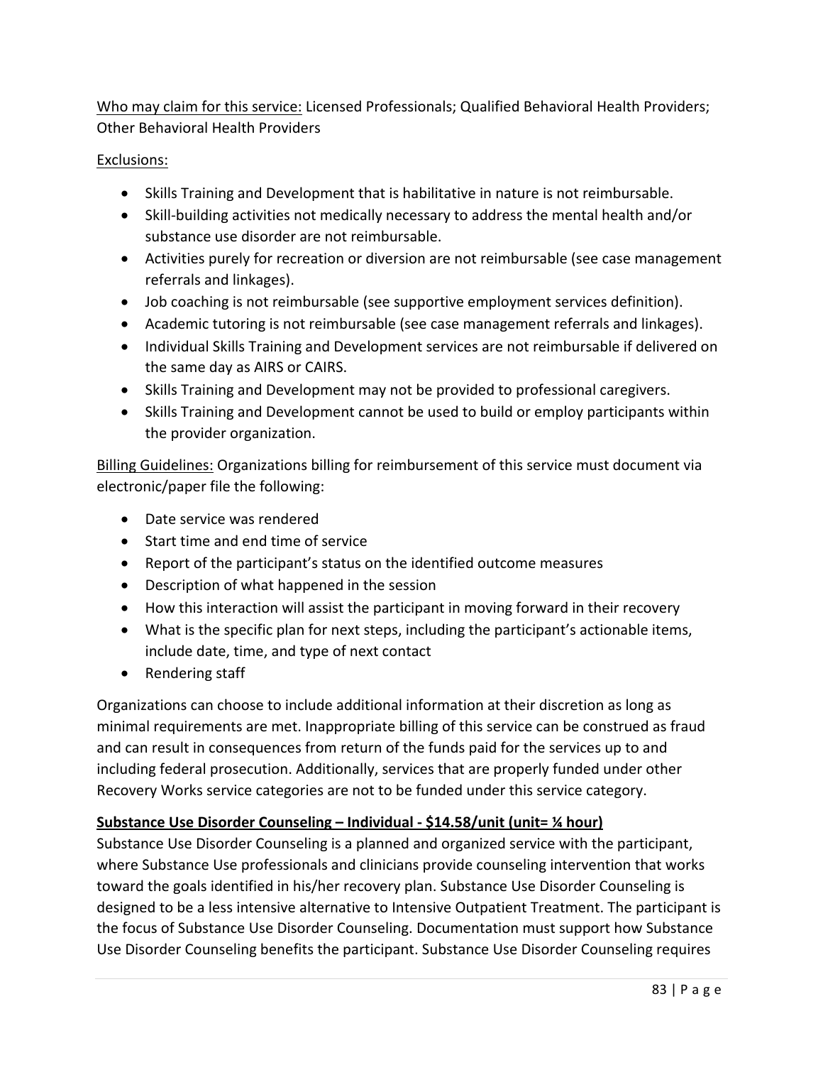Who may claim for this service: Licensed Professionals; Qualified Behavioral Health Providers; Other Behavioral Health Providers

Exclusions:

- Skills Training and Development that is habilitative in nature is not reimbursable.
- Skill-building activities not medically necessary to address the mental health and/or substance use disorder are not reimbursable.
- Activities purely for recreation or diversion are not reimbursable (see case management referrals and linkages).
- Job coaching is not reimbursable (see supportive employment services definition).
- Academic tutoring is not reimbursable (see case management referrals and linkages).
- Individual Skills Training and Development services are not reimbursable if delivered on the same day as AIRS or CAIRS.
- Skills Training and Development may not be provided to professional caregivers.
- Skills Training and Development cannot be used to build or employ participants within the provider organization.

Billing Guidelines: Organizations billing for reimbursement of this service must document via electronic/paper file the following:

- Date service was rendered
- Start time and end time of service
- Report of the participant's status on the identified outcome measures
- Description of what happened in the session
- How this interaction will assist the participant in moving forward in their recovery
- What is the specific plan for next steps, including the participant's actionable items, include date, time, and type of next contact
- Rendering staff

Organizations can choose to include additional information at their discretion as long as minimal requirements are met. Inappropriate billing of this service can be construed as fraud and can result in consequences from return of the funds paid for the services up to and including federal prosecution. Additionally, services that are properly funded under other Recovery Works service categories are not to be funded under this service category.

**Substance Use Disorder Counseling – Individual - $14.58/unit (unit= ¼ hour)**

Substance Use Disorder Counseling is a planned and organized service with the participant, where Substance Use professionals and clinicians provide counseling intervention that works toward the goals identified in his/her recovery plan. Substance Use Disorder Counseling is designed to be a less intensive alternative to Intensive Outpatient Treatment. The participant is the focus of Substance Use Disorder Counseling. Documentation must support how Substance Use Disorder Counseling benefits the participant. Substance Use Disorder Counseling requires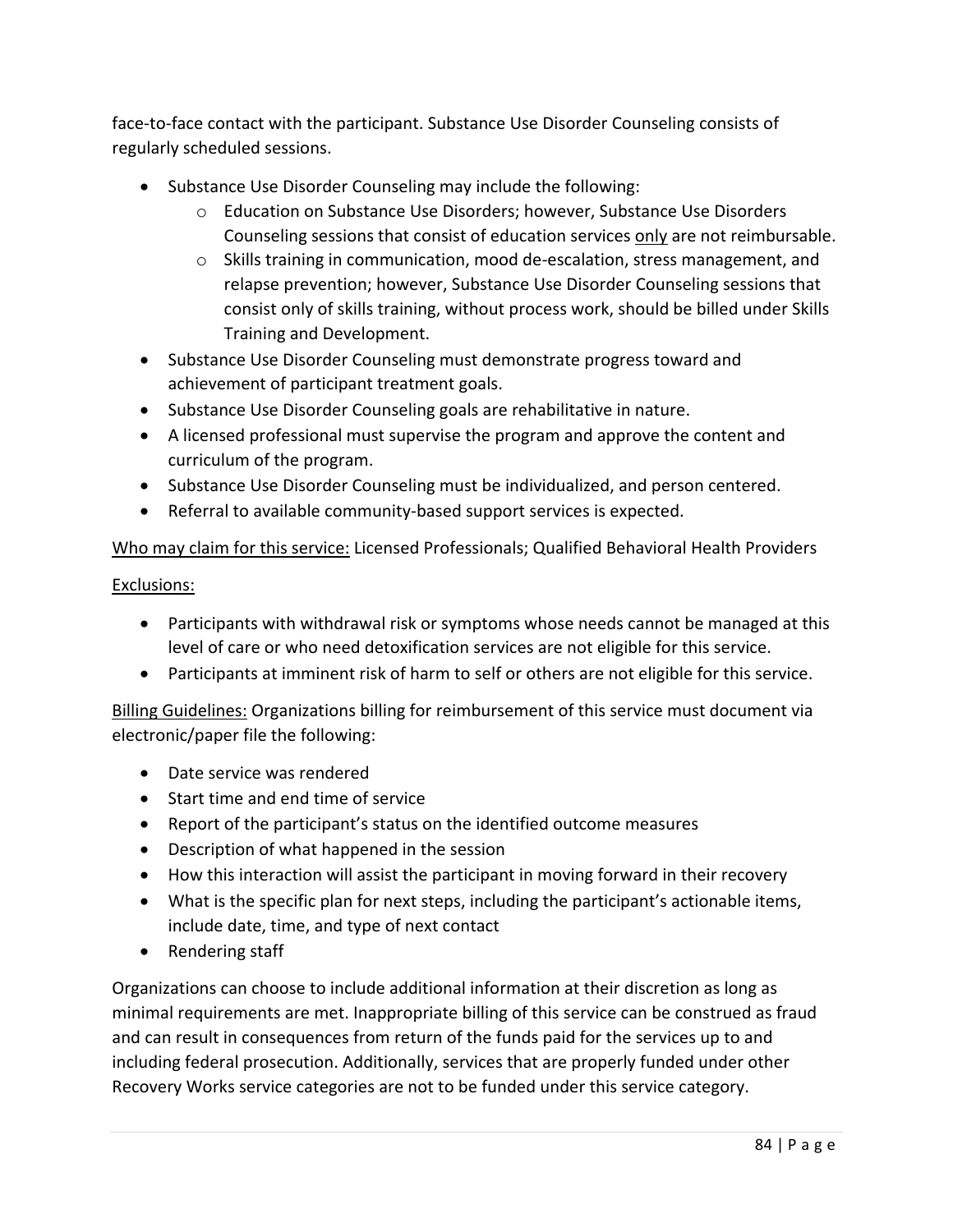face-to-face contact with the participant. Substance Use Disorder Counseling consists of regularly scheduled sessions.

- Substance Use Disorder Counseling may include the following:
  - Education on Substance Use Disorders; however, Substance Use Disorders Counseling sessions that consist of education services <u>only</u> are not reimbursable.
  - Skills training in communication, mood de-escalation, stress management, and relapse prevention; however, Substance Use Disorder Counseling sessions that consist only of skills training, without process work, should be billed under Skills Training and Development.
- Substance Use Disorder Counseling must demonstrate progress toward and achievement of participant treatment goals.
- Substance Use Disorder Counseling goals are rehabilitative in nature.
- A licensed professional must supervise the program and approve the content and curriculum of the program.
- Substance Use Disorder Counseling must be individualized, and person centered.
- Referral to available community-based support services is expected.

<u>Who may claim for this service:</u> Licensed Professionals; Qualified Behavioral Health Providers

<u>Exclusions:</u>

- Participants with withdrawal risk or symptoms whose needs cannot be managed at this level of care or who need detoxification services are not eligible for this service.
- Participants at imminent risk of harm to self or others are not eligible for this service.

<u>Billing Guidelines:</u> Organizations billing for reimbursement of this service must document via electronic/paper file the following:

- Date service was rendered
- Start time and end time of service
- Report of the participant's status on the identified outcome measures
- Description of what happened in the session
- How this interaction will assist the participant in moving forward in their recovery
- What is the specific plan for next steps, including the participant's actionable items, include date, time, and type of next contact
- Rendering staff

Organizations can choose to include additional information at their discretion as long as minimal requirements are met. Inappropriate billing of this service can be construed as fraud and can result in consequences from return of the funds paid for the services up to and including federal prosecution. Additionally, services that are properly funded under other Recovery Works service categories are not to be funded under this service category.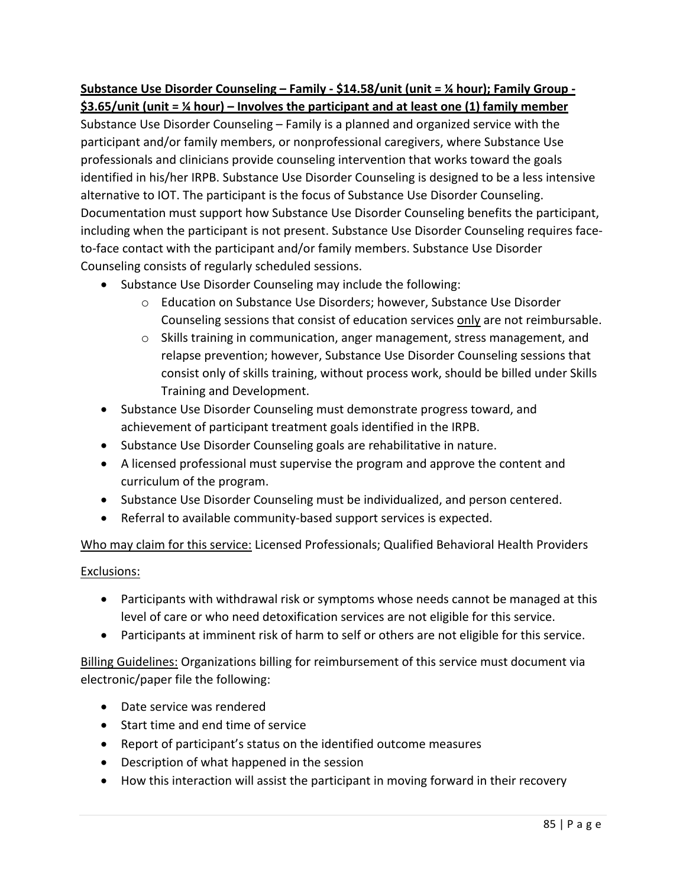**<u>Substance Use Disorder Counseling – Family - $14.58/unit (unit = ¼ hour); Family Group - $3.65/unit (unit = ¼ hour) – Involves the participant and at least one (1) family member</u>**

Substance Use Disorder Counseling – Family is a planned and organized service with the participant and/or family members, or nonprofessional caregivers, where Substance Use professionals and clinicians provide counseling intervention that works toward the goals identified in his/her IRPB. Substance Use Disorder Counseling is designed to be a less intensive alternative to IOT. The participant is the focus of Substance Use Disorder Counseling. Documentation must support how Substance Use Disorder Counseling benefits the participant, including when the participant is not present. Substance Use Disorder Counseling requires face-to-face contact with the participant and/or family members. Substance Use Disorder Counseling consists of regularly scheduled sessions.

- Substance Use Disorder Counseling may include the following:
  - Education on Substance Use Disorders; however, Substance Use Disorder Counseling sessions that consist of education services <u>only</u> are not reimbursable.
  - Skills training in communication, anger management, stress management, and relapse prevention; however, Substance Use Disorder Counseling sessions that consist only of skills training, without process work, should be billed under Skills Training and Development.
- Substance Use Disorder Counseling must demonstrate progress toward, and achievement of participant treatment goals identified in the IRPB.
- Substance Use Disorder Counseling goals are rehabilitative in nature.
- A licensed professional must supervise the program and approve the content and curriculum of the program.
- Substance Use Disorder Counseling must be individualized, and person centered.
- Referral to available community-based support services is expected.

<u>Who may claim for this service:</u> Licensed Professionals; Qualified Behavioral Health Providers

<u>Exclusions:</u>

- Participants with withdrawal risk or symptoms whose needs cannot be managed at this level of care or who need detoxification services are not eligible for this service.
- Participants at imminent risk of harm to self or others are not eligible for this service.

<u>Billing Guidelines:</u> Organizations billing for reimbursement of this service must document via electronic/paper file the following:

- Date service was rendered
- Start time and end time of service
- Report of participant's status on the identified outcome measures
- Description of what happened in the session
- How this interaction will assist the participant in moving forward in their recovery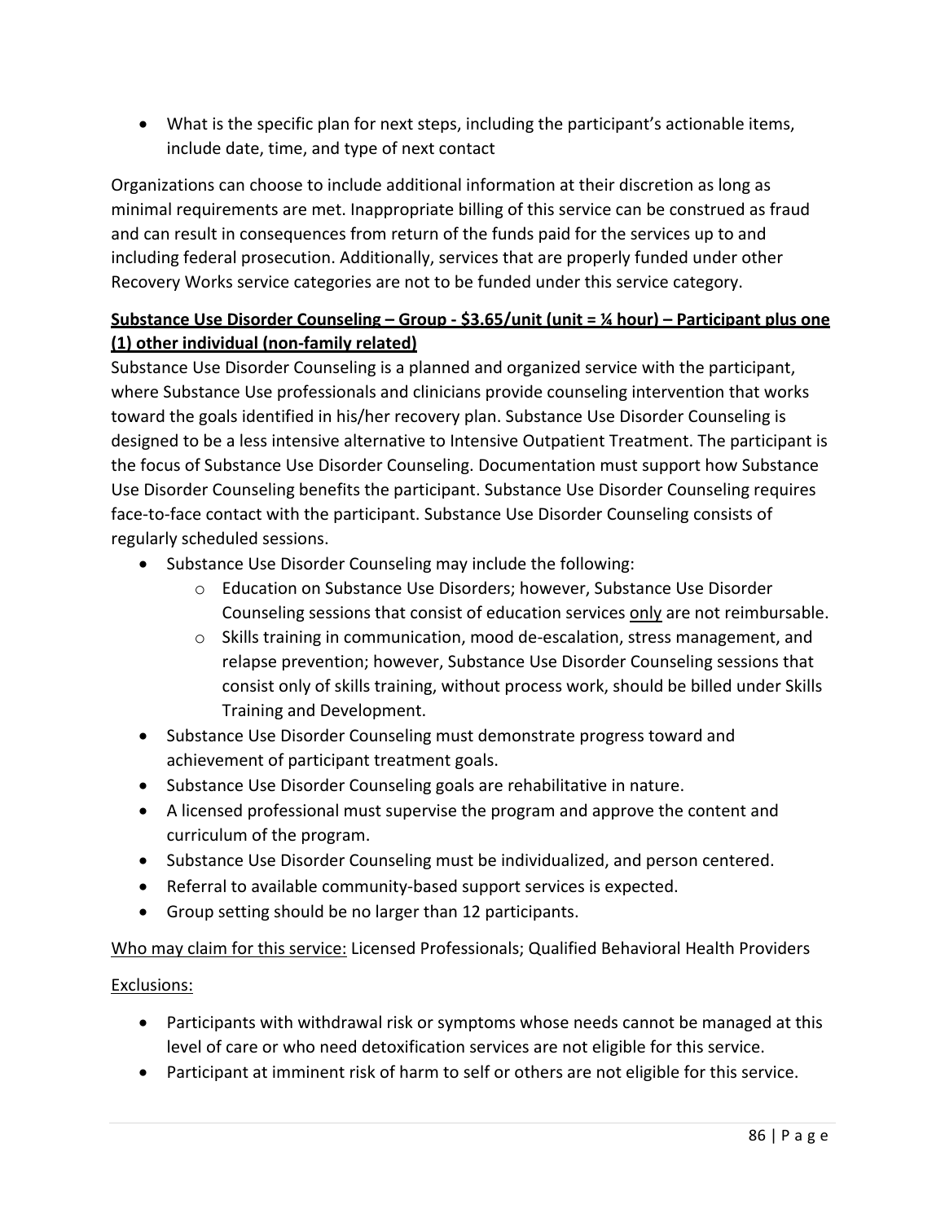- What is the specific plan for next steps, including the participant's actionable items, include date, time, and type of next contact

Organizations can choose to include additional information at their discretion as long as minimal requirements are met. Inappropriate billing of this service can be construed as fraud and can result in consequences from return of the funds paid for the services up to and including federal prosecution. Additionally, services that are properly funded under other Recovery Works service categories are not to be funded under this service category.

**Substance Use Disorder Counseling – Group - $3.65/unit (unit = ¼ hour) – Participant plus one (1) other individual (non-family related)**

Substance Use Disorder Counseling is a planned and organized service with the participant, where Substance Use professionals and clinicians provide counseling intervention that works toward the goals identified in his/her recovery plan. Substance Use Disorder Counseling is designed to be a less intensive alternative to Intensive Outpatient Treatment. The participant is the focus of Substance Use Disorder Counseling. Documentation must support how Substance Use Disorder Counseling benefits the participant. Substance Use Disorder Counseling requires face-to-face contact with the participant. Substance Use Disorder Counseling consists of regularly scheduled sessions.

- Substance Use Disorder Counseling may include the following:
  - Education on Substance Use Disorders; however, Substance Use Disorder Counseling sessions that consist of education services only are not reimbursable.
  - Skills training in communication, mood de-escalation, stress management, and relapse prevention; however, Substance Use Disorder Counseling sessions that consist only of skills training, without process work, should be billed under Skills Training and Development.
- Substance Use Disorder Counseling must demonstrate progress toward and achievement of participant treatment goals.
- Substance Use Disorder Counseling goals are rehabilitative in nature.
- A licensed professional must supervise the program and approve the content and curriculum of the program.
- Substance Use Disorder Counseling must be individualized, and person centered.
- Referral to available community-based support services is expected.
- Group setting should be no larger than 12 participants.

Who may claim for this service: Licensed Professionals; Qualified Behavioral Health Providers

Exclusions:

- Participants with withdrawal risk or symptoms whose needs cannot be managed at this level of care or who need detoxification services are not eligible for this service.
- Participant at imminent risk of harm to self or others are not eligible for this service.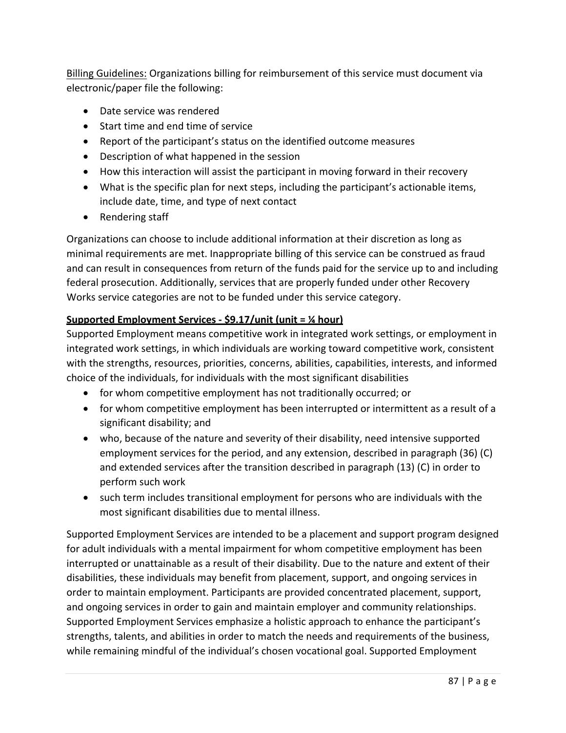<u>Billing Guidelines:</u> Organizations billing for reimbursement of this service must document via electronic/paper file the following:

- Date service was rendered
- Start time and end time of service
- Report of the participant's status on the identified outcome measures
- Description of what happened in the session
- How this interaction will assist the participant in moving forward in their recovery
- What is the specific plan for next steps, including the participant's actionable items, include date, time, and type of next contact
- Rendering staff

Organizations can choose to include additional information at their discretion as long as minimal requirements are met. Inappropriate billing of this service can be construed as fraud and can result in consequences from return of the funds paid for the service up to and including federal prosecution. Additionally, services that are properly funded under other Recovery Works service categories are not to be funded under this service category.

**<u>Supported Employment Services - $9.17/unit (unit = ¼ hour)</u>**

Supported Employment means competitive work in integrated work settings, or employment in integrated work settings, in which individuals are working toward competitive work, consistent with the strengths, resources, priorities, concerns, abilities, capabilities, interests, and informed choice of the individuals, for individuals with the most significant disabilities

- for whom competitive employment has not traditionally occurred; or
- for whom competitive employment has been interrupted or intermittent as a result of a significant disability; and
- who, because of the nature and severity of their disability, need intensive supported employment services for the period, and any extension, described in paragraph (36) (C) and extended services after the transition described in paragraph (13) (C) in order to perform such work
- such term includes transitional employment for persons who are individuals with the most significant disabilities due to mental illness.

Supported Employment Services are intended to be a placement and support program designed for adult individuals with a mental impairment for whom competitive employment has been interrupted or unattainable as a result of their disability. Due to the nature and extent of their disabilities, these individuals may benefit from placement, support, and ongoing services in order to maintain employment. Participants are provided concentrated placement, support, and ongoing services in order to gain and maintain employer and community relationships. Supported Employment Services emphasize a holistic approach to enhance the participant's strengths, talents, and abilities in order to match the needs and requirements of the business, while remaining mindful of the individual's chosen vocational goal. Supported Employment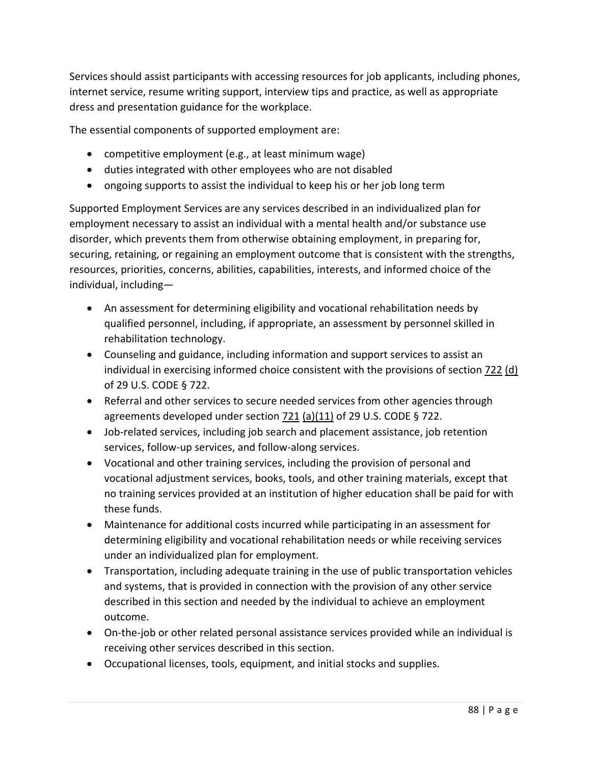Services should assist participants with accessing resources for job applicants, including phones, internet service, resume writing support, interview tips and practice, as well as appropriate dress and presentation guidance for the workplace.

The essential components of supported employment are:

- competitive employment (e.g., at least minimum wage)
- duties integrated with other employees who are not disabled
- ongoing supports to assist the individual to keep his or her job long term

Supported Employment Services are any services described in an individualized plan for employment necessary to assist an individual with a mental health and/or substance use disorder, which prevents them from otherwise obtaining employment, in preparing for, securing, retaining, or regaining an employment outcome that is consistent with the strengths, resources, priorities, concerns, abilities, capabilities, interests, and informed choice of the individual, including—

- An assessment for determining eligibility and vocational rehabilitation needs by qualified personnel, including, if appropriate, an assessment by personnel skilled in rehabilitation technology.
- Counseling and guidance, including information and support services to assist an individual in exercising informed choice consistent with the provisions of section 722 (d) of 29 U.S. CODE § 722.
- Referral and other services to secure needed services from other agencies through agreements developed under section 721 (a)(11) of 29 U.S. CODE § 722.
- Job-related services, including job search and placement assistance, job retention services, follow-up services, and follow-along services.
- Vocational and other training services, including the provision of personal and vocational adjustment services, books, tools, and other training materials, except that no training services provided at an institution of higher education shall be paid for with these funds.
- Maintenance for additional costs incurred while participating in an assessment for determining eligibility and vocational rehabilitation needs or while receiving services under an individualized plan for employment.
- Transportation, including adequate training in the use of public transportation vehicles and systems, that is provided in connection with the provision of any other service described in this section and needed by the individual to achieve an employment outcome.
- On-the-job or other related personal assistance services provided while an individual is receiving other services described in this section.
- Occupational licenses, tools, equipment, and initial stocks and supplies.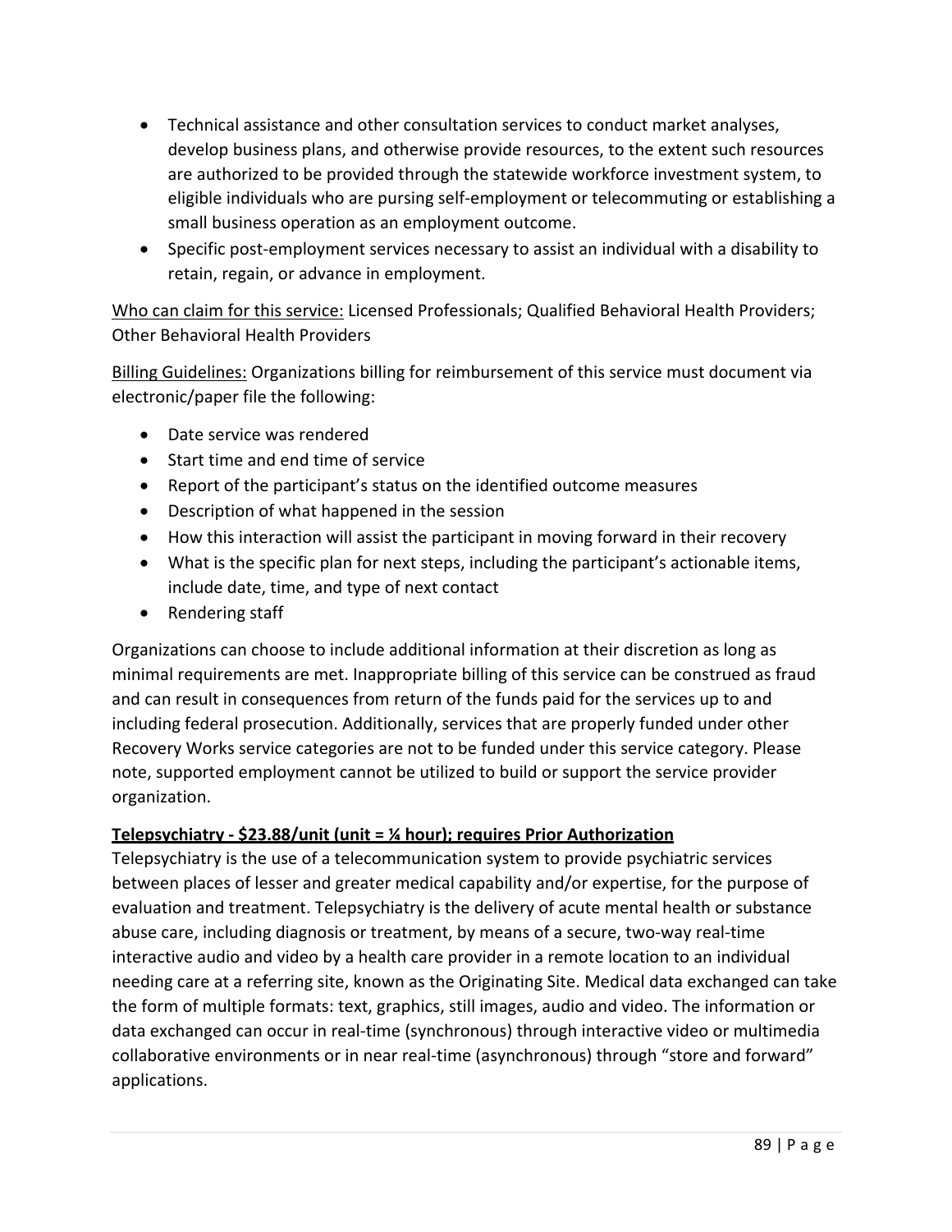- Technical assistance and other consultation services to conduct market analyses, develop business plans, and otherwise provide resources, to the extent such resources are authorized to be provided through the statewide workforce investment system, to eligible individuals who are pursing self-employment or telecommuting or establishing a small business operation as an employment outcome.
- Specific post-employment services necessary to assist an individual with a disability to retain, regain, or advance in employment.

<u>Who can claim for this service:</u> Licensed Professionals; Qualified Behavioral Health Providers; Other Behavioral Health Providers

<u>Billing Guidelines:</u> Organizations billing for reimbursement of this service must document via electronic/paper file the following:

- Date service was rendered
- Start time and end time of service
- Report of the participant's status on the identified outcome measures
- Description of what happened in the session
- How this interaction will assist the participant in moving forward in their recovery
- What is the specific plan for next steps, including the participant's actionable items, include date, time, and type of next contact
- Rendering staff

Organizations can choose to include additional information at their discretion as long as minimal requirements are met. Inappropriate billing of this service can be construed as fraud and can result in consequences from return of the funds paid for the services up to and including federal prosecution. Additionally, services that are properly funded under other Recovery Works service categories are not to be funded under this service category. Please note, supported employment cannot be utilized to build or support the service provider organization.

**<u>Telepsychiatry - $23.88/unit (unit = ¼ hour); requires Prior Authorization</u>**

Telepsychiatry is the use of a telecommunication system to provide psychiatric services between places of lesser and greater medical capability and/or expertise, for the purpose of evaluation and treatment. Telepsychiatry is the delivery of acute mental health or substance abuse care, including diagnosis or treatment, by means of a secure, two-way real-time interactive audio and video by a health care provider in a remote location to an individual needing care at a referring site, known as the Originating Site. Medical data exchanged can take the form of multiple formats: text, graphics, still images, audio and video. The information or data exchanged can occur in real-time (synchronous) through interactive video or multimedia collaborative environments or in near real-time (asynchronous) through "store and forward" applications.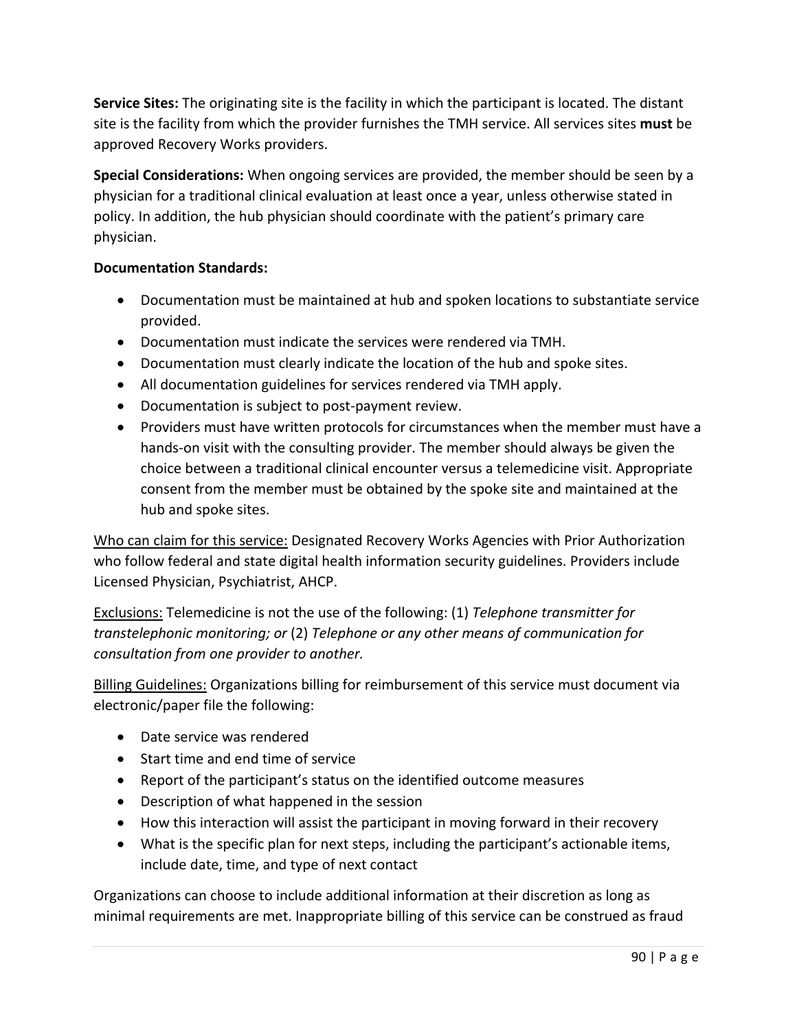**Service Sites:** The originating site is the facility in which the participant is located. The distant site is the facility from which the provider furnishes the TMH service. All services sites **must** be approved Recovery Works providers.

**Special Considerations:** When ongoing services are provided, the member should be seen by a physician for a traditional clinical evaluation at least once a year, unless otherwise stated in policy. In addition, the hub physician should coordinate with the patient's primary care physician.

**Documentation Standards:**

- Documentation must be maintained at hub and spoken locations to substantiate service provided.
- Documentation must indicate the services were rendered via TMH.
- Documentation must clearly indicate the location of the hub and spoke sites.
- All documentation guidelines for services rendered via TMH apply.
- Documentation is subject to post-payment review.
- Providers must have written protocols for circumstances when the member must have a hands-on visit with the consulting provider. The member should always be given the choice between a traditional clinical encounter versus a telemedicine visit. Appropriate consent from the member must be obtained by the spoke site and maintained at the hub and spoke sites.

Who can claim for this service: Designated Recovery Works Agencies with Prior Authorization who follow federal and state digital health information security guidelines. Providers include Licensed Physician, Psychiatrist, AHCP.

Exclusions: Telemedicine is not the use of the following: (1) *Telephone transmitter for transtelephonic monitoring; or* (2) *Telephone or any other means of communication for consultation from one provider to another.*

Billing Guidelines: Organizations billing for reimbursement of this service must document via electronic/paper file the following:

- Date service was rendered
- Start time and end time of service
- Report of the participant's status on the identified outcome measures
- Description of what happened in the session
- How this interaction will assist the participant in moving forward in their recovery
- What is the specific plan for next steps, including the participant's actionable items, include date, time, and type of next contact

Organizations can choose to include additional information at their discretion as long as minimal requirements are met. Inappropriate billing of this service can be construed as fraud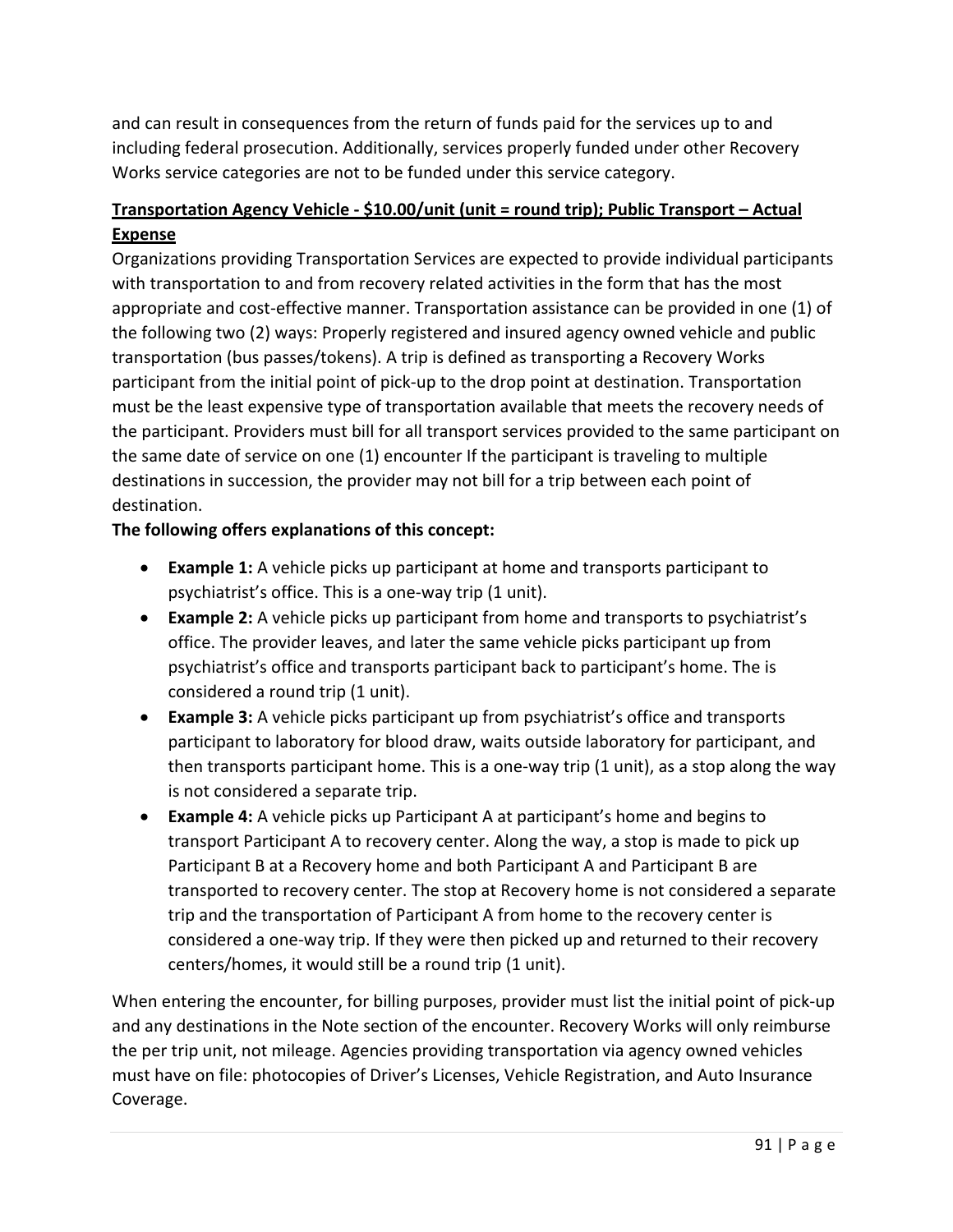and can result in consequences from the return of funds paid for the services up to and including federal prosecution. Additionally, services properly funded under other Recovery Works service categories are not to be funded under this service category.

**Transportation Agency Vehicle - $10.00/unit (unit = round trip); Public Transport – Actual Expense**

Organizations providing Transportation Services are expected to provide individual participants with transportation to and from recovery related activities in the form that has the most appropriate and cost-effective manner. Transportation assistance can be provided in one (1) of the following two (2) ways: Properly registered and insured agency owned vehicle and public transportation (bus passes/tokens). A trip is defined as transporting a Recovery Works participant from the initial point of pick-up to the drop point at destination. Transportation must be the least expensive type of transportation available that meets the recovery needs of the participant. Providers must bill for all transport services provided to the same participant on the same date of service on one (1) encounter If the participant is traveling to multiple destinations in succession, the provider may not bill for a trip between each point of destination.

**The following offers explanations of this concept:**

- **Example 1:** A vehicle picks up participant at home and transports participant to psychiatrist's office. This is a one-way trip (1 unit).
- **Example 2:** A vehicle picks up participant from home and transports to psychiatrist's office. The provider leaves, and later the same vehicle picks participant up from psychiatrist's office and transports participant back to participant's home. The is considered a round trip (1 unit).
- **Example 3:** A vehicle picks participant up from psychiatrist's office and transports participant to laboratory for blood draw, waits outside laboratory for participant, and then transports participant home. This is a one-way trip (1 unit), as a stop along the way is not considered a separate trip.
- **Example 4:** A vehicle picks up Participant A at participant's home and begins to transport Participant A to recovery center. Along the way, a stop is made to pick up Participant B at a Recovery home and both Participant A and Participant B are transported to recovery center. The stop at Recovery home is not considered a separate trip and the transportation of Participant A from home to the recovery center is considered a one-way trip. If they were then picked up and returned to their recovery centers/homes, it would still be a round trip (1 unit).

When entering the encounter, for billing purposes, provider must list the initial point of pick-up and any destinations in the Note section of the encounter. Recovery Works will only reimburse the per trip unit, not mileage. Agencies providing transportation via agency owned vehicles must have on file: photocopies of Driver's Licenses, Vehicle Registration, and Auto Insurance Coverage.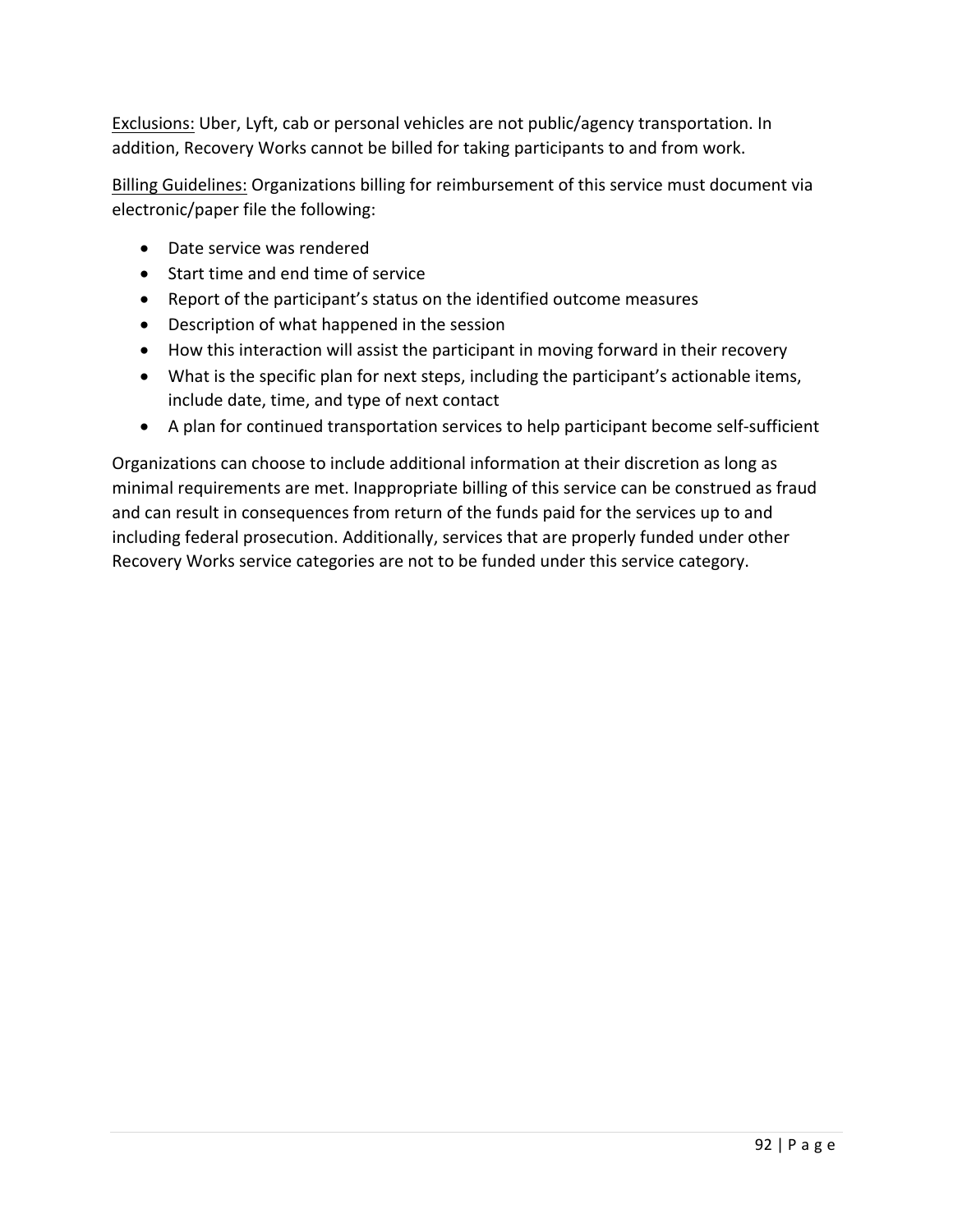<u>Exclusions:</u> Uber, Lyft, cab or personal vehicles are not public/agency transportation. In addition, Recovery Works cannot be billed for taking participants to and from work.

<u>Billing Guidelines:</u> Organizations billing for reimbursement of this service must document via electronic/paper file the following:

- Date service was rendered
- Start time and end time of service
- Report of the participant's status on the identified outcome measures
- Description of what happened in the session
- How this interaction will assist the participant in moving forward in their recovery
- What is the specific plan for next steps, including the participant's actionable items, include date, time, and type of next contact
- A plan for continued transportation services to help participant become self-sufficient

Organizations can choose to include additional information at their discretion as long as minimal requirements are met. Inappropriate billing of this service can be construed as fraud and can result in consequences from return of the funds paid for the services up to and including federal prosecution. Additionally, services that are properly funded under other Recovery Works service categories are not to be funded under this service category.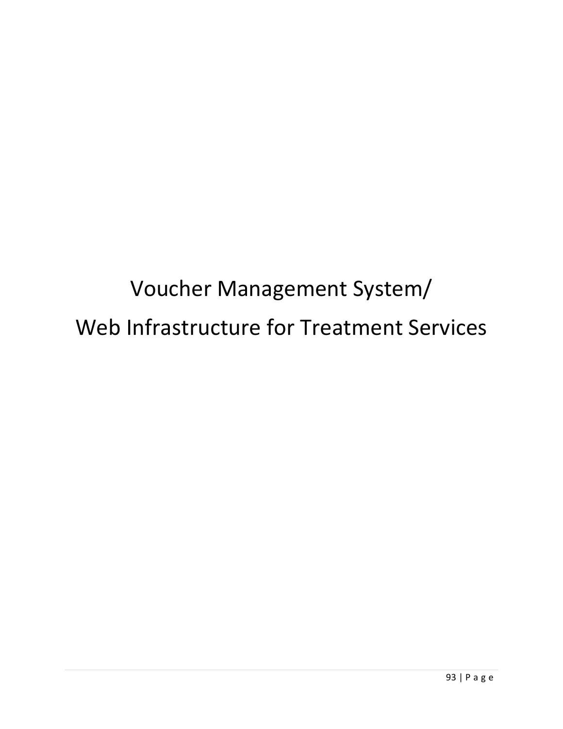# Voucher Management System/

# Web Infrastructure for Treatment Services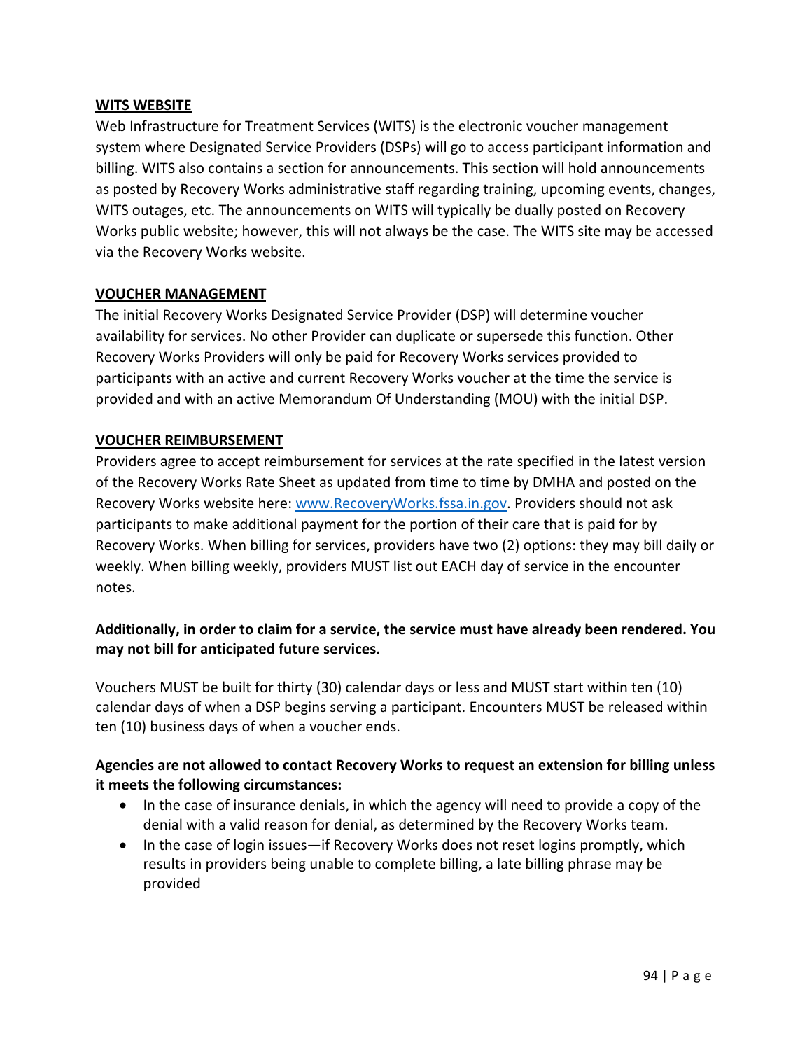**<u>WITS WEBSITE</u>**

Web Infrastructure for Treatment Services (WITS) is the electronic voucher management system where Designated Service Providers (DSPs) will go to access participant information and billing. WITS also contains a section for announcements. This section will hold announcements as posted by Recovery Works administrative staff regarding training, upcoming events, changes, WITS outages, etc. The announcements on WITS will typically be dually posted on Recovery Works public website; however, this will not always be the case. The WITS site may be accessed via the Recovery Works website.

**<u>VOUCHER MANAGEMENT</u>**

The initial Recovery Works Designated Service Provider (DSP) will determine voucher availability for services. No other Provider can duplicate or supersede this function. Other Recovery Works Providers will only be paid for Recovery Works services provided to participants with an active and current Recovery Works voucher at the time the service is provided and with an active Memorandum Of Understanding (MOU) with the initial DSP.

**<u>VOUCHER REIMBURSEMENT</u>**

Providers agree to accept reimbursement for services at the rate specified in the latest version of the Recovery Works Rate Sheet as updated from time to time by DMHA and posted on the Recovery Works website here: [www.RecoveryWorks.fssa.in.gov](http://www.RecoveryWorks.fssa.in.gov). Providers should not ask participants to make additional payment for the portion of their care that is paid for by Recovery Works. When billing for services, providers have two (2) options: they may bill daily or weekly. When billing weekly, providers MUST list out EACH day of service in the encounter notes.

**Additionally, in order to claim for a service, the service must have already been rendered. You may not bill for anticipated future services.**

Vouchers MUST be built for thirty (30) calendar days or less and MUST start within ten (10) calendar days of when a DSP begins serving a participant. Encounters MUST be released within ten (10) business days of when a voucher ends.

**Agencies are not allowed to contact Recovery Works to request an extension for billing unless it meets the following circumstances:**

- In the case of insurance denials, in which the agency will need to provide a copy of the denial with a valid reason for denial, as determined by the Recovery Works team.
- In the case of login issues—if Recovery Works does not reset logins promptly, which results in providers being unable to complete billing, a late billing phrase may be provided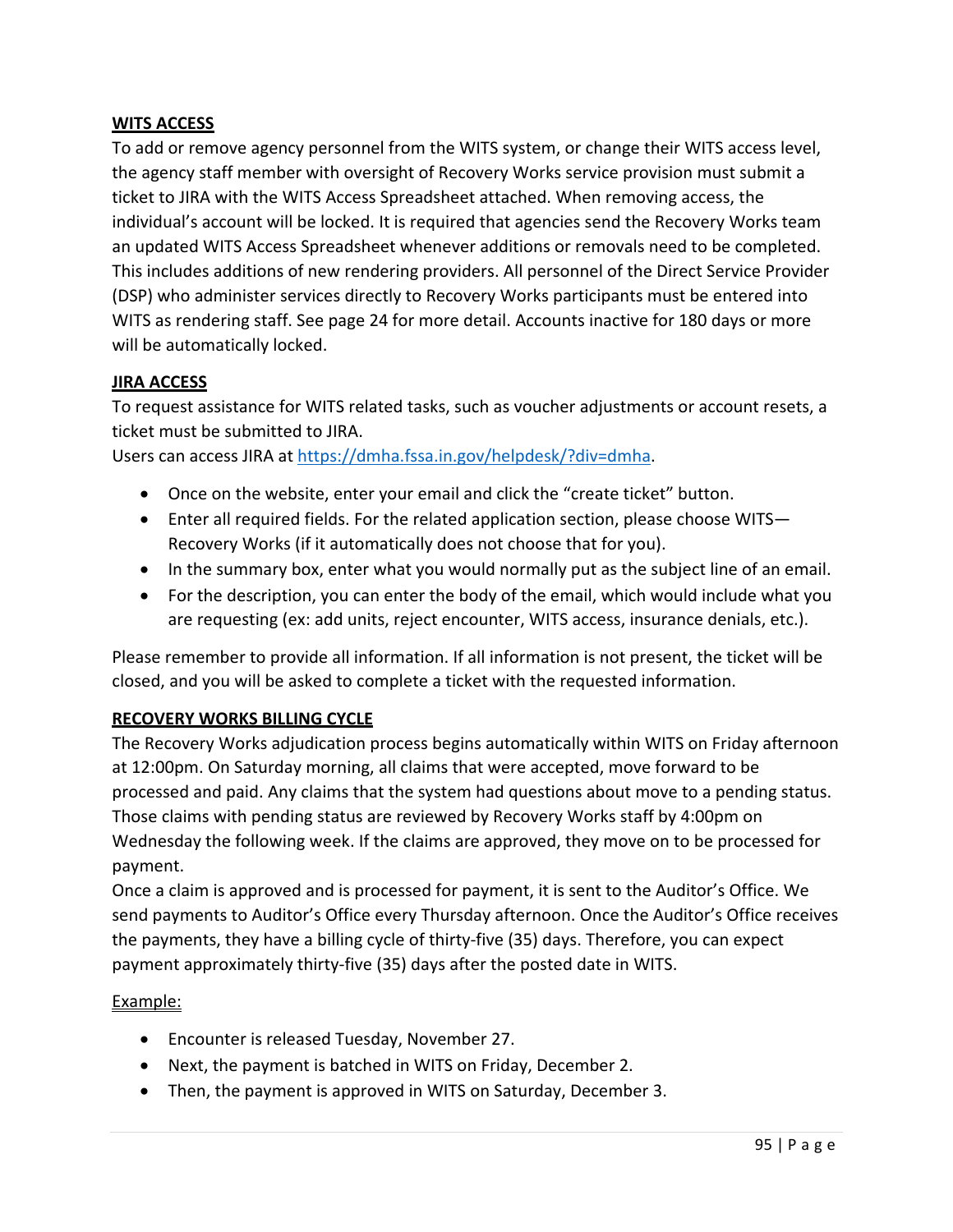## WITS ACCESS

To add or remove agency personnel from the WITS system, or change their WITS access level, the agency staff member with oversight of Recovery Works service provision must submit a ticket to JIRA with the WITS Access Spreadsheet attached. When removing access, the individual's account will be locked. It is required that agencies send the Recovery Works team an updated WITS Access Spreadsheet whenever additions or removals need to be completed. This includes additions of new rendering providers. All personnel of the Direct Service Provider (DSP) who administer services directly to Recovery Works participants must be entered into WITS as rendering staff. See page 24 for more detail. Accounts inactive for 180 days or more will be automatically locked.

## JIRA ACCESS

To request assistance for WITS related tasks, such as voucher adjustments or account resets, a ticket must be submitted to JIRA.

Users can access JIRA at https://dmha.fssa.in.gov/helpdesk/?div=dmha.

- Once on the website, enter your email and click the "create ticket" button.
- Enter all required fields. For the related application section, please choose WITS—Recovery Works (if it automatically does not choose that for you).
- In the summary box, enter what you would normally put as the subject line of an email.
- For the description, you can enter the body of the email, which would include what you are requesting (ex: add units, reject encounter, WITS access, insurance denials, etc.).

Please remember to provide all information. If all information is not present, the ticket will be closed, and you will be asked to complete a ticket with the requested information.

## RECOVERY WORKS BILLING CYCLE

The Recovery Works adjudication process begins automatically within WITS on Friday afternoon at 12:00pm. On Saturday morning, all claims that were accepted, move forward to be processed and paid. Any claims that the system had questions about move to a pending status. Those claims with pending status are reviewed by Recovery Works staff by 4:00pm on Wednesday the following week. If the claims are approved, they move on to be processed for payment.

Once a claim is approved and is processed for payment, it is sent to the Auditor's Office. We send payments to Auditor's Office every Thursday afternoon. Once the Auditor's Office receives the payments, they have a billing cycle of thirty-five (35) days. Therefore, you can expect payment approximately thirty-five (35) days after the posted date in WITS.

Example:

- Encounter is released Tuesday, November 27.
- Next, the payment is batched in WITS on Friday, December 2.
- Then, the payment is approved in WITS on Saturday, December 3.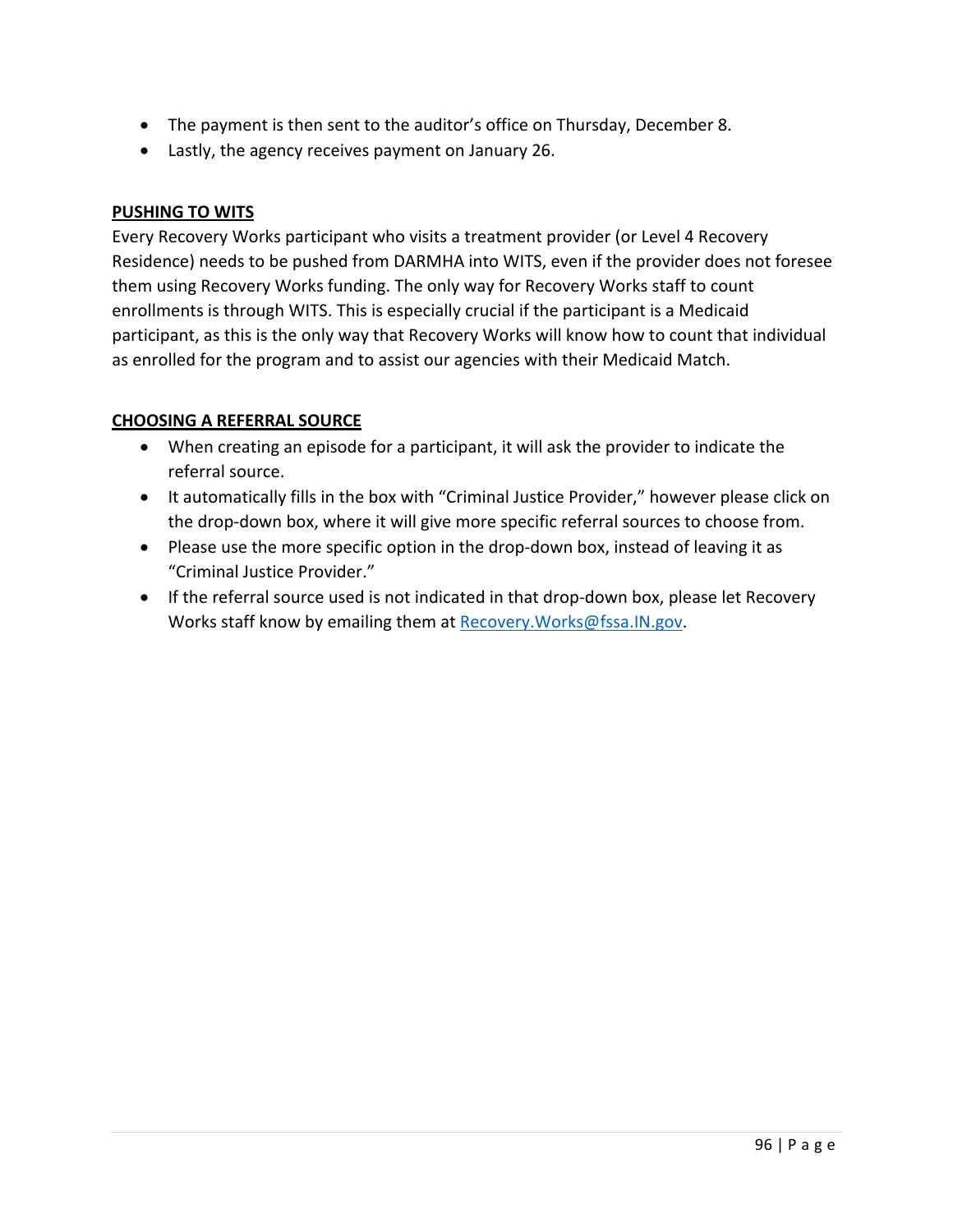- The payment is then sent to the auditor's office on Thursday, December 8.
- Lastly, the agency receives payment on January 26.

## PUSHING TO WITS

Every Recovery Works participant who visits a treatment provider (or Level 4 Recovery Residence) needs to be pushed from DARMHA into WITS, even if the provider does not foresee them using Recovery Works funding. The only way for Recovery Works staff to count enrollments is through WITS. This is especially crucial if the participant is a Medicaid participant, as this is the only way that Recovery Works will know how to count that individual as enrolled for the program and to assist our agencies with their Medicaid Match.

## CHOOSING A REFERRAL SOURCE

- When creating an episode for a participant, it will ask the provider to indicate the referral source.
- It automatically fills in the box with "Criminal Justice Provider," however please click on the drop-down box, where it will give more specific referral sources to choose from.
- Please use the more specific option in the drop-down box, instead of leaving it as "Criminal Justice Provider."
- If the referral source used is not indicated in that drop-down box, please let Recovery Works staff know by emailing them at Recovery.Works@fssa.IN.gov.